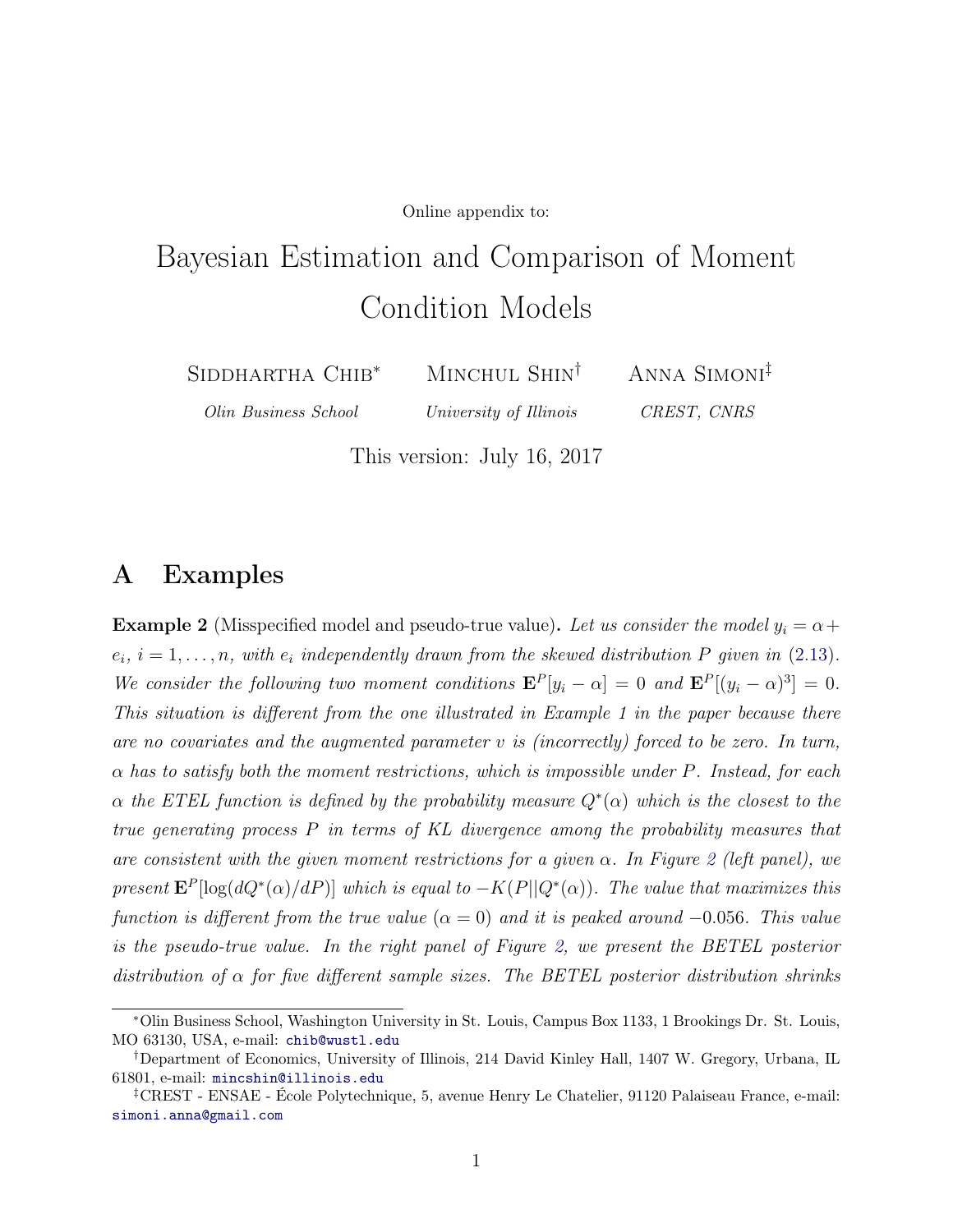Online appendix to:

# Bayesian Estimation and Comparison of Moment Condition Models

Siddhartha Chib[*] Minchul Shin[†] Anna Simoni[‡]

*Olin Business School* *University of Illinois* *CREST, CNRS*

This version: July 16, 2017

## A Examples

**Example 2** (Misspecified model and pseudo-true value)**.** *Let us consider the model $y_i = \alpha + e_i$, $i = 1, \ldots, n$, with $e_i$ independently drawn from the skewed distribution $P$ given in (2.13). We consider the following two moment conditions $\mathbf{E}^P[y_i - \alpha] = 0$ and $\mathbf{E}^P[(y_i - \alpha)^3] = 0$. This situation is different from the one illustrated in Example 1 in the paper because there are no covariates and the augmented parameter $v$ is (incorrectly) forced to be zero. In turn, $\alpha$ has to satisfy both the moment restrictions, which is impossible under $P$. Instead, for each $\alpha$ the ETEL function is defined by the probability measure $Q^*(\alpha)$ which is the closest to the true generating process $P$ in terms of KL divergence among the probability measures that are consistent with the given moment restrictions for a given $\alpha$. In Figure 2 (left panel), we present $\mathbf{E}^P[\log(dQ^*(\alpha)/dP)]$ which is equal to $-K(P||Q^*(\alpha))$. The value that maximizes this function is different from the true value ($\alpha = 0$) and it is peaked around $-0.056$. This value is the pseudo-true value. In the right panel of Figure 2, we present the BETEL posterior distribution of $\alpha$ for five different sample sizes. The BETEL posterior distribution shrinks*

[*]Olin Business School, Washington University in St. Louis, Campus Box 1133, 1 Brookings Dr. St. Louis, MO 63130, USA, e-mail: chib@wustl.edu

[†]Department of Economics, University of Illinois, 214 David Kinley Hall, 1407 W. Gregory, Urbana, IL 61801, e-mail: mincshin@illinois.edu

[‡]CREST - ENSAE - École Polytechnique, 5, avenue Henry Le Chatelier, 91120 Palaiseau France, e-mail: simoni.anna@gmail.com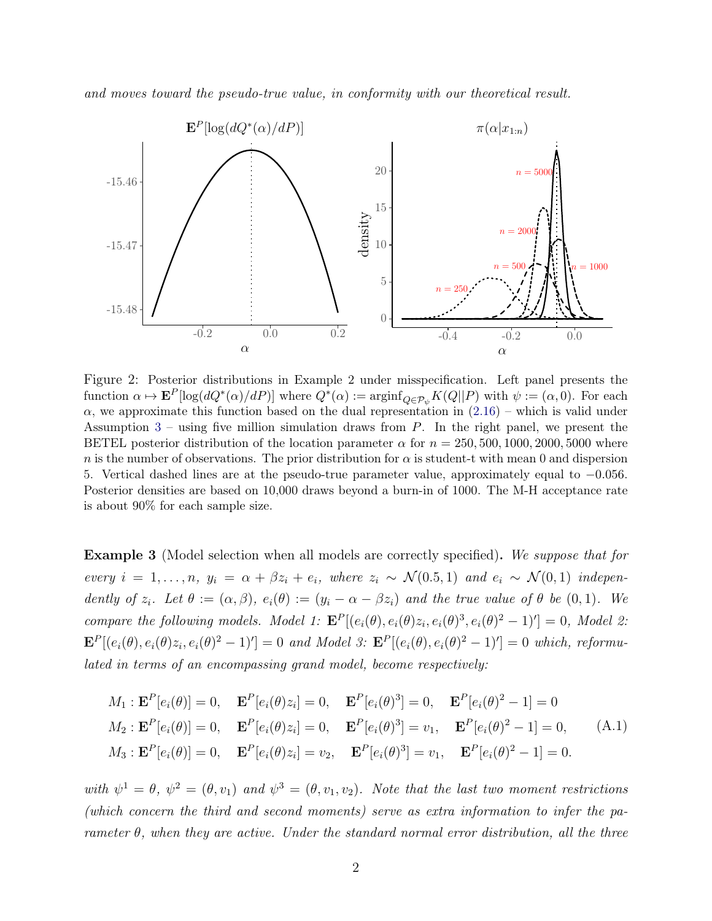*and moves toward the pseudo-true value, in conformity with our theoretical result.*

Figure 2: Posterior distributions in Example 2 under misspecification. Left panel presents the function $\alpha \mapsto \mathbf{E}^P[\log(dQ^*(\alpha)/dP)]$ where $Q^*(\alpha) := \arg\inf_{Q \in \mathcal{P}_\psi} K(Q||P)$ with $\psi := (\alpha, 0)$. For each $\alpha$, we approximate this function based on the dual representation in (2.16) – which is valid under Assumption 3 – using five million simulation draws from $P$. In the right panel, we present the BETEL posterior distribution of the location parameter $\alpha$ for $n = 250, 500, 1000, 2000, 5000$ where $n$ is the number of observations. The prior distribution for $\alpha$ is student-t with mean 0 and dispersion 5. Vertical dashed lines are at the pseudo-true parameter value, approximately equal to $-0.056$. Posterior densities are based on 10,000 draws beyond a burn-in of 1000. The M-H acceptance rate is about 90% for each sample size.

**Example 3** (Model selection when all models are correctly specified)**.** *We suppose that for every $i = 1, \ldots, n$, $y_i = \alpha + \beta z_i + e_i$, where $z_i \sim \mathcal{N}(0.5, 1)$ and $e_i \sim \mathcal{N}(0, 1)$ independently of $z_i$. Let $\theta := (\alpha, \beta)$, $e_i(\theta) := (y_i - \alpha - \beta z_i)$ and the true value of $\theta$ be $(0, 1)$. We compare the following models. Model 1: $\mathbf{E}^P[(e_i(\theta), e_i(\theta)z_i, e_i(\theta)^3, e_i(\theta)^2 - 1)'] = 0$, Model 2: $\mathbf{E}^P[(e_i(\theta), e_i(\theta)z_i, e_i(\theta)^2 - 1)'] = 0$ and Model 3: $\mathbf{E}^P[(e_i(\theta), e_i(\theta)^2 - 1)'] = 0$ which, reformulated in terms of an encompassing grand model, become respectively:*

$$
\begin{aligned}
&M_1 : \mathbf{E}^P[e_i(\theta)] = 0, \quad \mathbf{E}^P[e_i(\theta)z_i] = 0, \quad \mathbf{E}^P[e_i(\theta)^3] = 0, \quad \mathbf{E}^P[e_i(\theta)^2 - 1] = 0 \\
&M_2 : \mathbf{E}^P[e_i(\theta)] = 0, \quad \mathbf{E}^P[e_i(\theta)z_i] = 0, \quad \mathbf{E}^P[e_i(\theta)^3] = v_1, \quad \mathbf{E}^P[e_i(\theta)^2 - 1] = 0, \\
&M_3 : \mathbf{E}^P[e_i(\theta)] = 0, \quad \mathbf{E}^P[e_i(\theta)z_i] = v_2, \quad \mathbf{E}^P[e_i(\theta)^3] = v_1, \quad \mathbf{E}^P[e_i(\theta)^2 - 1] = 0.
\end{aligned}
\tag{A.1}
$$

*with $\psi^1 = \theta$, $\psi^2 = (\theta, v_1)$ and $\psi^3 = (\theta, v_1, v_2)$. Note that the last two moment restrictions (which concern the third and second moments) serve as extra information to infer the parameter $\theta$, when they are active. Under the standard normal error distribution, all the three*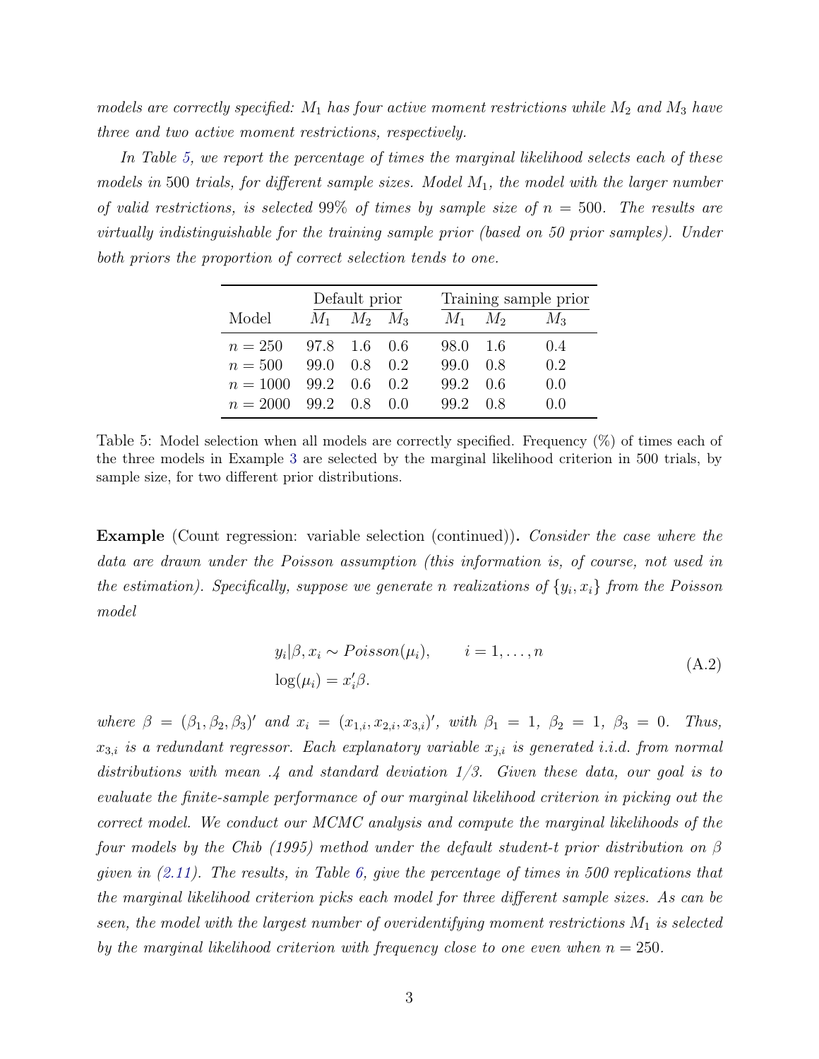*models are correctly specified: $M_1$ has four active moment restrictions while $M_2$ and $M_3$ have three and two active moment restrictions, respectively.*

*In Table 5, we report the percentage of times the marginal likelihood selects each of these models in 500 trials, for different sample sizes. Model $M_1$, the model with the larger number of valid restrictions, is selected 99% of times by sample size of $n = 500$. The results are virtually indistinguishable for the training sample prior (based on 50 prior samples). Under both priors the proportion of correct selection tends to one.*

| | Default prior | | | Training sample prior | | |
|---|---|---|---|---|---|---|
| Model | $M_1$ | $M_2$ | $M_3$ | $M_1$ | $M_2$ | $M_3$ |
| $n = 250$ | 97.8 | 1.6 | 0.6 | 98.0 | 1.6 | 0.4 |
| $n = 500$ | 99.0 | 0.8 | 0.2 | 99.0 | 0.8 | 0.2 |
| $n = 1000$ | 99.2 | 0.6 | 0.2 | 99.2 | 0.6 | 0.0 |
| $n = 2000$ | 99.2 | 0.8 | 0.0 | 99.2 | 0.8 | 0.0 |

Table 5: Model selection when all models are correctly specified. Frequency (%) of times each of the three models in Example 3 are selected by the marginal likelihood criterion in 500 trials, by sample size, for two different prior distributions.

**Example** (Count regression: variable selection (continued))**.** *Consider the case where the data are drawn under the Poisson assumption (this information is, of course, not used in the estimation). Specifically, suppose we generate n realizations of $\{y_i, x_i\}$ from the Poisson model*

$$
\begin{aligned}
& y_i|\beta, x_i \sim Poisson(\mu_i), \qquad i = 1, \ldots, n \\
& \log(\mu_i) = x_i'\beta.
\end{aligned}
\tag{A.2}
$$

*where $\beta = (\beta_1, \beta_2, \beta_3)'$ and $x_i = (x_{1,i}, x_{2,i}, x_{3,i})'$, with $\beta_1 = 1$, $\beta_2 = 1$, $\beta_3 = 0$. Thus, $x_{3,i}$ is a redundant regressor. Each explanatory variable $x_{j,i}$ is generated i.i.d. from normal distributions with mean .4 and standard deviation 1/3. Given these data, our goal is to evaluate the finite-sample performance of our marginal likelihood criterion in picking out the correct model. We conduct our MCMC analysis and compute the marginal likelihoods of the four models by the Chib (1995) method under the default student-t prior distribution on $\beta$ given in (2.11). The results, in Table 6, give the percentage of times in 500 replications that the marginal likelihood criterion picks each model for three different sample sizes. As can be seen, the model with the largest number of overidentifying moment restrictions $M_1$ is selected by the marginal likelihood criterion with frequency close to one even when $n = 250$.*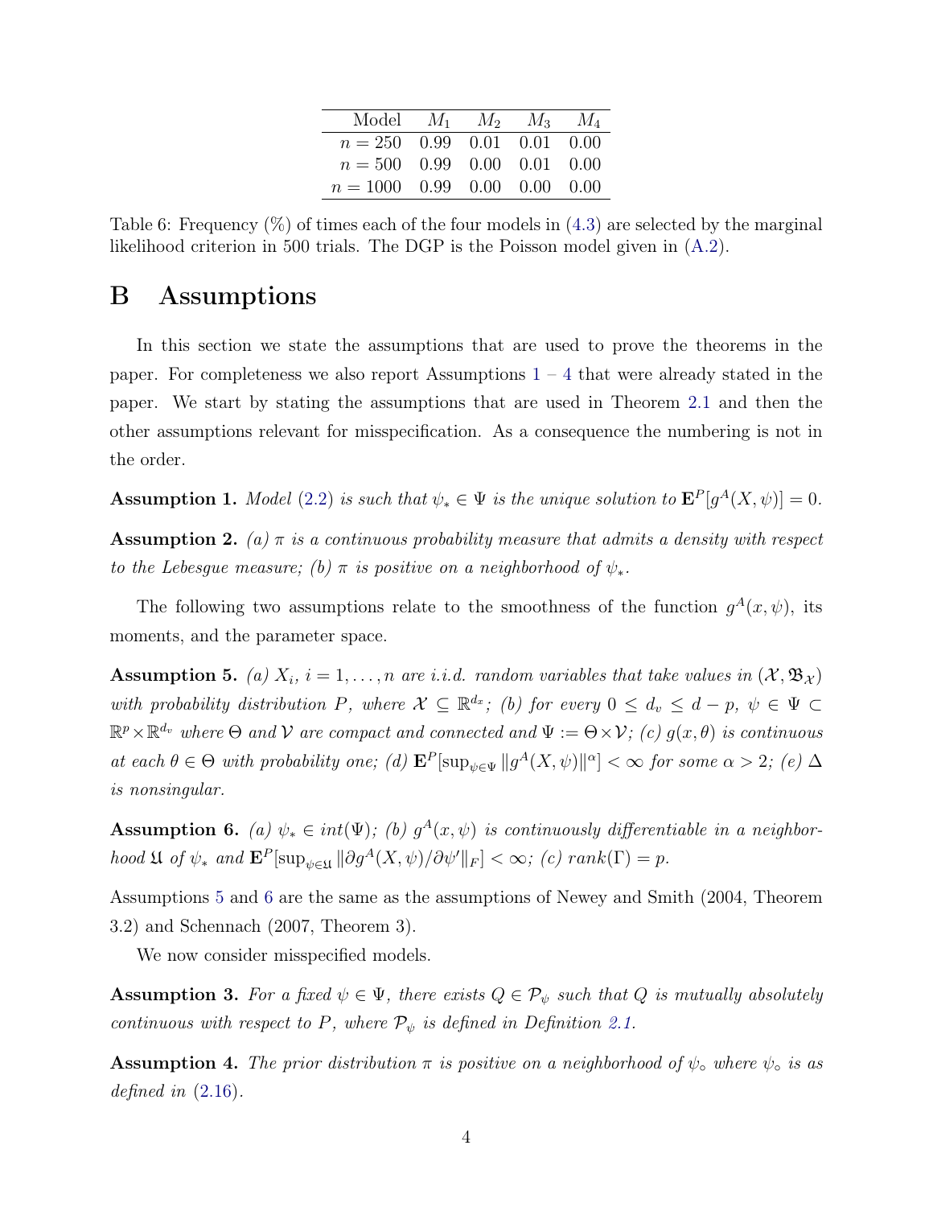| Model | $M_1$ | $M_2$ | $M_3$ | $M_4$ |
|---|---|---|---|---|
| $n = 250$ | 0.99 | 0.01 | 0.01 | 0.00 |
| $n = 500$ | 0.99 | 0.00 | 0.01 | 0.00 |
| $n = 1000$ | 0.99 | 0.00 | 0.00 | 0.00 |

Table 6: Frequency (%) of times each of the four models in (4.3) are selected by the marginal likelihood criterion in 500 trials. The DGP is the Poisson model given in (A.2).

# B Assumptions

In this section we state the assumptions that are used to prove the theorems in the paper. For completeness we also report Assumptions 1 – 4 that were already stated in the paper. We start by stating the assumptions that are used in Theorem 2.1 and then the other assumptions relevant for misspecification. As a consequence the numbering is not in the order.

**Assumption 1.** *Model (2.2) is such that $\psi_* \in \Psi$ is the unique solution to $\mathbf{E}^P[g^A(X, \psi)] = 0$.*

**Assumption 2.** *(a) $\pi$ is a continuous probability measure that admits a density with respect to the Lebesgue measure; (b) $\pi$ is positive on a neighborhood of $\psi_*$.*

The following two assumptions relate to the smoothness of the function $g^A(x, \psi)$, its moments, and the parameter space.

**Assumption 5.** *(a) $X_i$, $i = 1, \ldots, n$ are i.i.d. random variables that take values in $(\mathcal{X}, \mathfrak{B}_{\mathcal{X}})$ with probability distribution $P$, where $\mathcal{X} \subseteq \mathbb{R}^{d_x}$; (b) for every $0 \leq d_v \leq d - p$, $\psi \in \Psi \subset \mathbb{R}^p \times \mathbb{R}^{d_v}$ where $\Theta$ and $\mathcal{V}$ are compact and connected and $\Psi := \Theta \times \mathcal{V}$; (c) $g(x, \theta)$ is continuous at each $\theta \in \Theta$ with probability one; (d) $\mathbf{E}^P[\sup_{\psi \in \Psi} \|g^A(X, \psi)\|^\alpha] < \infty$ for some $\alpha > 2$; (e) $\Delta$ is nonsingular.*

**Assumption 6.** *(a) $\psi_* \in int(\Psi)$; (b) $g^A(x, \psi)$ is continuously differentiable in a neighborhood $\mathfrak{U}$ of $\psi_*$ and $\mathbf{E}^P[\sup_{\psi \in \mathfrak{U}} \|\partial g^A(X, \psi)/\partial \psi'\|_F] < \infty$; (c) $rank(\Gamma) = p$.*

Assumptions 5 and 6 are the same as the assumptions of Newey and Smith (2004, Theorem 3.2) and Schennach (2007, Theorem 3).

We now consider misspecified models.

**Assumption 3.** *For a fixed $\psi \in \Psi$, there exists $Q \in \mathcal{P}_\psi$ such that $Q$ is mutually absolutely continuous with respect to $P$, where $\mathcal{P}_\psi$ is defined in Definition 2.1.*

**Assumption 4.** *The prior distribution $\pi$ is positive on a neighborhood of $\psi_\circ$ where $\psi_\circ$ is as defined in (2.16).*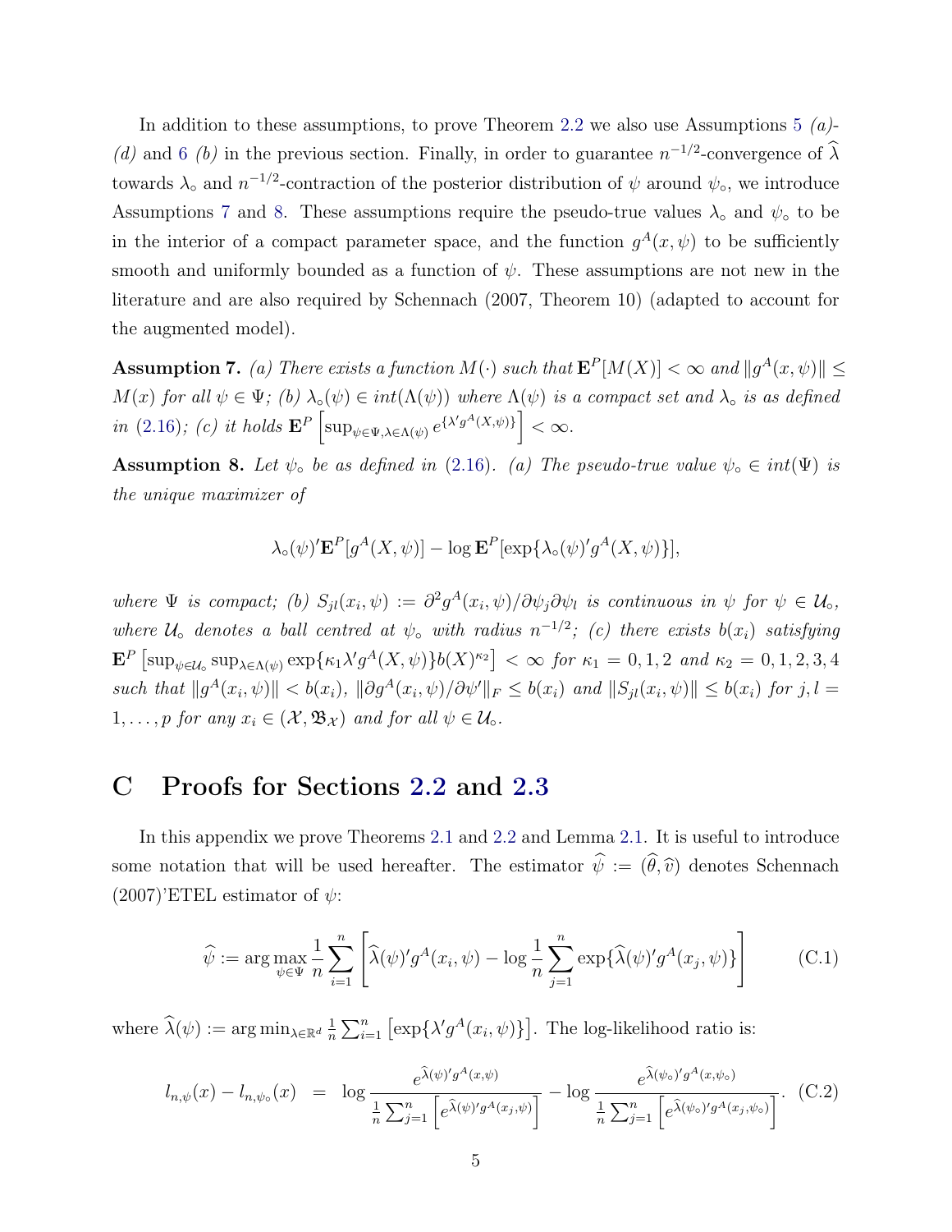In addition to these assumptions, to prove Theorem 2.2 we also use Assumptions 5 *(a)-(d)* and 6 *(b)* in the previous section. Finally, in order to guarantee $n^{-1/2}$-convergence of $\widehat{\lambda}$ towards $\lambda_\circ$ and $n^{-1/2}$-contraction of the posterior distribution of $\psi$ around $\psi_\circ$, we introduce Assumptions 7 and 8. These assumptions require the pseudo-true values $\lambda_\circ$ and $\psi_\circ$ to be in the interior of a compact parameter space, and the function $g^A(x, \psi)$ to be sufficiently smooth and uniformly bounded as a function of $\psi$. These assumptions are not new in the literature and are also required by Schennach (2007, Theorem 10) (adapted to account for the augmented model).

**Assumption 7.** *(a) There exists a function $M(\cdot)$ such that $\mathbf{E}^P[M(X)] < \infty$ and $\|g^A(x, \psi)\| \leq M(x)$ for all $\psi \in \Psi$; (b) $\lambda_\circ(\psi) \in int(\Lambda(\psi))$ where $\Lambda(\psi)$ is a compact set and $\lambda_\circ$ is as defined in (2.16); (c) it holds $\mathbf{E}^P\left[\sup_{\psi\in\Psi,\lambda\in\Lambda(\psi)} e^{\{\lambda' g^A(X,\psi)\}}\right] < \infty$.*

**Assumption 8.** *Let $\psi_\circ$ be as defined in (2.16). (a) The pseudo-true value $\psi_\circ \in int(\Psi)$ is the unique maximizer of*

$$\lambda_\circ(\psi)'\mathbf{E}^P[g^A(X, \psi)] - \log \mathbf{E}^P[\exp\{\lambda_\circ(\psi)' g^A(X, \psi)\}],$$

*where $\Psi$ is compact; (b) $S_{jl}(x_i, \psi) := \partial^2 g^A(x_i, \psi)/\partial\psi_j\partial\psi_l$ is continuous in $\psi$ for $\psi \in \mathcal{U}_\circ$, where $\mathcal{U}_\circ$ denotes a ball centred at $\psi_\circ$ with radius $n^{-1/2}$; (c) there exists $b(x_i)$ satisfying $\mathbf{E}^P\left[\sup_{\psi\in\mathcal{U}_\circ}\sup_{\lambda\in\Lambda(\psi)} \exp\{\kappa_1\lambda' g^A(X, \psi)\} b(X)^{\kappa_2}\right] < \infty$ for $\kappa_1 = 0, 1, 2$ and $\kappa_2 = 0, 1, 2, 3, 4$ such that $\|g^A(x_i, \psi)\| < b(x_i)$, $\|\partial g^A(x_i, \psi)/\partial\psi'\|_F \leq b(x_i)$ and $\|S_{jl}(x_i, \psi)\| \leq b(x_i)$ for $j, l = 1, \dots, p$ for any $x_i \in (\mathcal{X}, \mathfrak{B}_{\mathcal{X}})$ and for all $\psi \in \mathcal{U}_\circ$.*

# C Proofs for Sections 2.2 and 2.3

In this appendix we prove Theorems 2.1 and 2.2 and Lemma 2.1. It is useful to introduce some notation that will be used hereafter. The estimator $\widehat{\psi} := (\widehat{\theta}, \widehat{v})$ denotes Schennach (2007)'ETEL estimator of $\psi$:

$$\widehat{\psi} := \arg\max_{\psi\in\Psi} \frac{1}{n}\sum_{i=1}^n \left[\widehat{\lambda}(\psi)' g^A(x_i, \psi) - \log \frac{1}{n}\sum_{j=1}^n \exp\{\widehat{\lambda}(\psi)' g^A(x_j, \psi)\}\right] \tag{C.1}$$

where $\widehat{\lambda}(\psi) := \arg\min_{\lambda\in\mathbb{R}^d} \frac{1}{n}\sum_{i=1}^n \left[\exp\{\lambda' g^A(x_i, \psi)\}\right]$. The log-likelihood ratio is:

$$l_{n,\psi}(x) - l_{n,\psi_\circ}(x) = \log \frac{e^{\widehat{\lambda}(\psi)' g^A(x,\psi)}}{\frac{1}{n}\sum_{j=1}^n \left[e^{\widehat{\lambda}(\psi)' g^A(x_j,\psi)}\right]} - \log \frac{e^{\widehat{\lambda}(\psi_\circ)' g^A(x,\psi_\circ)}}{\frac{1}{n}\sum_{j=1}^n \left[e^{\widehat{\lambda}(\psi_\circ)' g^A(x_j,\psi_\circ)}\right]}. \tag{C.2}$$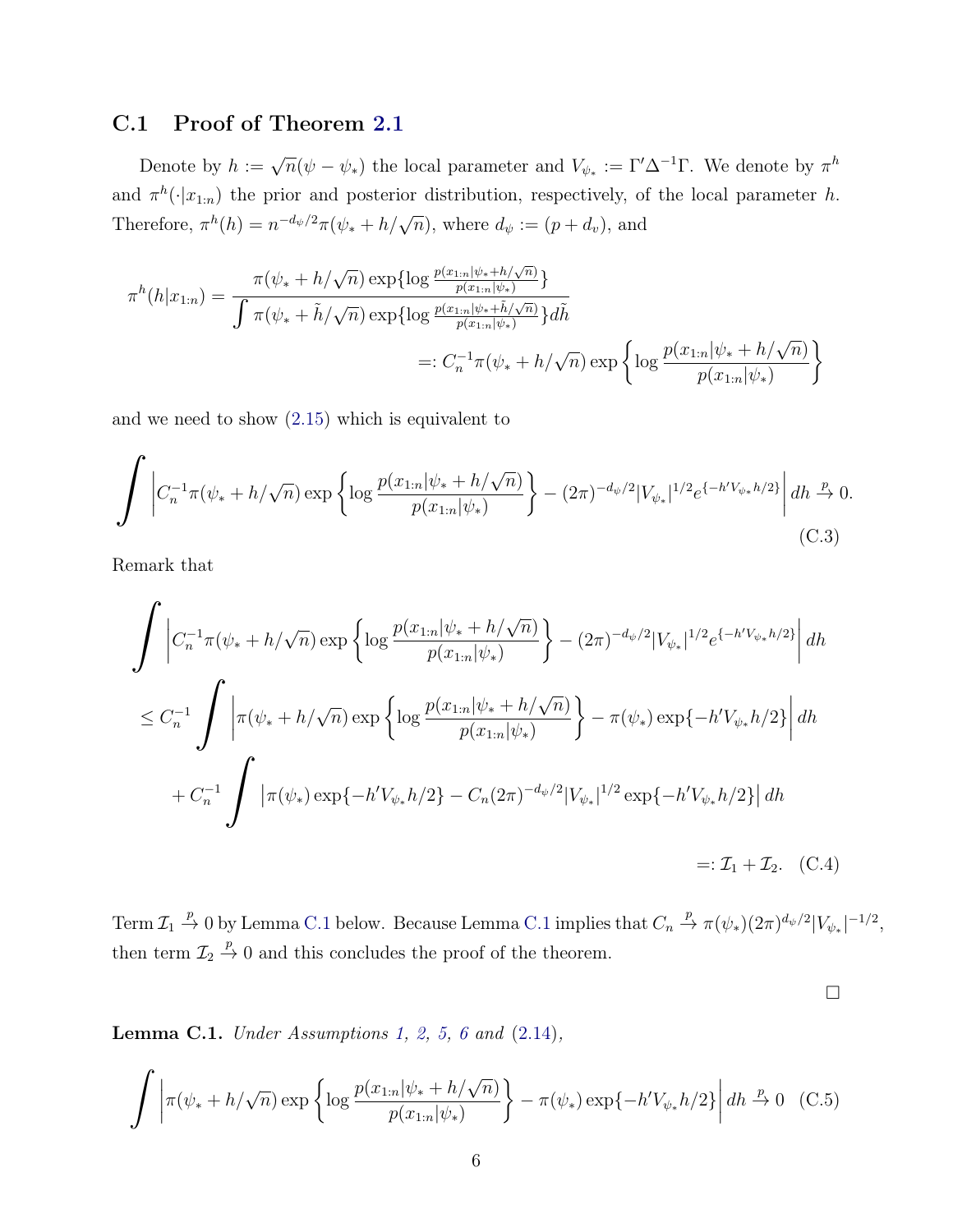### C.1 Proof of Theorem 2.1

Denote by $h := \sqrt{n}(\psi - \psi_*)$ the local parameter and $V_{\psi_*} := \Gamma'\Delta^{-1}\Gamma$. We denote by $\pi^h$ and $\pi^h(\cdot|x_{1:n})$ the prior and posterior distribution, respectively, of the local parameter $h$. Therefore, $\pi^h(h) = n^{-d_\psi/2}\pi(\psi_* + h/\sqrt{n})$, where $d_\psi := (p + d_v)$, and

$$
\begin{aligned}
\pi^h(h|x_{1:n}) &= \frac{\pi(\psi_* + h/\sqrt{n})\exp\{\log \frac{p(x_{1:n}|\psi_*+h/\sqrt{n})}{p(x_{1:n}|\psi_*)}\}}{\int \pi(\psi_* + \tilde{h}/\sqrt{n})\exp\{\log \frac{p(x_{1:n}|\psi_*+\tilde{h}/\sqrt{n})}{p(x_{1:n}|\psi_*)}\}d\tilde{h}} \\
&=: C_n^{-1}\pi(\psi_* + h/\sqrt{n})\exp\left\{\log \frac{p(x_{1:n}|\psi_* + h/\sqrt{n})}{p(x_{1:n}|\psi_*)}\right\}
\end{aligned}
$$

and we need to show (2.15) which is equivalent to

$$
\int \left| C_n^{-1}\pi(\psi_* + h/\sqrt{n})\exp\left\{\log \frac{p(x_{1:n}|\psi_* + h/\sqrt{n})}{p(x_{1:n}|\psi_*)}\right\} - (2\pi)^{-d_\psi/2}|V_{\psi_*}|^{1/2}e^{\{-h'V_{\psi_*}h/2\}}\right| dh \xrightarrow{p} 0. \tag{C.3}
$$

Remark that

$$
\begin{aligned}
&\int \left| C_n^{-1}\pi(\psi_* + h/\sqrt{n})\exp\left\{\log \frac{p(x_{1:n}|\psi_* + h/\sqrt{n})}{p(x_{1:n}|\psi_*)}\right\} - (2\pi)^{-d_\psi/2}|V_{\psi_*}|^{1/2}e^{\{-h'V_{\psi_*}h/2\}}\right| dh \\
&\leq C_n^{-1}\int \left|\pi(\psi_* + h/\sqrt{n})\exp\left\{\log \frac{p(x_{1:n}|\psi_* + h/\sqrt{n})}{p(x_{1:n}|\psi_*)}\right\} - \pi(\psi_*)\exp\{-h'V_{\psi_*}h/2\}\right| dh \\
&\quad + C_n^{-1}\int \left|\pi(\psi_*)\exp\{-h'V_{\psi_*}h/2\} - C_n(2\pi)^{-d_\psi/2}|V_{\psi_*}|^{1/2}\exp\{-h'V_{\psi_*}h/2\}\right| dh \\
&=: \mathcal{I}_1 + \mathcal{I}_2. \quad \text{(C.4)}
\end{aligned}
$$

Term $\mathcal{I}_1 \xrightarrow{p} 0$ by Lemma C.1 below. Because Lemma C.1 implies that $C_n \xrightarrow{p} \pi(\psi_*)(2\pi)^{d_\psi/2}|V_{\psi_*}|^{-1/2}$, then term $\mathcal{I}_2 \xrightarrow{p} 0$ and this concludes the proof of the theorem.

□

**Lemma C.1.** *Under Assumptions 1, 2, 5, 6 and (2.14),*

$$
\int \left|\pi(\psi_* + h/\sqrt{n})\exp\left\{\log \frac{p(x_{1:n}|\psi_* + h/\sqrt{n})}{p(x_{1:n}|\psi_*)}\right\} - \pi(\psi_*)\exp\{-h'V_{\psi_*}h/2\}\right| dh \xrightarrow{p} 0 \tag{C.5}
$$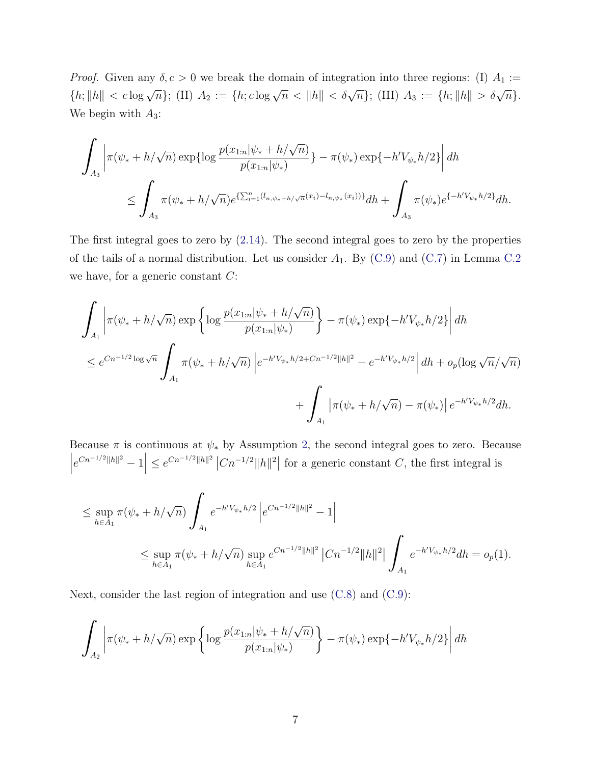*Proof.* Given any $\delta, c > 0$ we break the domain of integration into three regions: (I) $A_1 := \{h; \|h\| < c\log\sqrt{n}\}$; (II) $A_2 := \{h; c\log\sqrt{n} < \|h\| < \delta\sqrt{n}\}$; (III) $A_3 := \{h; \|h\| > \delta\sqrt{n}\}$. We begin with $A_3$:

$$\int_{A_3} \left| \pi(\psi_* + h/\sqrt{n}) \exp\{\log \frac{p(x_{1:n}|\psi_* + h/\sqrt{n})}{p(x_{1:n}|\psi_*)}\} - \pi(\psi_*) \exp\{-h' V_{\psi_*} h/2\} \right| dh$$
$$\leq \int_{A_3} \pi(\psi_* + h/\sqrt{n}) e^{\{\sum_{i=1}^n (l_{n,\psi_*+h/\sqrt{n}}(x_i) - l_{n,\psi_*}(x_i))\}} dh + \int_{A_3} \pi(\psi_*) e^{\{-h' V_{\psi_*} h/2\}} dh.$$

The first integral goes to zero by (2.14). The second integral goes to zero by the properties of the tails of a normal distribution. Let us consider $A_1$. By (C.9) and (C.7) in Lemma C.2 we have, for a generic constant $C$:

$$\int_{A_1} \left| \pi(\psi_* + h/\sqrt{n}) \exp\left\{\log \frac{p(x_{1:n}|\psi_* + h/\sqrt{n})}{p(x_{1:n}|\psi_*)}\right\} - \pi(\psi_*) \exp\{-h' V_{\psi_*} h/2\} \right| dh$$
$$\leq e^{Cn^{-1/2}\log\sqrt{n}} \int_{A_1} \pi(\psi_* + h/\sqrt{n}) \left| e^{-h' V_{\psi_*} h/2 + Cn^{-1/2}\|h\|^2} - e^{-h' V_{\psi_*} h/2} \right| dh + o_p(\log\sqrt{n}/\sqrt{n})$$
$$+ \int_{A_1} \left| \pi(\psi_* + h/\sqrt{n}) - \pi(\psi_*) \right| e^{-h' V_{\psi_*} h/2} dh.$$

Because $\pi$ is continuous at $\psi_*$ by Assumption 2, the second integral goes to zero. Because $\left| e^{Cn^{-1/2}\|h\|^2} - 1 \right| \leq e^{Cn^{-1/2}\|h\|^2} \left| Cn^{-1/2}\|h\|^2 \right|$ for a generic constant $C$, the first integral is

$$\leq \sup_{h \in A_1} \pi(\psi_* + h/\sqrt{n}) \int_{A_1} e^{-h' V_{\psi_*} h/2} \left| e^{Cn^{-1/2}\|h\|^2} - 1 \right|$$
$$\leq \sup_{h \in A_1} \pi(\psi_* + h/\sqrt{n}) \sup_{h \in A_1} e^{Cn^{-1/2}\|h\|^2} \left| Cn^{-1/2}\|h\|^2 \right| \int_{A_1} e^{-h' V_{\psi_*} h/2} dh = o_p(1).$$

Next, consider the last region of integration and use (C.8) and (C.9):

$$\int_{A_2} \left| \pi(\psi_* + h/\sqrt{n}) \exp\left\{\log \frac{p(x_{1:n}|\psi_* + h/\sqrt{n})}{p(x_{1:n}|\psi_*)}\right\} - \pi(\psi_*) \exp\{-h' V_{\psi_*} h/2\} \right| dh$$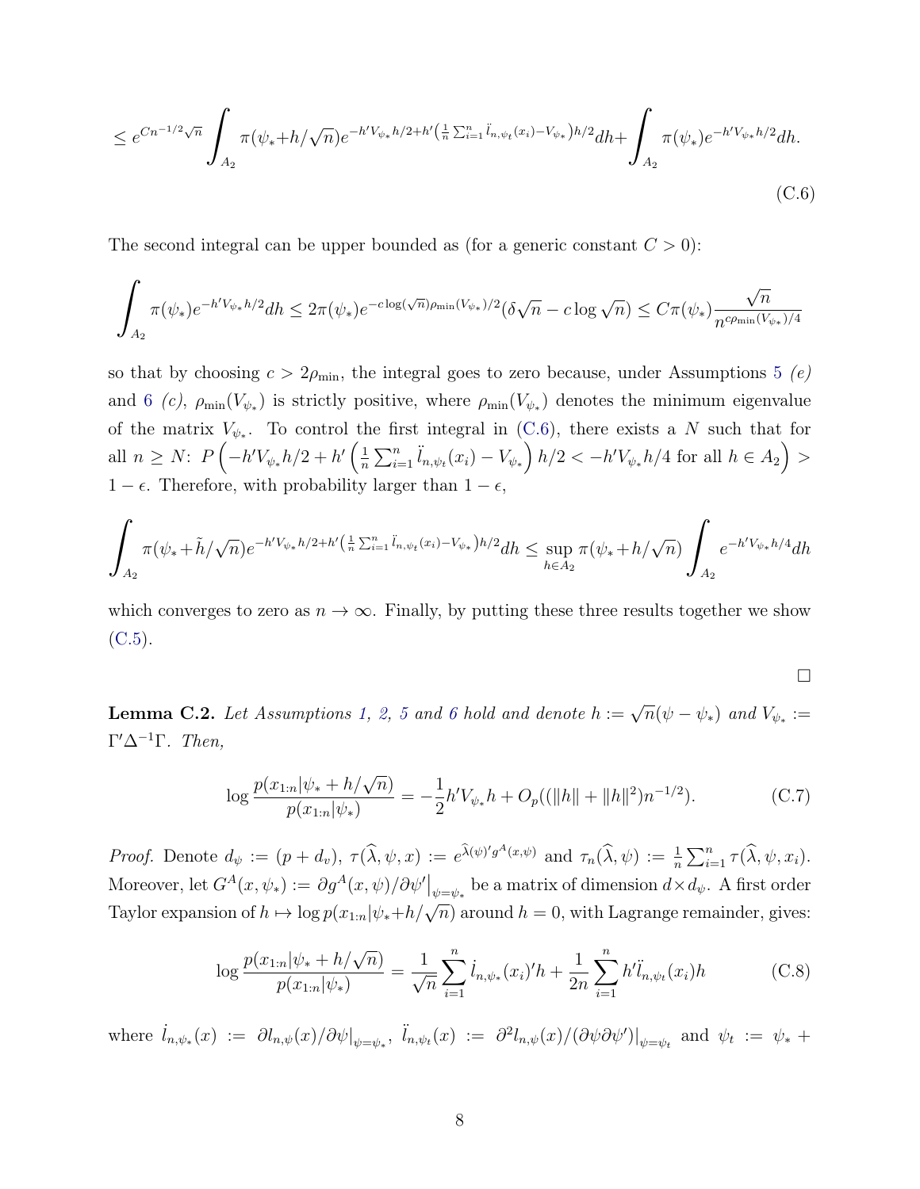$$\leq e^{Cn^{-1/2}\sqrt{n}} \int_{A_2} \pi(\psi_* + h/\sqrt{n}) e^{-h'V_{\psi_*}h/2 + h'\left(\frac{1}{n}\sum_{i=1}^n \ddot{l}_{n,\psi_t}(x_i) - V_{\psi_*}\right)h/2} dh + \int_{A_2} \pi(\psi_*) e^{-h'V_{\psi_*}h/2} dh. \tag{C.6}$$

The second integral can be upper bounded as (for a generic constant $C > 0$):

$$\int_{A_2} \pi(\psi_*) e^{-h'V_{\psi_*}h/2} dh \leq 2\pi(\psi_*) e^{-c\log(\sqrt{n})\rho_{\min}(V_{\psi_*})/2} (\delta\sqrt{n} - c\log\sqrt{n}) \leq C\pi(\psi_*) \frac{\sqrt{n}}{n^{c\rho_{\min}(V_{\psi_*})/4}}$$

so that by choosing $c > 2\rho_{\min}$, the integral goes to zero because, under Assumptions 5 *(e)* and 6 *(c)*, $\rho_{\min}(V_{\psi_*})$ is strictly positive, where $\rho_{\min}(V_{\psi_*})$ denotes the minimum eigenvalue of the matrix $V_{\psi_*}$. To control the first integral in (C.6), there exists a $N$ such that for all $n \geq N$: $P\left(-h'V_{\psi_*}h/2 + h'\left(\frac{1}{n}\sum_{i=1}^n \ddot{l}_{n,\psi_t}(x_i) - V_{\psi_*}\right)h/2 < -h'V_{\psi_*}h/4 \text{ for all } h \in A_2\right) > 1 - \epsilon$. Therefore, with probability larger than $1 - \epsilon$,

$$\int_{A_2} \pi(\psi_* + \tilde{h}/\sqrt{n}) e^{-h'V_{\psi_*}h/2 + h'\left(\frac{1}{n}\sum_{i=1}^n \ddot{l}_{n,\psi_t}(x_i) - V_{\psi_*}\right)h/2} dh \leq \sup_{h \in A_2} \pi(\psi_* + h/\sqrt{n}) \int_{A_2} e^{-h'V_{\psi_*}h/4} dh$$

which converges to zero as $n \to \infty$. Finally, by putting these three results together we show (C.5).

□

**Lemma C.2.** *Let Assumptions 1, 2, 5 and 6 hold and denote $h := \sqrt{n}(\psi - \psi_*)$ and $V_{\psi_*} := \Gamma'\Delta^{-1}\Gamma$. Then,*

$$\log \frac{p(x_{1:n}|\psi_* + h/\sqrt{n})}{p(x_{1:n}|\psi_*)} = -\frac{1}{2}h'V_{\psi_*}h + O_p((\|h\| + \|h\|^2)n^{-1/2}). \tag{C.7}$$

*Proof.* Denote $d_\psi := (p + d_v)$, $\tau(\widehat{\lambda}, \psi, x) := e^{\widehat{\lambda}(\psi)'g^A(x,\psi)}$ and $\tau_n(\widehat{\lambda}, \psi) := \frac{1}{n}\sum_{i=1}^n \tau(\widehat{\lambda}, \psi, x_i)$. Moreover, let $G^A(x, \psi_*) := \partial g^A(x, \psi)/\partial\psi'\big|_{\psi=\psi_*}$ be a matrix of dimension $d \times d_\psi$. A first order Taylor expansion of $h \mapsto \log p(x_{1:n}|\psi_* + h/\sqrt{n})$ around $h = 0$, with Lagrange remainder, gives:

$$\log \frac{p(x_{1:n}|\psi_* + h/\sqrt{n})}{p(x_{1:n}|\psi_*)} = \frac{1}{\sqrt{n}}\sum_{i=1}^n \dot{l}_{n,\psi_*}(x_i)'h + \frac{1}{2n}\sum_{i=1}^n h'\ddot{l}_{n,\psi_t}(x_i)h \tag{C.8}$$

where $\dot{l}_{n,\psi_*}(x) := \partial l_{n,\psi}(x)/\partial\psi|_{\psi=\psi_*}$, $\ddot{l}_{n,\psi_t}(x) := \partial^2 l_{n,\psi}(x)/(\partial\psi\partial\psi')|_{\psi=\psi_t}$ and $\psi_t := \psi_* +$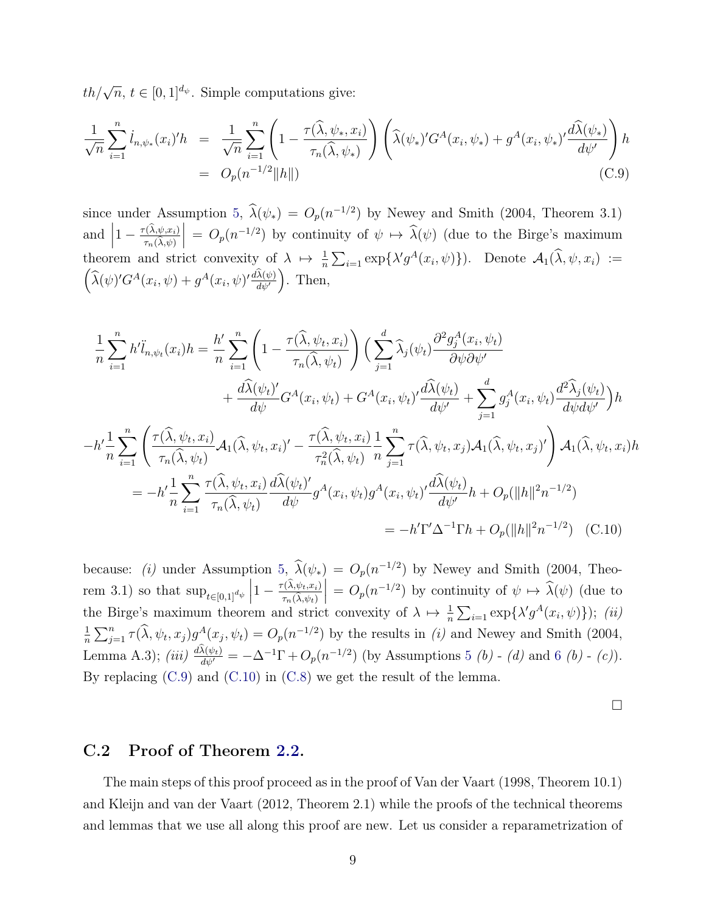$th/\sqrt{n}$, $t \in [0,1]^{d_\psi}$. Simple computations give:

$$
\begin{aligned}
\frac{1}{\sqrt{n}}\sum_{i=1}^{n} \dot{l}_{n,\psi_*}(x_i)'h &= \frac{1}{\sqrt{n}}\sum_{i=1}^{n}\left(1 - \frac{\tau(\widehat{\lambda},\psi_*,x_i)}{\tau_n(\widehat{\lambda},\psi_*)}\right)\left(\widehat{\lambda}(\psi_*)'G^A(x_i,\psi_*) + g^A(x_i,\psi_*)'\frac{d\widehat{\lambda}(\psi_*)}{d\psi'}\right)h \\
&= O_p(n^{-1/2}\|h\|) \qquad \text{(C.9)}
\end{aligned}
$$

since under Assumption 5, $\widehat{\lambda}(\psi_*) = O_p(n^{-1/2})$ by Newey and Smith (2004, Theorem 3.1) and $\left|1 - \frac{\tau(\widehat{\lambda},\psi,x_i)}{\tau_n(\widehat{\lambda},\psi)}\right| = O_p(n^{-1/2})$ by continuity of $\psi \mapsto \widehat{\lambda}(\psi)$ (due to the Birge's maximum theorem and strict convexity of $\lambda \mapsto \frac{1}{n}\sum_{i=1}\exp\{\lambda' g^A(x_i,\psi)\}$). Denote $\mathcal{A}_1(\widehat{\lambda},\psi,x_i) := \left(\widehat{\lambda}(\psi)'G^A(x_i,\psi) + g^A(x_i,\psi)'\frac{d\widehat{\lambda}(\psi)}{d\psi'}\right)$. Then,

$$
\begin{aligned}
\frac{1}{n}\sum_{i=1}^{n} h'\ddot{l}_{n,\psi_t}(x_i)h &= \frac{h'}{n}\sum_{i=1}^{n}\left(1 - \frac{\tau(\widehat{\lambda},\psi_t,x_i)}{\tau_n(\widehat{\lambda},\psi_t)}\right)\Big(\sum_{j=1}^{d}\widehat{\lambda}_j(\psi_t)\frac{\partial^2 g_j^A(x_i,\psi_t)}{\partial\psi\partial\psi'} \\
&\quad + \frac{d\widehat{\lambda}(\psi_t)'}{d\psi}G^A(x_i,\psi_t) + G^A(x_i,\psi_t)'\frac{d\widehat{\lambda}(\psi_t)}{d\psi'} + \sum_{j=1}^{d} g_j^A(x_i,\psi_t)\frac{d^2\widehat{\lambda}_j(\psi_t)}{d\psi d\psi'}\Big)h \\
&\quad -h'\frac{1}{n}\sum_{i=1}^{n}\left(\frac{\tau(\widehat{\lambda},\psi_t,x_i)}{\tau_n(\widehat{\lambda},\psi_t)}\mathcal{A}_1(\widehat{\lambda},\psi_t,x_i)' - \frac{\tau(\widehat{\lambda},\psi_t,x_i)}{\tau_n^2(\widehat{\lambda},\psi_t)}\frac{1}{n}\sum_{j=1}^{n}\tau(\widehat{\lambda},\psi_t,x_j)\mathcal{A}_1(\widehat{\lambda},\psi_t,x_j)'\right)\mathcal{A}_1(\widehat{\lambda},\psi_t,x_i)h \\
&= -h'\frac{1}{n}\sum_{i=1}^{n}\frac{\tau(\widehat{\lambda},\psi_t,x_i)}{\tau_n(\widehat{\lambda},\psi_t)}\frac{d\widehat{\lambda}(\psi_t)'}{d\psi}g^A(x_i,\psi_t)g^A(x_i,\psi_t)'\frac{d\widehat{\lambda}(\psi_t)}{d\psi'}h + O_p(\|h\|^2 n^{-1/2}) \\
&= -h'\Gamma'\Delta^{-1}\Gamma h + O_p(\|h\|^2 n^{-1/2}) \quad \text{(C.10)}
\end{aligned}
$$

because: *(i)* under Assumption 5, $\widehat{\lambda}(\psi_*) = O_p(n^{-1/2})$ by Newey and Smith (2004, Theorem 3.1) so that $\sup_{t\in[0,1]^{d_\psi}}\left|1 - \frac{\tau(\widehat{\lambda},\psi_t,x_i)}{\tau_n(\widehat{\lambda},\psi_t)}\right| = O_p(n^{-1/2})$ by continuity of $\psi \mapsto \widehat{\lambda}(\psi)$ (due to the Birge's maximum theorem and strict convexity of $\lambda \mapsto \frac{1}{n}\sum_{i=1}\exp\{\lambda' g^A(x_i,\psi)\}$); *(ii)* $\frac{1}{n}\sum_{j=1}^{n}\tau(\widehat{\lambda},\psi_t,x_j)g^A(x_j,\psi_t) = O_p(n^{-1/2})$ by the results in *(i)* and Newey and Smith (2004, Lemma A.3); *(iii)* $\frac{d\widehat{\lambda}(\psi_t)}{d\psi'} = -\Delta^{-1}\Gamma + O_p(n^{-1/2})$ (by Assumptions 5 *(b)* - *(d)* and 6 *(b)* - *(c)*). By replacing (C.9) and (C.10) in (C.8) we get the result of the lemma.

□

## C.2 Proof of Theorem 2.2.

The main steps of this proof proceed as in the proof of Van der Vaart (1998, Theorem 10.1) and Kleijn and van der Vaart (2012, Theorem 2.1) while the proofs of the technical theorems and lemmas that we use all along this proof are new. Let us consider a reparametrization of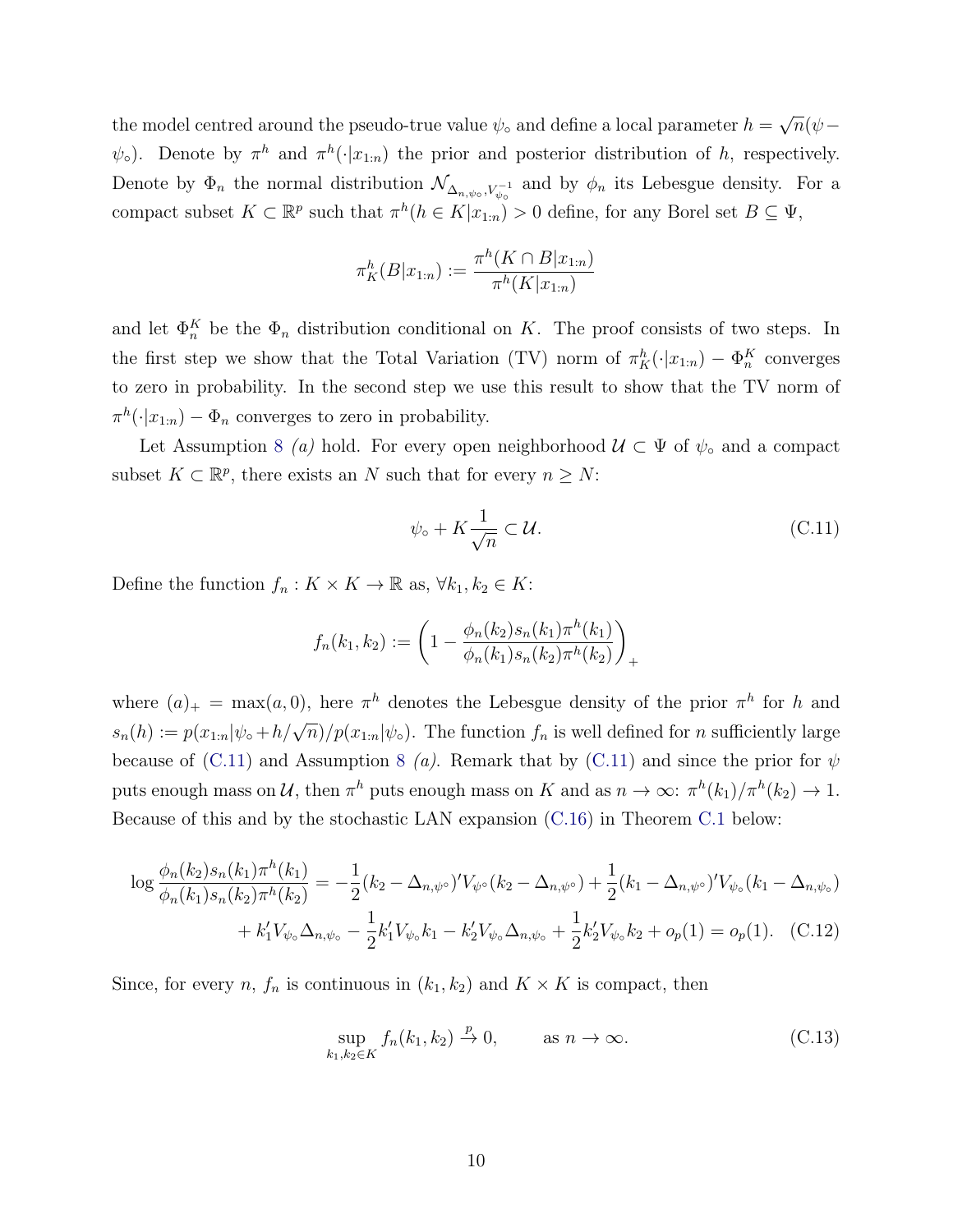the model centred around the pseudo-true value $\psi_\circ$ and define a local parameter $h = \sqrt{n}(\psi - \psi_\circ)$. Denote by $\pi^h$ and $\pi^h(\cdot|x_{1:n})$ the prior and posterior distribution of $h$, respectively. Denote by $\Phi_n$ the normal distribution $\mathcal{N}_{\Delta_{n,\psi_\circ}, V_{\psi_\circ}^{-1}}$ and by $\phi_n$ its Lebesgue density. For a compact subset $K \subset \mathbb{R}^p$ such that $\pi^h(h \in K|x_{1:n}) > 0$ define, for any Borel set $B \subseteq \Psi$,

$$\pi_K^h(B|x_{1:n}) := \frac{\pi^h(K \cap B|x_{1:n})}{\pi^h(K|x_{1:n})}$$

and let $\Phi_n^K$ be the $\Phi_n$ distribution conditional on $K$. The proof consists of two steps. In the first step we show that the Total Variation (TV) norm of $\pi_K^h(\cdot|x_{1:n}) - \Phi_n^K$ converges to zero in probability. In the second step we use this result to show that the TV norm of $\pi^h(\cdot|x_{1:n}) - \Phi_n$ converges to zero in probability.

Let Assumption 8 *(a)* hold. For every open neighborhood $\mathcal{U} \subset \Psi$ of $\psi_\circ$ and a compact subset $K \subset \mathbb{R}^p$, there exists an $N$ such that for every $n \geq N$:

$$\psi_\circ + K\frac{1}{\sqrt{n}} \subset \mathcal{U}. \tag{C.11}$$

Define the function $f_n : K \times K \to \mathbb{R}$ as, $\forall k_1, k_2 \in K$:

$$f_n(k_1, k_2) := \left(1 - \frac{\phi_n(k_2)s_n(k_1)\pi^h(k_1)}{\phi_n(k_1)s_n(k_2)\pi^h(k_2)}\right)_+$$

where $(a)_+ = \max(a, 0)$, here $\pi^h$ denotes the Lebesgue density of the prior $\pi^h$ for $h$ and $s_n(h) := p(x_{1:n}|\psi_\circ + h/\sqrt{n})/p(x_{1:n}|\psi_\circ)$. The function $f_n$ is well defined for $n$ sufficiently large because of (C.11) and Assumption 8 *(a)*. Remark that by (C.11) and since the prior for $\psi$ puts enough mass on $\mathcal{U}$, then $\pi^h$ puts enough mass on $K$ and as $n \to \infty$: $\pi^h(k_1)/\pi^h(k_2) \to 1$. Because of this and by the stochastic LAN expansion (C.16) in Theorem C.1 below:

$$\begin{aligned}\log \frac{\phi_n(k_2)s_n(k_1)\pi^h(k_1)}{\phi_n(k_1)s_n(k_2)\pi^h(k_2)} = &-\frac{1}{2}(k_2 - \Delta_{n,\psi^\circ})'V_{\psi^\circ}(k_2 - \Delta_{n,\psi^\circ}) + \frac{1}{2}(k_1 - \Delta_{n,\psi^\circ})'V_{\psi_\circ}(k_1 - \Delta_{n,\psi_\circ}) \\ &+ k_1'V_{\psi_\circ}\Delta_{n,\psi_\circ} - \frac{1}{2}k_1'V_{\psi_\circ}k_1 - k_2'V_{\psi_\circ}\Delta_{n,\psi_\circ} + \frac{1}{2}k_2'V_{\psi_\circ}k_2 + o_p(1) = o_p(1).\end{aligned} \tag{C.12}$$

Since, for every $n$, $f_n$ is continuous in $(k_1, k_2)$ and $K \times K$ is compact, then

$$\sup_{k_1, k_2 \in K} f_n(k_1, k_2) \xrightarrow{p} 0, \qquad \text{as } n \to \infty. \tag{C.13}$$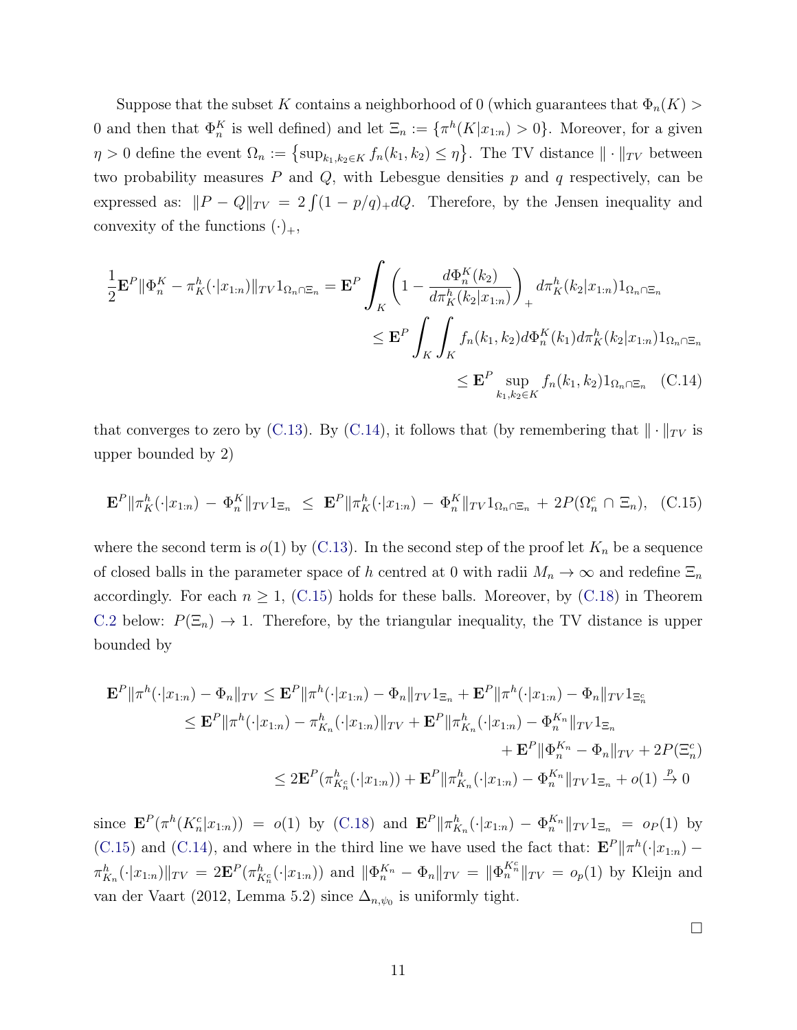Suppose that the subset $K$ contains a neighborhood of 0 (which guarantees that $\Phi_n(K) > 0$ and then that $\Phi_n^K$ is well defined) and let $\Xi_n := \{\pi^h(K|x_{1:n}) > 0\}$. Moreover, for a given $\eta > 0$ define the event $\Omega_n := \left\{\sup_{k_1,k_2 \in K} f_n(k_1, k_2) \leq \eta\right\}$. The TV distance $\|\cdot\|_{TV}$ between two probability measures $P$ and $Q$, with Lebesgue densities $p$ and $q$ respectively, can be expressed as: $\|P - Q\|_{TV} = 2\int(1 - p/q)_+ dQ$. Therefore, by the Jensen inequality and convexity of the functions $(\cdot)_+$,

$$
\begin{aligned}
\frac{1}{2}\mathbf{E}^P\|\Phi_n^K - \pi_K^h(\cdot|x_{1:n})\|_{TV}1_{\Omega_n\cap\Xi_n} &= \mathbf{E}^P \int_K \left(1 - \frac{d\Phi_n^K(k_2)}{d\pi_K^h(k_2|x_{1:n})}\right)_+ d\pi_K^h(k_2|x_{1:n})1_{\Omega_n\cap\Xi_n} \\
&\leq \mathbf{E}^P \int_K \int_K f_n(k_1,k_2) d\Phi_n^K(k_1) d\pi_K^h(k_2|x_{1:n})1_{\Omega_n\cap\Xi_n} \\
&\leq \mathbf{E}^P \sup_{k_1,k_2\in K} f_n(k_1,k_2)1_{\Omega_n\cap\Xi_n} \quad \text{(C.14)}
\end{aligned}
$$

that converges to zero by (C.13). By (C.14), it follows that (by remembering that $\|\cdot\|_{TV}$ is upper bounded by 2)

$$
\mathbf{E}^P\|\pi_K^h(\cdot|x_{1:n}) - \Phi_n^K\|_{TV}1_{\Xi_n} \leq \mathbf{E}^P\|\pi_K^h(\cdot|x_{1:n}) - \Phi_n^K\|_{TV}1_{\Omega_n\cap\Xi_n} + 2P(\Omega_n^c \cap \Xi_n), \quad \text{(C.15)}
$$

where the second term is $o(1)$ by (C.13). In the second step of the proof let $K_n$ be a sequence of closed balls in the parameter space of $h$ centred at 0 with radii $M_n \to \infty$ and redefine $\Xi_n$ accordingly. For each $n \geq 1$, (C.15) holds for these balls. Moreover, by (C.18) in Theorem C.2 below: $P(\Xi_n) \to 1$. Therefore, by the triangular inequality, the TV distance is upper bounded by

$$
\begin{aligned}
\mathbf{E}^P\|\pi^h(\cdot|x_{1:n}) - \Phi_n\|_{TV} &\leq \mathbf{E}^P\|\pi^h(\cdot|x_{1:n}) - \Phi_n\|_{TV}1_{\Xi_n} + \mathbf{E}^P\|\pi^h(\cdot|x_{1:n}) - \Phi_n\|_{TV}1_{\Xi_n^c} \\
&\leq \mathbf{E}^P\|\pi^h(\cdot|x_{1:n}) - \pi_{K_n}^h(\cdot|x_{1:n})\|_{TV} + \mathbf{E}^P\|\pi_{K_n}^h(\cdot|x_{1:n}) - \Phi_n^{K_n}\|_{TV}1_{\Xi_n} \\
&\qquad + \mathbf{E}^P\|\Phi_n^{K_n} - \Phi_n\|_{TV} + 2P(\Xi_n^c) \\
&\leq 2\mathbf{E}^P(\pi_{K_n^c}^h(\cdot|x_{1:n})) + \mathbf{E}^P\|\pi_{K_n}^h(\cdot|x_{1:n}) - \Phi_n^{K_n}\|_{TV}1_{\Xi_n} + o(1) \xrightarrow{p} 0
\end{aligned}
$$

since $\mathbf{E}^P(\pi^h(K_n^c|x_{1:n})) = o(1)$ by (C.18) and $\mathbf{E}^P\|\pi_{K_n}^h(\cdot|x_{1:n}) - \Phi_n^{K_n}\|_{TV}1_{\Xi_n} = o_P(1)$ by (C.15) and (C.14), and where in the third line we have used the fact that: $\mathbf{E}^P\|\pi^h(\cdot|x_{1:n}) - \pi_{K_n}^h(\cdot|x_{1:n})\|_{TV} = 2\mathbf{E}^P(\pi_{K_n^c}^h(\cdot|x_{1:n}))$ and $\|\Phi_n^{K_n} - \Phi_n\|_{TV} = \|\Phi_n^{K_n^c}\|_{TV} = o_p(1)$ by Kleijn and van der Vaart (2012, Lemma 5.2) since $\Delta_{n,\psi_0}$ is uniformly tight.

□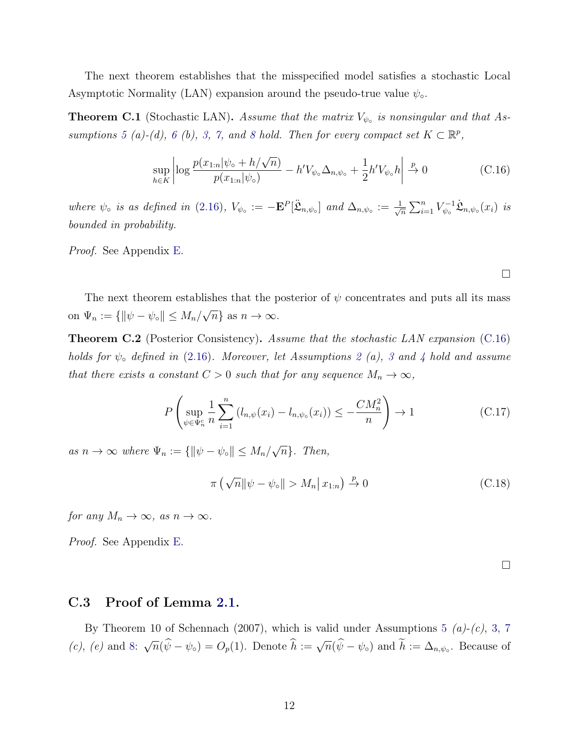The next theorem establishes that the misspecified model satisfies a stochastic Local Asymptotic Normality (LAN) expansion around the pseudo-true value $\psi_\circ$.

**Theorem C.1** (Stochastic LAN)**.** *Assume that the matrix $V_{\psi_\circ}$ is nonsingular and that Assumptions 5 (a)-(d), 6 (b), 3, 7, and 8 hold. Then for every compact set $K \subset \mathbb{R}^p$,*

$$\sup_{h \in K} \left| \log \frac{p(x_{1:n}|\psi_\circ + h/\sqrt{n})}{p(x_{1:n}|\psi_\circ)} - h' V_{\psi_\circ} \Delta_{n,\psi_\circ} + \frac{1}{2} h' V_{\psi_\circ} h \right| \xrightarrow{p} 0 \tag{C.16}$$

*where $\psi_\circ$ is as defined in (2.16), $V_{\psi_\circ} := -\mathbf{E}^P[\ddot{\mathfrak{L}}_{n,\psi_\circ}]$ and $\Delta_{n,\psi_\circ} := \frac{1}{\sqrt{n}} \sum_{i=1}^n V_{\psi_\circ}^{-1} \dot{\mathfrak{L}}_{n,\psi_\circ}(x_i)$ is bounded in probability.*

*Proof.* See Appendix E.

□

The next theorem establishes that the posterior of $\psi$ concentrates and puts all its mass on $\Psi_n := \{\|\psi - \psi_\circ\| \leq M_n/\sqrt{n}\}$ as $n \to \infty$.

**Theorem C.2** (Posterior Consistency)**.** *Assume that the stochastic LAN expansion (C.16) holds for $\psi_\circ$ defined in (2.16). Moreover, let Assumptions 2 (a), 3 and 4 hold and assume that there exists a constant $C > 0$ such that for any sequence $M_n \to \infty$,*

$$P\left( \sup_{\psi \in \Psi_n^c} \frac{1}{n} \sum_{i=1}^n \left( l_{n,\psi}(x_i) - l_{n,\psi_\circ}(x_i) \right) \leq -\frac{C M_n^2}{n} \right) \to 1 \tag{C.17}$$

*as $n \to \infty$ where $\Psi_n := \{\|\psi - \psi_\circ\| \leq M_n/\sqrt{n}\}$. Then,*

$$\pi\left( \sqrt{n}\|\psi - \psi_\circ\| > M_n \middle| x_{1:n} \right) \xrightarrow{p} 0 \tag{C.18}$$

*for any $M_n \to \infty$, as $n \to \infty$.*

*Proof.* See Appendix E.

□

### C.3 Proof of Lemma 2.1.

By Theorem 10 of Schennach (2007), which is valid under Assumptions 5 *(a)-(c)*, 3, 7 *(c)*, *(e)* and 8: $\sqrt{n}(\widehat{\psi} - \psi_\circ) = O_p(1)$. Denote $\widehat{h} := \sqrt{n}(\widehat{\psi} - \psi_\circ)$ and $\widetilde{h} := \Delta_{n,\psi_\circ}$. Because of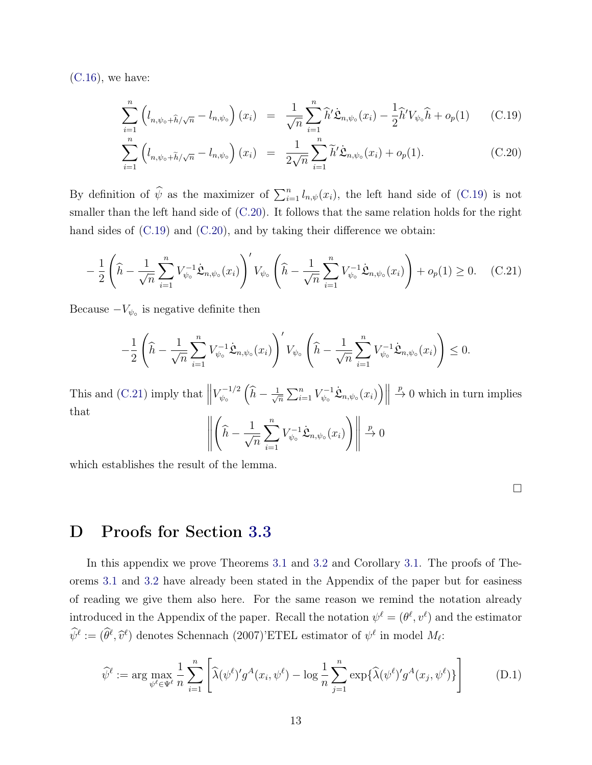(C.16), we have:

$$
\begin{aligned}
\sum_{i=1}^{n}\left(l_{n,\psi_\circ+\widehat{h}/\sqrt{n}}-l_{n,\psi_\circ}\right)(x_i) &= \frac{1}{\sqrt{n}}\sum_{i=1}^{n}\widehat{h}'\dot{\mathfrak{L}}_{n,\psi_\circ}(x_i)-\frac{1}{2}\widehat{h}'V_{\psi_\circ}\widehat{h}+o_p(1) \qquad \text{(C.19)}\\
\sum_{i=1}^{n}\left(l_{n,\psi_\circ+\widetilde{h}/\sqrt{n}}-l_{n,\psi_\circ}\right)(x_i) &= \frac{1}{2\sqrt{n}}\sum_{i=1}^{n}\widetilde{h}'\dot{\mathfrak{L}}_{n,\psi_\circ}(x_i)+o_p(1). \qquad \text{(C.20)}
\end{aligned}
$$

By definition of $\widehat{\psi}$ as the maximizer of $\sum_{i=1}^n l_{n,\psi}(x_i)$, the left hand side of (C.19) is not smaller than the left hand side of (C.20). It follows that the same relation holds for the right hand sides of (C.19) and (C.20), and by taking their difference we obtain:

$$
-\frac{1}{2}\left(\widehat{h}-\frac{1}{\sqrt{n}}\sum_{i=1}^{n}V_{\psi_\circ}^{-1}\dot{\mathfrak{L}}_{n,\psi_\circ}(x_i)\right)'V_{\psi_\circ}\left(\widehat{h}-\frac{1}{\sqrt{n}}\sum_{i=1}^{n}V_{\psi_\circ}^{-1}\dot{\mathfrak{L}}_{n,\psi_\circ}(x_i)\right)+o_p(1)\geq 0. \qquad \text{(C.21)}
$$

Because $-V_{\psi_\circ}$ is negative definite then

$$
-\frac{1}{2}\left(\widehat{h}-\frac{1}{\sqrt{n}}\sum_{i=1}^{n}V_{\psi_\circ}^{-1}\dot{\mathfrak{L}}_{n,\psi_\circ}(x_i)\right)'V_{\psi_\circ}\left(\widehat{h}-\frac{1}{\sqrt{n}}\sum_{i=1}^{n}V_{\psi_\circ}^{-1}\dot{\mathfrak{L}}_{n,\psi_\circ}(x_i)\right)\leq 0.
$$

This and (C.21) imply that $\left\|V_{\psi_\circ}^{-1/2}\left(\widehat{h}-\frac{1}{\sqrt{n}}\sum_{i=1}^{n}V_{\psi_\circ}^{-1}\dot{\mathfrak{L}}_{n,\psi_\circ}(x_i)\right)\right\|\xrightarrow{p}0$ which in turn implies that

$$
\left\|\left(\widehat{h}-\frac{1}{\sqrt{n}}\sum_{i=1}^{n}V_{\psi_\circ}^{-1}\dot{\mathfrak{L}}_{n,\psi_\circ}(x_i)\right)\right\|\xrightarrow{p}0
$$

which establishes the result of the lemma.

□

# D Proofs for Section 3.3

In this appendix we prove Theorems 3.1 and 3.2 and Corollary 3.1. The proofs of Theorems 3.1 and 3.2 have already been stated in the Appendix of the paper but for easiness of reading we give them also here. For the same reason we remind the notation already introduced in the Appendix of the paper. Recall the notation $\psi^\ell=(\theta^\ell,v^\ell)$ and the estimator $\widehat{\psi}^\ell:=(\widehat{\theta}^\ell,\widehat{v}^\ell)$ denotes Schennach (2007)'ETEL estimator of $\psi^\ell$ in model $M_\ell$:

$$
\widehat{\psi}^\ell:=\arg\max_{\psi^\ell\in\Psi^\ell}\frac{1}{n}\sum_{i=1}^{n}\left[\widehat{\lambda}(\psi^\ell)'g^A(x_i,\psi^\ell)-\log\frac{1}{n}\sum_{j=1}^{n}\exp\{\widehat{\lambda}(\psi^\ell)'g^A(x_j,\psi^\ell)\}\right] \qquad \text{(D.1)}
$$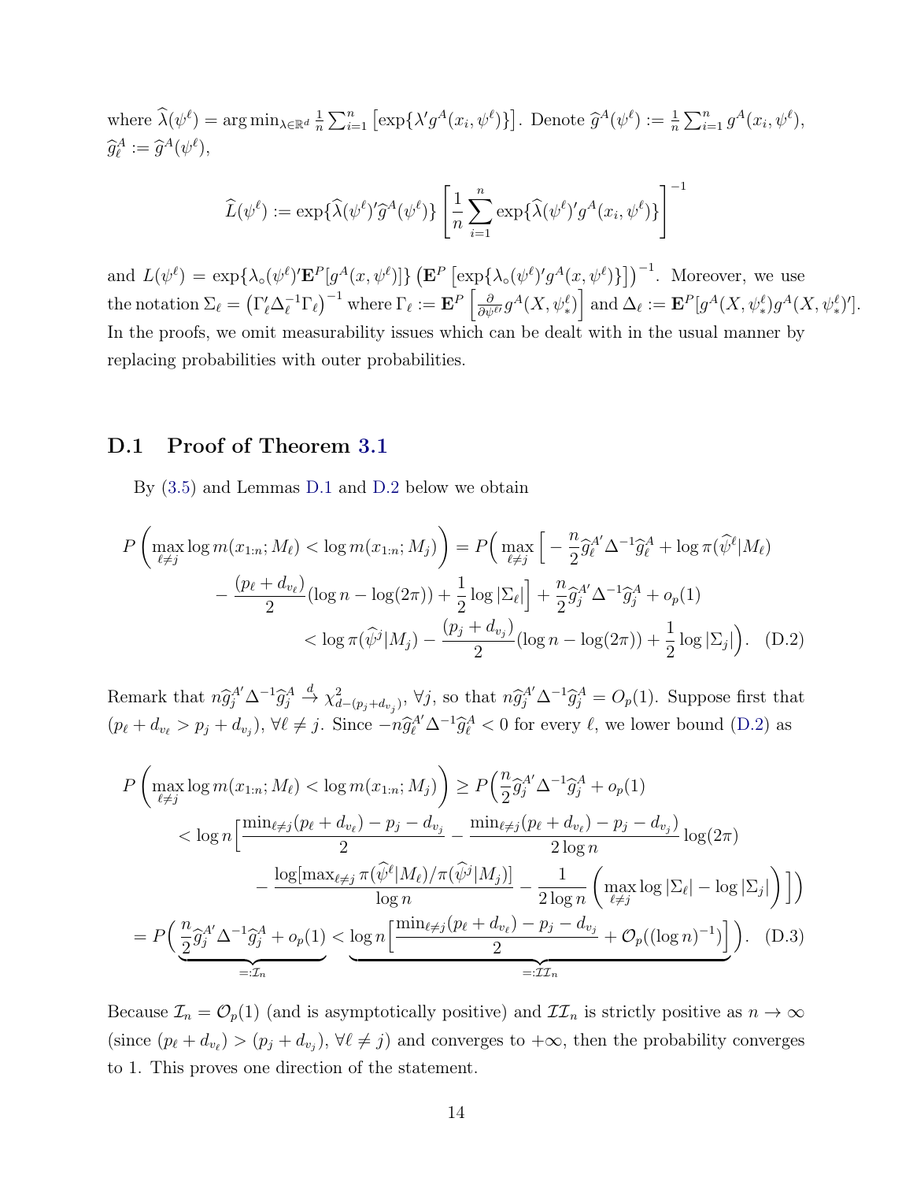where $\widehat{\lambda}(\psi^\ell) = \arg\min_{\lambda \in \mathbb{R}^d} \frac{1}{n}\sum_{i=1}^n \left[\exp\{\lambda' g^A(x_i, \psi^\ell)\}\right]$. Denote $\widehat{g}^A(\psi^\ell) := \frac{1}{n}\sum_{i=1}^n g^A(x_i, \psi^\ell)$, $\widehat{g}^A_\ell := \widehat{g}^A(\psi^\ell)$,

$$\widehat{L}(\psi^\ell) := \exp\{\widehat{\lambda}(\psi^\ell)'\widehat{g}^A(\psi^\ell)\} \left[\frac{1}{n}\sum_{i=1}^n \exp\{\widehat{\lambda}(\psi^\ell)' g^A(x_i, \psi^\ell)\}\right]^{-1}$$

and $L(\psi^\ell) = \exp\{\lambda_\circ(\psi^\ell)'\mathbf{E}^P[g^A(x, \psi^\ell)]\} \left(\mathbf{E}^P\left[\exp\{\lambda_\circ(\psi^\ell)' g^A(x, \psi^\ell)\}\right]\right)^{-1}$. Moreover, we use the notation $\Sigma_\ell = \left(\Gamma_\ell' \Delta_\ell^{-1}\Gamma_\ell\right)^{-1}$ where $\Gamma_\ell := \mathbf{E}^P\left[\frac{\partial}{\partial \psi^{\ell\prime}} g^A(X, \psi^\ell_*)\right]$ and $\Delta_\ell := \mathbf{E}^P[g^A(X, \psi^\ell_*) g^A(X, \psi^\ell_*)']$. In the proofs, we omit measurability issues which can be dealt with in the usual manner by replacing probabilities with outer probabilities.

## D.1 Proof of Theorem 3.1

By (3.5) and Lemmas D.1 and D.2 below we obtain

$$\begin{aligned}
P\left(\max_{\ell \neq j} \log m(x_{1:n}; M_\ell) < \log m(x_{1:n}; M_j)\right) &= P\Big(\max_{\ell \neq j}\Big[-\frac{n}{2}\widehat{g}^{A\prime}_\ell \Delta^{-1}\widehat{g}^A_\ell + \log \pi(\widehat{\psi}^\ell | M_\ell) \\
&\quad - \frac{(p_\ell + d_{v_\ell})}{2}(\log n - \log(2\pi)) + \frac{1}{2}\log|\Sigma_\ell|\Big] + \frac{n}{2}\widehat{g}^{A\prime}_j \Delta^{-1}\widehat{g}^A_j + o_p(1) \\
&\quad < \log \pi(\widehat{\psi}^j | M_j) - \frac{(p_j + d_{v_j})}{2}(\log n - \log(2\pi)) + \frac{1}{2}\log|\Sigma_j|\Big). \quad \text{(D.2)}
\end{aligned}$$

Remark that $n\widehat{g}^{A\prime}_j \Delta^{-1}\widehat{g}^A_j \xrightarrow{d} \chi^2_{d-(p_j+d_{v_j})}$, $\forall j$, so that $n\widehat{g}^{A\prime}_j \Delta^{-1}\widehat{g}^A_j = O_p(1)$. Suppose first that $(p_\ell + d_{v_\ell} > p_j + d_{v_j})$, $\forall \ell \neq j$. Since $-n\widehat{g}^{A\prime}_\ell \Delta^{-1}\widehat{g}^A_\ell < 0$ for every $\ell$, we lower bound (D.2) as

$$\begin{aligned}
P\left(\max_{\ell \neq j} \log m(x_{1:n}; M_\ell) < \log m(x_{1:n}; M_j)\right) &\geq P\Big(\frac{n}{2}\widehat{g}^{A\prime}_j \Delta^{-1}\widehat{g}^A_j + o_p(1) \\
&< \log n\Big[\frac{\min_{\ell \neq j}(p_\ell + d_{v_\ell}) - p_j - d_{v_j}}{2} - \frac{\min_{\ell \neq j}(p_\ell + d_{v_\ell}) - p_j - d_{v_j})}{2\log n}\log(2\pi) \\
&\quad - \frac{\log[\max_{\ell \neq j} \pi(\widehat{\psi}^\ell | M_\ell)/\pi(\widehat{\psi}^j | M_j)]}{\log n} - \frac{1}{2\log n}\left(\max_{\ell \neq j}\log|\Sigma_\ell| - \log|\Sigma_j|\right)\Big]\Big) \\
&= P\Big(\underbrace{\frac{n}{2}\widehat{g}^{A\prime}_j \Delta^{-1}\widehat{g}^A_j + o_p(1)}_{=:\mathcal{I}_n} < \underbrace{\log n\Big[\frac{\min_{\ell \neq j}(p_\ell + d_{v_\ell}) - p_j - d_{v_j}}{2} + \mathcal{O}_p((\log n)^{-1})\Big]}_{=:\mathcal{II}_n}\Big). \quad \text{(D.3)}
\end{aligned}$$

Because $\mathcal{I}_n = \mathcal{O}_p(1)$ (and is asymptotically positive) and $\mathcal{II}_n$ is strictly positive as $n \to \infty$ (since $(p_\ell + d_{v_\ell}) > (p_j + d_{v_j})$, $\forall \ell \neq j$) and converges to $+\infty$, then the probability converges to 1. This proves one direction of the statement.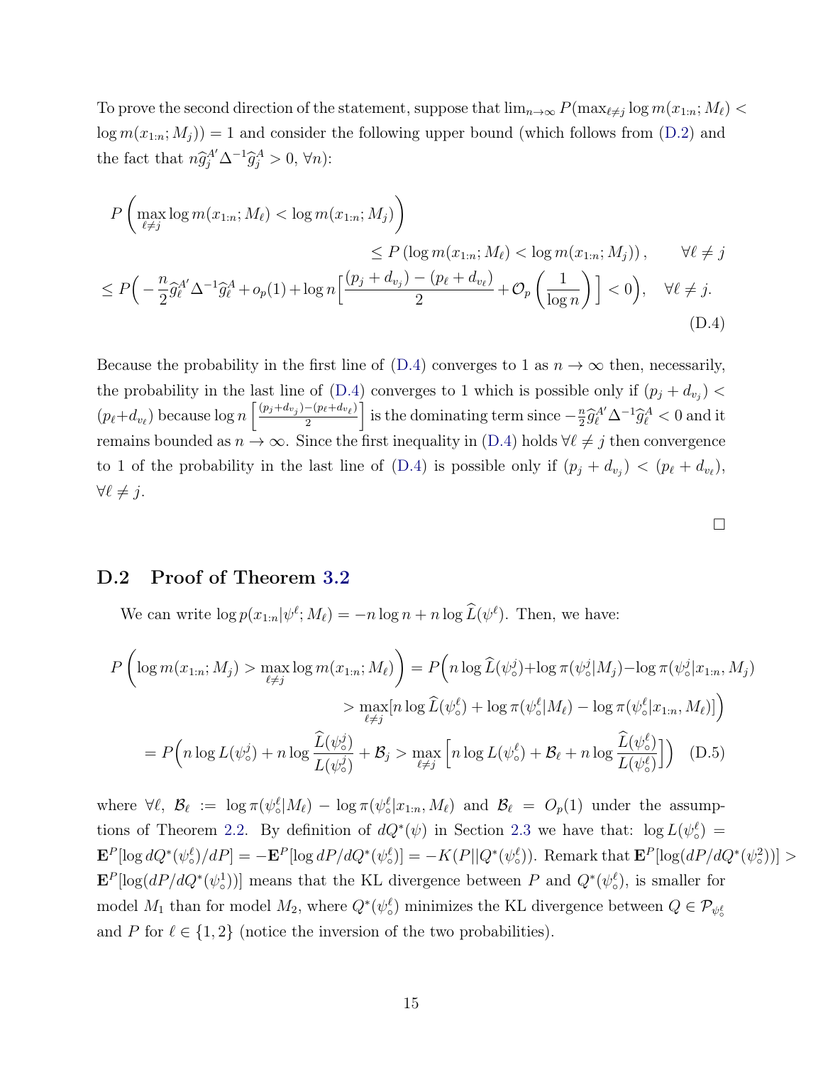To prove the second direction of the statement, suppose that $\lim_{n\to\infty} P(\max_{\ell\neq j}\log m(x_{1:n};M_\ell) < \log m(x_{1:n};M_j)) = 1$ and consider the following upper bound (which follows from (D.2) and the fact that $n\widehat{g}_j^{A'}\Delta^{-1}\widehat{g}_j^{A} > 0$, $\forall n$):

$$
\begin{aligned}
P\left(\max_{\ell\neq j}\log m(x_{1:n};M_\ell) < \log m(x_{1:n};M_j)\right) \\
\leq P\left(\log m(x_{1:n};M_\ell) < \log m(x_{1:n};M_j)\right), \qquad \forall \ell \neq j \\
\leq P\Big(-\frac{n}{2}\widehat{g}_\ell^{A'}\Delta^{-1}\widehat{g}_\ell^{A} + o_p(1) + \log n\Big[\frac{(p_j+d_{v_j})-(p_\ell+d_{v_\ell})}{2} + \mathcal{O}_p\left(\frac{1}{\log n}\right)\Big] < 0\Big), \quad \forall \ell \neq j.
\end{aligned} \tag{D.4}
$$

Because the probability in the first line of (D.4) converges to 1 as $n\to\infty$ then, necessarily, the probability in the last line of (D.4) converges to 1 which is possible only if $(p_j+d_{v_j}) < (p_\ell+d_{v_\ell})$ because $\log n\left[\frac{(p_j+d_{v_j})-(p_\ell+d_{v_\ell})}{2}\right]$ is the dominating term since $-\frac{n}{2}\widehat{g}_\ell^{A'}\Delta^{-1}\widehat{g}_\ell^{A} < 0$ and it remains bounded as $n\to\infty$. Since the first inequality in (D.4) holds $\forall \ell\neq j$ then convergence to 1 of the probability in the last line of (D.4) is possible only if $(p_j+d_{v_j}) < (p_\ell+d_{v_\ell})$, $\forall \ell\neq j$.

□

## D.2 Proof of Theorem 3.2

We can write $\log p(x_{1:n}|\psi^\ell;M_\ell) = -n\log n + n\log\widehat{L}(\psi^\ell)$. Then, we have:

$$
\begin{aligned}
P\left(\log m(x_{1:n};M_j) > \max_{\ell\neq j}\log m(x_{1:n};M_\ell)\right) &= P\Big(n\log\widehat{L}(\psi_\circ^j) + \log\pi(\psi_\circ^j|M_j) - \log\pi(\psi_\circ^j|x_{1:n},M_j) \\
&\qquad > \max_{\ell\neq j}[n\log\widehat{L}(\psi_\circ^\ell) + \log\pi(\psi_\circ^\ell|M_\ell) - \log\pi(\psi_\circ^\ell|x_{1:n},M_\ell)]\Big) \\
&= P\Big(n\log L(\psi_\circ^j) + n\log\frac{\widehat{L}(\psi_\circ^j)}{L(\psi_\circ^j)} + \mathcal{B}_j > \max_{\ell\neq j}\Big[n\log L(\psi_\circ^\ell) + \mathcal{B}_\ell + n\log\frac{\widehat{L}(\psi_\circ^\ell)}{L(\psi_\circ^\ell)}\Big]\Big)
\end{aligned} \tag{D.5}
$$

where $\forall \ell$, $\mathcal{B}_\ell := \log\pi(\psi_\circ^\ell|M_\ell) - \log\pi(\psi_\circ^\ell|x_{1:n},M_\ell)$ and $\mathcal{B}_\ell = O_p(1)$ under the assumptions of Theorem 2.2. By definition of $dQ^*(\psi)$ in Section 2.3 we have that: $\log L(\psi_\circ^\ell) = \mathbf{E}^P[\log dQ^*(\psi_\circ^\ell)/dP] = -\mathbf{E}^P[\log dP/dQ^*(\psi_\circ^\ell)] = -K(P||Q^*(\psi_\circ^\ell))$. Remark that $\mathbf{E}^P[\log(dP/dQ^*(\psi_\circ^2))] > \mathbf{E}^P[\log(dP/dQ^*(\psi_\circ^1))]$ means that the KL divergence between $P$ and $Q^*(\psi_\circ^\ell)$, is smaller for model $M_1$ than for model $M_2$, where $Q^*(\psi_\circ^\ell)$ minimizes the KL divergence between $Q\in\mathcal{P}_{\psi_\circ^\ell}$ and $P$ for $\ell\in\{1,2\}$ (notice the inversion of the two probabilities).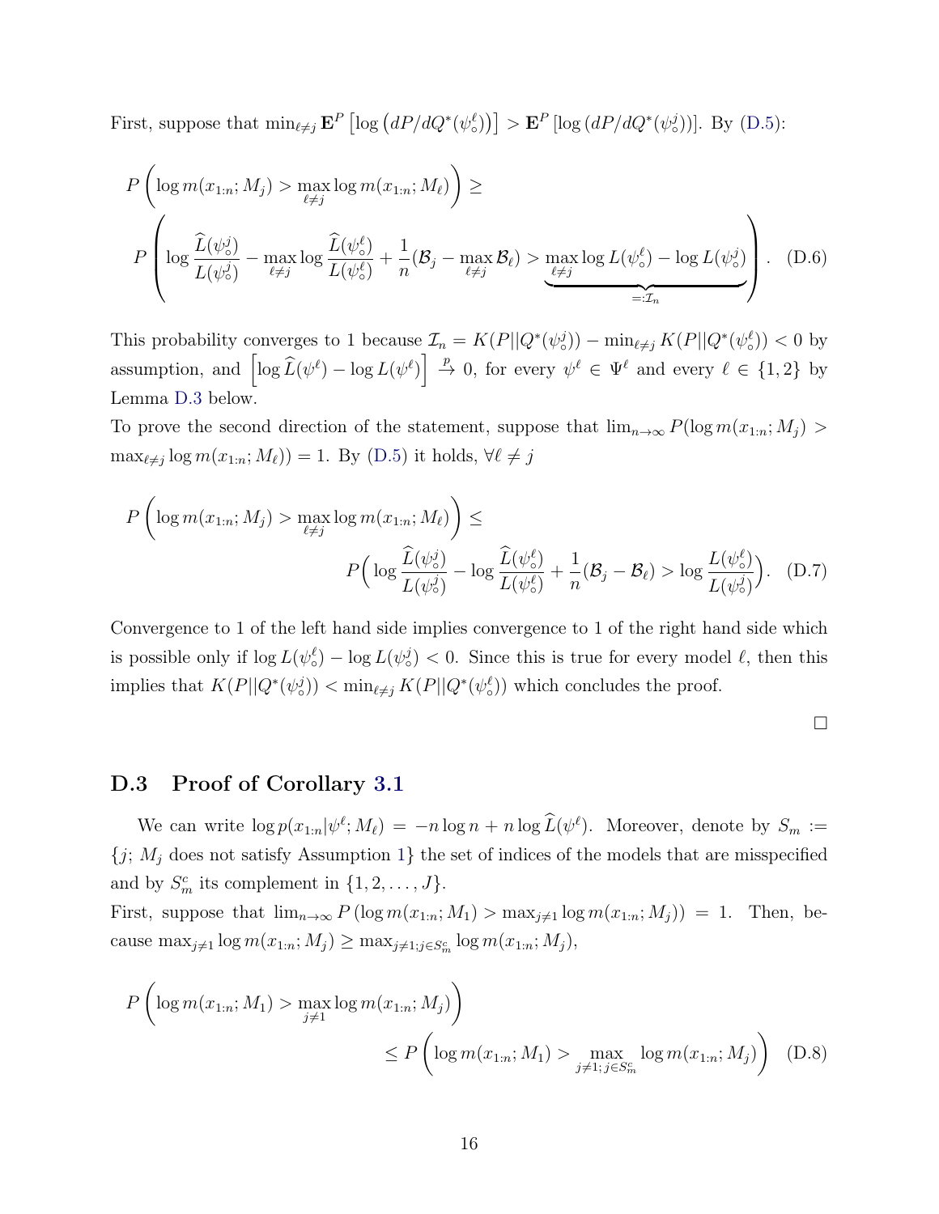First, suppose that $\min_{\ell \neq j} \mathbf{E}^P \left[\log \left(dP/dQ^*(\psi_\circ^\ell)\right)\right] > \mathbf{E}^P \left[\log \left(dP/dQ^*(\psi_\circ^j)\right)\right]$. By (D.5):

$$
P\left(\log m(x_{1:n}; M_j) > \max_{\ell \neq j} \log m(x_{1:n}; M_\ell)\right) \geq
$$

$$
P\left(\log \frac{\widehat{L}(\psi_\circ^j)}{L(\psi_\circ^j)} - \max_{\ell \neq j} \log \frac{\widehat{L}(\psi_\circ^\ell)}{L(\psi_\circ^\ell)} + \frac{1}{n}(\mathcal{B}_j - \max_{\ell \neq j} \mathcal{B}_\ell) > \underbrace{\max_{\ell \neq j} \log L(\psi_\circ^\ell) - \log L(\psi_\circ^j)}_{=:\mathcal{I}_n}\right). \quad \text{(D.6)}
$$

This probability converges to 1 because $\mathcal{I}_n = K(P||Q^*(\psi_\circ^j)) - \min_{\ell \neq j} K(P||Q^*(\psi_\circ^\ell)) < 0$ by assumption, and $\left[\log \widehat{L}(\psi^\ell) - \log L(\psi^\ell)\right] \xrightarrow{p} 0$, for every $\psi^\ell \in \Psi^\ell$ and every $\ell \in \{1, 2\}$ by Lemma D.3 below.

To prove the second direction of the statement, suppose that $\lim_{n\to\infty} P(\log m(x_{1:n}; M_j) > \max_{\ell \neq j} \log m(x_{1:n}; M_\ell)) = 1$. By (D.5) it holds, $\forall \ell \neq j$

$$
P\left(\log m(x_{1:n}; M_j) > \max_{\ell \neq j} \log m(x_{1:n}; M_\ell)\right) \leq
$$

$$
P\Big( \log \frac{\widehat{L}(\psi_\circ^j)}{L(\psi_\circ^j)} - \log \frac{\widehat{L}(\psi_\circ^\ell)}{L(\psi_\circ^\ell)} + \frac{1}{n}(\mathcal{B}_j - \mathcal{B}_\ell) > \log \frac{L(\psi_\circ^\ell)}{L(\psi_\circ^j)}\Big). \quad \text{(D.7)}
$$

Convergence to 1 of the left hand side implies convergence to 1 of the right hand side which is possible only if $\log L(\psi_\circ^\ell) - \log L(\psi_\circ^j) < 0$. Since this is true for every model $\ell$, then this implies that $K(P||Q^*(\psi_\circ^j)) < \min_{\ell \neq j} K(P||Q^*(\psi_\circ^\ell))$ which concludes the proof.

□

## D.3 Proof of Corollary 3.1

We can write $\log p(x_{1:n}|\psi^\ell; M_\ell) = -n \log n + n \log \widehat{L}(\psi^\ell)$. Moreover, denote by $S_m := \{j;\ M_j \text{ does not satisfy Assumption 1}\}$ the set of indices of the models that are misspecified and by $S_m^c$ its complement in $\{1, 2, \ldots, J\}$.

First, suppose that $\lim_{n\to\infty} P\left(\log m(x_{1:n}; M_1) > \max_{j \neq 1} \log m(x_{1:n}; M_j)\right) = 1$. Then, because $\max_{j \neq 1} \log m(x_{1:n}; M_j) \geq \max_{j \neq 1; j \in S_m^c} \log m(x_{1:n}; M_j)$,

$$
P\left(\log m(x_{1:n}; M_1) > \max_{j \neq 1} \log m(x_{1:n}; M_j)\right)
$$

$$
\leq P\left(\log m(x_{1:n}; M_1) > \max_{j \neq 1;\, j \in S_m^c} \log m(x_{1:n}; M_j)\right) \quad \text{(D.8)}
$$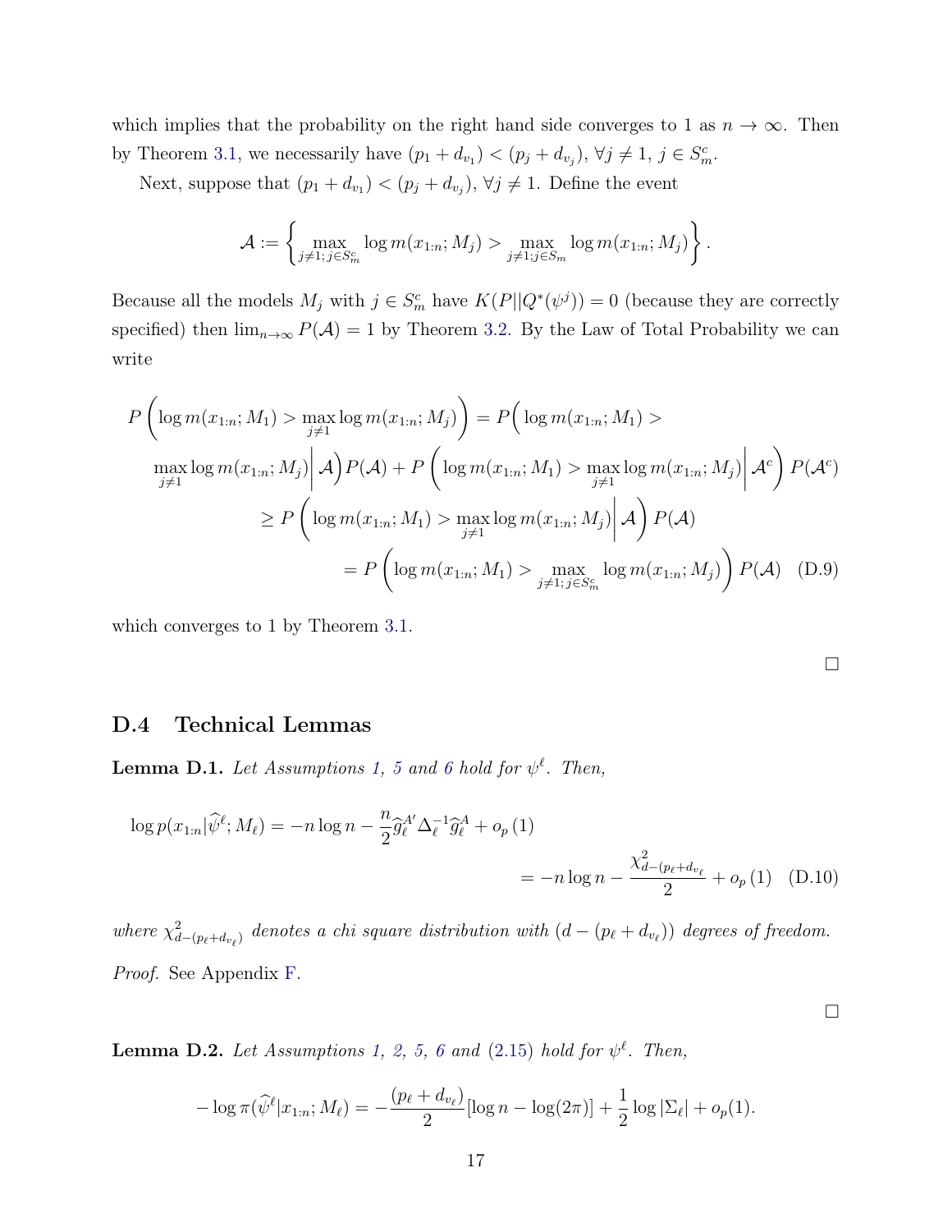which implies that the probability on the right hand side converges to 1 as $n \to \infty$. Then by Theorem 3.1, we necessarily have $(p_1 + d_{v_1}) < (p_j + d_{v_j})$, $\forall j \neq 1$, $j \in S_m^c$.

Next, suppose that $(p_1 + d_{v_1}) < (p_j + d_{v_j})$, $\forall j \neq 1$. Define the event

$$\mathcal{A} := \left\{ \max_{j \neq 1;\, j \in S_m^c} \log m(x_{1:n}; M_j) > \max_{j \neq 1; j \in S_m} \log m(x_{1:n}; M_j) \right\}.$$

Because all the models $M_j$ with $j \in S_m^c$ have $K(P||Q^*(\psi^j)) = 0$ (because they are correctly specified) then $\lim_{n\to\infty} P(\mathcal{A}) = 1$ by Theorem 3.2. By the Law of Total Probability we can write

$$\begin{aligned}
P\left(\log m(x_{1:n}; M_1) > \max_{j \neq 1} \log m(x_{1:n}; M_j)\right) &= P\Big(\log m(x_{1:n}; M_1) > \\
\max_{j\neq 1} \log m(x_{1:n}; M_j) \Big| \, \mathcal{A}\Big) P(\mathcal{A}) &+ P\left(\log m(x_{1:n}; M_1) > \max_{j \neq 1} \log m(x_{1:n}; M_j) \middle| \, \mathcal{A}^c\right) P(\mathcal{A}^c) \\
&\geq P\left(\log m(x_{1:n}; M_1) > \max_{j \neq 1} \log m(x_{1:n}; M_j) \middle| \, \mathcal{A}\right) P(\mathcal{A}) \\
&= P\left(\log m(x_{1:n}; M_1) > \max_{j \neq 1;\, j \in S_m^c} \log m(x_{1:n}; M_j)\right) P(\mathcal{A}) \quad \text{(D.9)}
\end{aligned}$$

which converges to 1 by Theorem 3.1.

□

## D.4 Technical Lemmas

**Lemma D.1.** *Let Assumptions 1, 5 and 6 hold for $\psi^\ell$. Then,*

$$\begin{aligned}
\log p(x_{1:n}|\widehat{\psi}^\ell; M_\ell) &= -n \log n - \frac{n}{2} \widehat{g}_\ell^{A'} \Delta_\ell^{-1} \widehat{g}_\ell^{A} + o_p(1) \\
&= -n \log n - \frac{\chi^2_{d-(p_\ell + d_{v_\ell})}}{2} + o_p(1) \quad \text{(D.10)}
\end{aligned}$$

*where $\chi^2_{d-(p_\ell+d_{v_\ell})}$ denotes a chi square distribution with $(d - (p_\ell + d_{v_\ell}))$ degrees of freedom.*

*Proof.* See Appendix F.

□

**Lemma D.2.** *Let Assumptions 1, 2, 5, 6 and (2.15) hold for $\psi^\ell$. Then,*

$$-\log \pi(\widehat{\psi}^\ell | x_{1:n}; M_\ell) = -\frac{(p_\ell + d_{v_\ell})}{2}[\log n - \log(2\pi)] + \frac{1}{2} \log |\Sigma_\ell| + o_p(1).$$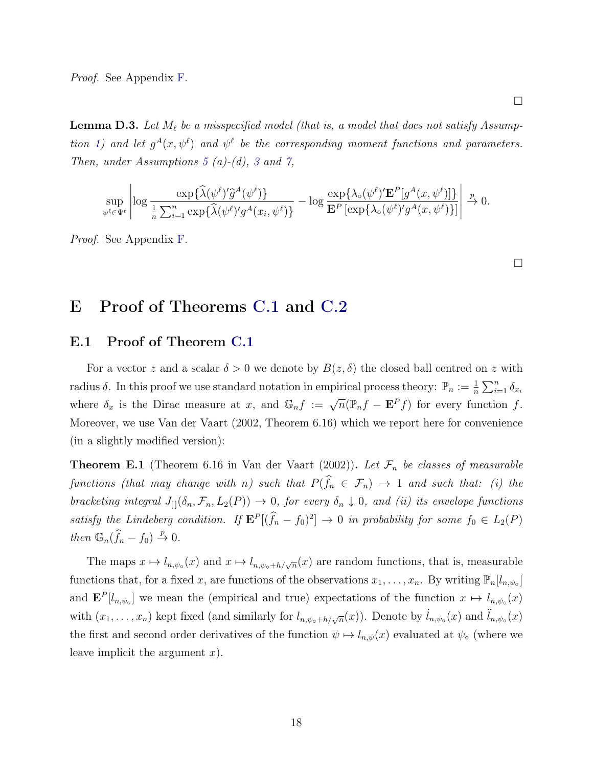*Proof.* See Appendix F.

□

**Lemma D.3.** *Let $M_\ell$ be a misspecified model (that is, a model that does not satisfy Assumption 1) and let $g^A(x, \psi^\ell)$ and $\psi^\ell$ be the corresponding moment functions and parameters. Then, under Assumptions 5 (a)-(d), 3 and 7,*

$$\sup_{\psi^\ell \in \Psi^\ell} \left| \log \frac{\exp\{\widehat{\lambda}(\psi^\ell)'\widehat{g}^A(\psi^\ell)\}}{\frac{1}{n}\sum_{i=1}^n \exp\{\widehat{\lambda}(\psi^\ell)' g^A(x_i, \psi^\ell)\}} - \log \frac{\exp\{\lambda_\circ(\psi^\ell)'\mathbf{E}^P[g^A(x, \psi^\ell)]\}}{\mathbf{E}^P\left[\exp\{\lambda_\circ(\psi^\ell)' g^A(x, \psi^\ell)\}\right]} \right| \xrightarrow{p} 0.$$

*Proof.* See Appendix F.

□

# E Proof of Theorems C.1 and C.2

## E.1 Proof of Theorem C.1

For a vector $z$ and a scalar $\delta > 0$ we denote by $B(z, \delta)$ the closed ball centred on $z$ with radius $\delta$. In this proof we use standard notation in empirical process theory: $\mathbb{P}_n := \frac{1}{n}\sum_{i=1}^n \delta_{x_i}$ where $\delta_x$ is the Dirac measure at $x$, and $\mathbb{G}_n f := \sqrt{n}(\mathbb{P}_n f - \mathbf{E}^P f)$ for every function $f$. Moreover, we use Van der Vaart (2002, Theorem 6.16) which we report here for convenience (in a slightly modified version):

**Theorem E.1** (Theorem 6.16 in Van der Vaart (2002))**.** *Let $\mathcal{F}_n$ be classes of measurable functions (that may change with $n$) such that $P(\widehat{f}_n \in \mathcal{F}_n) \to 1$ and such that: (i) the bracketing integral $J_{[]}(\delta_n, \mathcal{F}_n, L_2(P)) \to 0$, for every $\delta_n \downarrow 0$, and (ii) its envelope functions satisfy the Lindeberg condition. If $\mathbf{E}^P[(\widehat{f}_n - f_0)^2] \to 0$ in probability for some $f_0 \in L_2(P)$ then $\mathbb{G}_n(\widehat{f}_n - f_0) \xrightarrow{p} 0$.*

The maps $x \mapsto l_{n,\psi_\circ}(x)$ and $x \mapsto l_{n,\psi_\circ + h/\sqrt{n}}(x)$ are random functions, that is, measurable functions that, for a fixed $x$, are functions of the observations $x_1, \ldots, x_n$. By writing $\mathbb{P}_n[l_{n,\psi_\circ}]$ and $\mathbf{E}^P[l_{n,\psi_\circ}]$ we mean the (empirical and true) expectations of the function $x \mapsto l_{n,\psi_\circ}(x)$ with $(x_1, \ldots, x_n)$ kept fixed (and similarly for $l_{n,\psi_\circ + h/\sqrt{n}}(x)$). Denote by $\dot{l}_{n,\psi_\circ}(x)$ and $\ddot{l}_{n,\psi_\circ}(x)$ the first and second order derivatives of the function $\psi \mapsto l_{n,\psi}(x)$ evaluated at $\psi_\circ$ (where we leave implicit the argument $x$).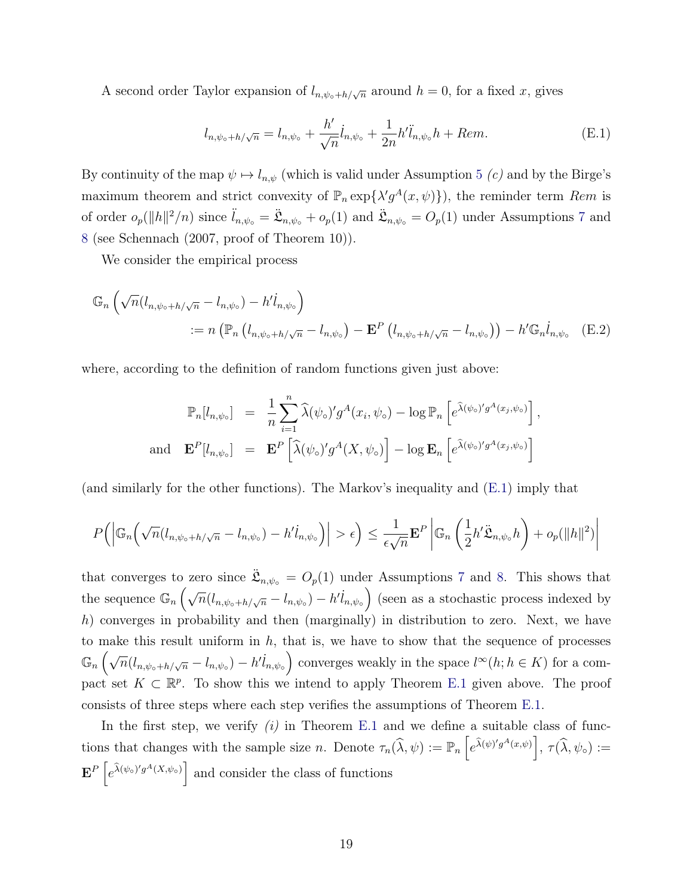A second order Taylor expansion of $l_{n,\psi_\circ+h/\sqrt{n}}$ around $h=0$, for a fixed $x$, gives

$$l_{n,\psi_\circ+h/\sqrt{n}} = l_{n,\psi_\circ} + \frac{h'}{\sqrt{n}}\dot{l}_{n,\psi_\circ} + \frac{1}{2n}h'\ddot{l}_{n,\psi_\circ}h + Rem. \tag{E.1}$$

By continuity of the map $\psi \mapsto l_{n,\psi}$ (which is valid under Assumption 5 *(c)* and by the Birge's maximum theorem and strict convexity of $\mathbb{P}_n \exp\{\lambda' g^A(x,\psi)\}$), the reminder term $Rem$ is of order $o_p(\|h\|^2/n)$ since $\ddot{l}_{n,\psi_\circ} = \ddot{\mathfrak{L}}_{n,\psi_\circ} + o_p(1)$ and $\ddot{\mathfrak{L}}_{n,\psi_\circ} = O_p(1)$ under Assumptions 7 and 8 (see Schennach (2007, proof of Theorem 10)).

We consider the empirical process

$$\begin{aligned}\mathbb{G}_n&\left(\sqrt{n}(l_{n,\psi_\circ+h/\sqrt{n}} - l_{n,\psi_\circ}) - h'\dot{l}_{n,\psi_\circ}\right)\\ &:= n\left(\mathbb{P}_n\left(l_{n,\psi_\circ+h/\sqrt{n}} - l_{n,\psi_\circ}\right) - \mathbf{E}^P\left(l_{n,\psi_\circ+h/\sqrt{n}} - l_{n,\psi_\circ}\right)\right) - h'\mathbb{G}_n\dot{l}_{n,\psi_\circ} \qquad \text{(E.2)}\end{aligned}$$

where, according to the definition of random functions given just above:

$$\begin{aligned}\mathbb{P}_n[l_{n,\psi_\circ}] &= \frac{1}{n}\sum_{i=1}^n \widehat{\lambda}(\psi_\circ)'g^A(x_i,\psi_\circ) - \log \mathbb{P}_n\left[e^{\widehat{\lambda}(\psi_\circ)'g^A(x_j,\psi_\circ)}\right],\\ \text{and}\quad \mathbf{E}^P[l_{n,\psi_\circ}] &= \mathbf{E}^P\left[\widehat{\lambda}(\psi_\circ)'g^A(X,\psi_\circ)\right] - \log \mathbf{E}_n\left[e^{\widehat{\lambda}(\psi_\circ)'g^A(x_j,\psi_\circ)}\right]\end{aligned}$$

(and similarly for the other functions). The Markov's inequality and (E.1) imply that

$$P\Big(\Big|\mathbb{G}_n\Big(\sqrt{n}(l_{n,\psi_\circ+h/\sqrt{n}} - l_{n,\psi_\circ}) - h'\dot{l}_{n,\psi_\circ}\Big)\Big| > \epsilon\Big) \leq \frac{1}{\epsilon\sqrt{n}}\mathbf{E}^P\left|\mathbb{G}_n\left(\frac{1}{2}h'\ddot{\mathfrak{L}}_{n,\psi_\circ}h\right) + o_p(\|h\|^2)\right|$$

that converges to zero since $\ddot{\mathfrak{L}}_{n,\psi_\circ} = O_p(1)$ under Assumptions 7 and 8. This shows that the sequence $\mathbb{G}_n\left(\sqrt{n}(l_{n,\psi_\circ+h/\sqrt{n}} - l_{n,\psi_\circ}) - h'\dot{l}_{n,\psi_\circ}\right)$ (seen as a stochastic process indexed by $h$) converges in probability and then (marginally) in distribution to zero. Next, we have to make this result uniform in $h$, that is, we have to show that the sequence of processes $\mathbb{G}_n\left(\sqrt{n}(l_{n,\psi_\circ+h/\sqrt{n}} - l_{n,\psi_\circ}) - h'\dot{l}_{n,\psi_\circ}\right)$ converges weakly in the space $l^\infty(h; h \in K)$ for a compact set $K \subset \mathbb{R}^p$. To show this we intend to apply Theorem E.1 given above. The proof consists of three steps where each step verifies the assumptions of Theorem E.1.

In the first step, we verify *(i)* in Theorem E.1 and we define a suitable class of functions that changes with the sample size $n$. Denote $\tau_n(\widehat{\lambda},\psi) := \mathbb{P}_n\left[e^{\widehat{\lambda}(\psi)'g^A(x,\psi)}\right]$, $\tau(\widehat{\lambda},\psi_\circ) := \mathbf{E}^P\left[e^{\widehat{\lambda}(\psi_\circ)'g^A(X,\psi_\circ)}\right]$ and consider the class of functions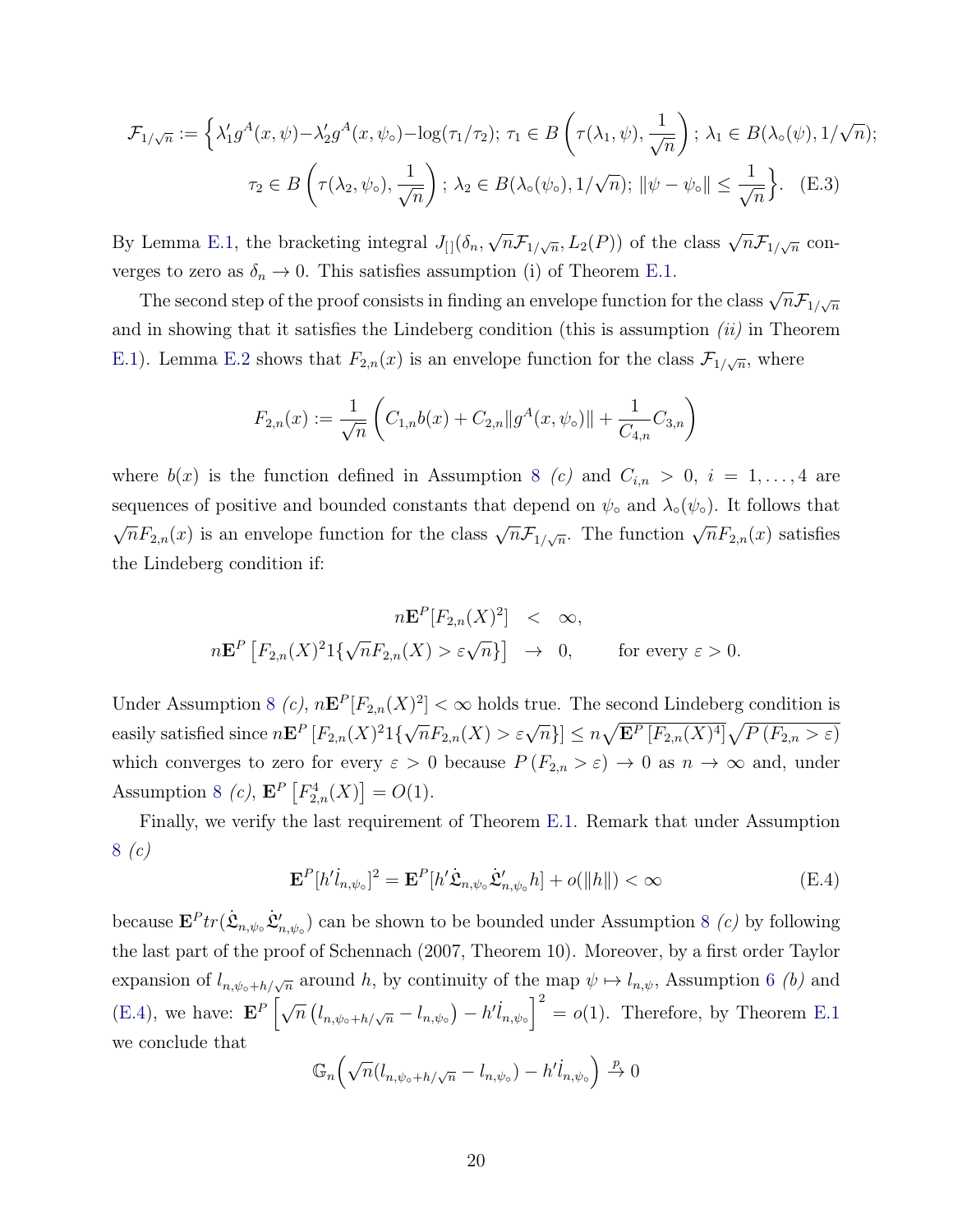$$\mathcal{F}_{1/\sqrt{n}} := \Big\{ \lambda_1' g^A(x,\psi) - \lambda_2' g^A(x,\psi_\circ) - \log(\tau_1/\tau_2);\ \tau_1 \in B\left(\tau(\lambda_1,\psi), \frac{1}{\sqrt{n}}\right);\ \lambda_1 \in B(\lambda_\circ(\psi), 1/\sqrt{n});$$
$$\tau_2 \in B\left(\tau(\lambda_2,\psi_\circ), \frac{1}{\sqrt{n}}\right);\ \lambda_2 \in B(\lambda_\circ(\psi_\circ), 1/\sqrt{n});\ \|\psi - \psi_\circ\| \le \frac{1}{\sqrt{n}} \Big\}. \quad \text{(E.3)}$$

By Lemma E.1, the bracketing integral $J_{[]}(\delta_n, \sqrt{n}\mathcal{F}_{1/\sqrt{n}}, L_2(P))$ of the class $\sqrt{n}\mathcal{F}_{1/\sqrt{n}}$ converges to zero as $\delta_n \to 0$. This satisfies assumption (i) of Theorem E.1.

The second step of the proof consists in finding an envelope function for the class $\sqrt{n}\mathcal{F}_{1/\sqrt{n}}$ and in showing that it satisfies the Lindeberg condition (this is assumption *(ii)* in Theorem E.1). Lemma E.2 shows that $F_{2,n}(x)$ is an envelope function for the class $\mathcal{F}_{1/\sqrt{n}}$, where

$$F_{2,n}(x) := \frac{1}{\sqrt{n}}\left(C_{1,n} b(x) + C_{2,n}\|g^A(x,\psi_\circ)\| + \frac{1}{C_{4,n}} C_{3,n}\right)$$

where $b(x)$ is the function defined in Assumption 8 *(c)* and $C_{i,n} > 0$, $i = 1, \dots, 4$ are sequences of positive and bounded constants that depend on $\psi_\circ$ and $\lambda_\circ(\psi_\circ)$. It follows that $\sqrt{n}F_{2,n}(x)$ is an envelope function for the class $\sqrt{n}\mathcal{F}_{1/\sqrt{n}}$. The function $\sqrt{n}F_{2,n}(x)$ satisfies the Lindeberg condition if:

$$\begin{aligned} n\mathbf{E}^P[F_{2,n}(X)^2] &< \infty, \\ n\mathbf{E}^P\left[F_{2,n}(X)^2 1\{\sqrt{n}F_{2,n}(X) > \varepsilon\sqrt{n}\}\right] &\to 0, \qquad \text{for every } \varepsilon > 0. \end{aligned}$$

Under Assumption 8 *(c)*, $n\mathbf{E}^P[F_{2,n}(X)^2] < \infty$ holds true. The second Lindeberg condition is easily satisfied since $n\mathbf{E}^P\left[F_{2,n}(X)^2 1\{\sqrt{n}F_{2,n}(X) > \varepsilon\sqrt{n}\}\right] \le n\sqrt{\mathbf{E}^P\left[F_{2,n}(X)^4\right]}\sqrt{P\left(F_{2,n} > \varepsilon\right)}$ which converges to zero for every $\varepsilon > 0$ because $P\left(F_{2,n} > \varepsilon\right) \to 0$ as $n \to \infty$ and, under Assumption 8 *(c)*, $\mathbf{E}^P\left[F_{2,n}^4(X)\right] = O(1)$.

Finally, we verify the last requirement of Theorem E.1. Remark that under Assumption 8 *(c)*

$$\mathbf{E}^P[h'\dot{l}_{n,\psi_\circ}]^2 = \mathbf{E}^P[h'\dot{\mathfrak{L}}_{n,\psi_\circ}\dot{\mathfrak{L}}_{n,\psi_\circ}' h] + o(\|h\|) < \infty \quad \text{(E.4)}$$

because $\mathbf{E}^P tr(\dot{\mathfrak{L}}_{n,\psi_\circ}\dot{\mathfrak{L}}_{n,\psi_\circ}')$ can be shown to be bounded under Assumption 8 *(c)* by following the last part of the proof of Schennach (2007, Theorem 10). Moreover, by a first order Taylor expansion of $l_{n,\psi_\circ + h/\sqrt{n}}$ around $h$, by continuity of the map $\psi \mapsto l_{n,\psi}$, Assumption 6 *(b)* and (E.4), we have: $\mathbf{E}^P\left[\sqrt{n}\left(l_{n,\psi_\circ+h/\sqrt{n}} - l_{n,\psi_\circ}\right) - h'\dot{l}_{n,\psi_\circ}\right]^2 = o(1)$. Therefore, by Theorem E.1 we conclude that

$$\mathbb{G}_n\Big(\sqrt{n}(l_{n,\psi_\circ+h/\sqrt{n}} - l_{n,\psi_\circ}) - h'\dot{l}_{n,\psi_\circ}\Big) \xrightarrow{p} 0$$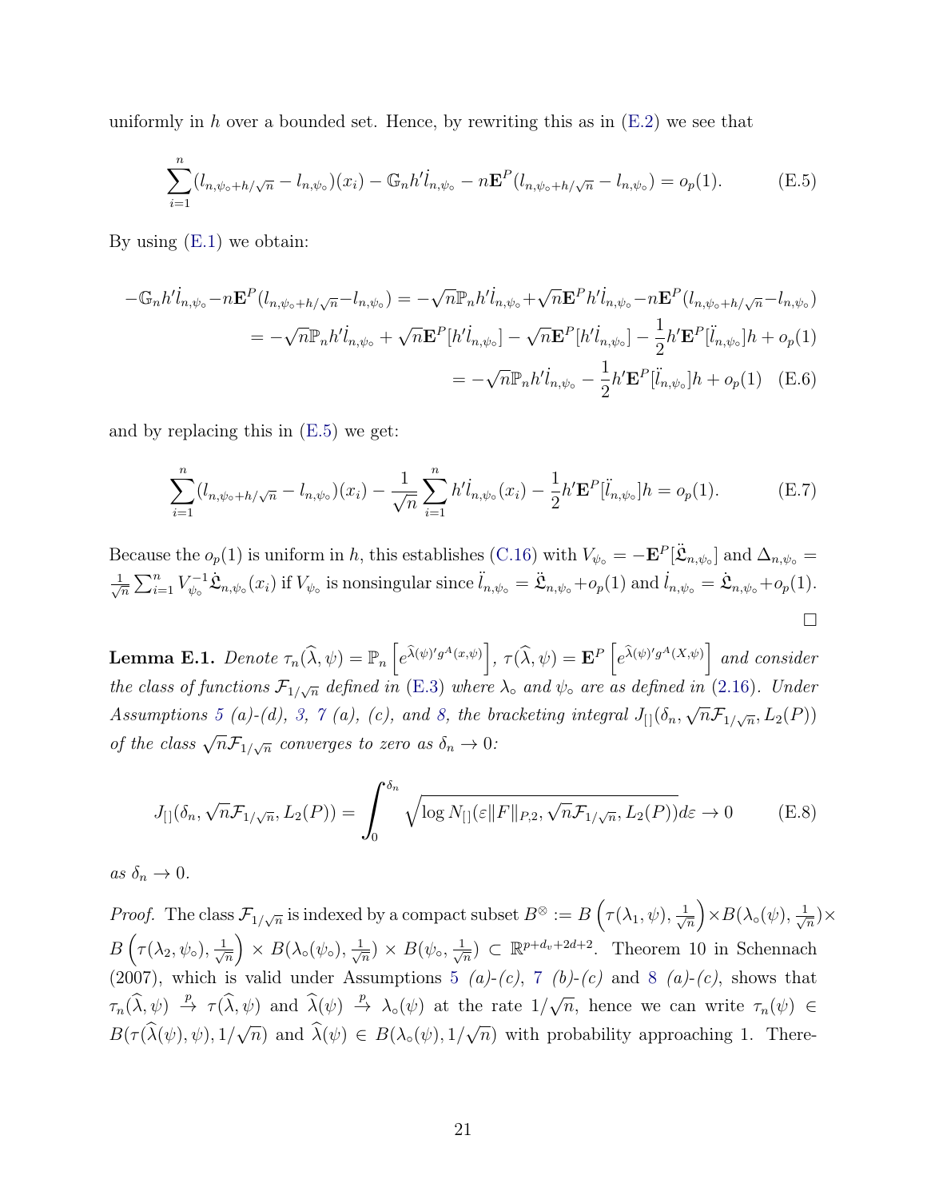uniformly in $h$ over a bounded set. Hence, by rewriting this as in (E.2) we see that

$$\sum_{i=1}^{n}(l_{n,\psi_\circ+h/\sqrt{n}}-l_{n,\psi_\circ})(x_i)-\mathbb{G}_n h'\dot{l}_{n,\psi_\circ}-n\mathbf{E}^P(l_{n,\psi_\circ+h/\sqrt{n}}-l_{n,\psi_\circ})=o_p(1). \tag{E.5}$$

By using (E.1) we obtain:

$$\begin{aligned}
-\mathbb{G}_n h'\dot{l}_{n,\psi_\circ}-n\mathbf{E}^P(l_{n,\psi_\circ+h/\sqrt{n}}-l_{n,\psi_\circ}) &= -\sqrt{n}\mathbb{P}_n h'\dot{l}_{n,\psi_\circ}+\sqrt{n}\mathbf{E}^P h'\dot{l}_{n,\psi_\circ}-n\mathbf{E}^P(l_{n,\psi_\circ+h/\sqrt{n}}-l_{n,\psi_\circ})\\
&= -\sqrt{n}\mathbb{P}_n h'\dot{l}_{n,\psi_\circ}+\sqrt{n}\mathbf{E}^P[h'\dot{l}_{n,\psi_\circ}]-\sqrt{n}\mathbf{E}^P[h'\dot{l}_{n,\psi_\circ}]-\frac{1}{2}h'\mathbf{E}^P[\ddot{l}_{n,\psi_\circ}]h+o_p(1)\\
&= -\sqrt{n}\mathbb{P}_n h'\dot{l}_{n,\psi_\circ}-\frac{1}{2}h'\mathbf{E}^P[\ddot{l}_{n,\psi_\circ}]h+o_p(1)
\end{aligned} \tag{E.6}$$

and by replacing this in (E.5) we get:

$$\sum_{i=1}^{n}(l_{n,\psi_\circ+h/\sqrt{n}}-l_{n,\psi_\circ})(x_i)-\frac{1}{\sqrt{n}}\sum_{i=1}^{n}h'\dot{l}_{n,\psi_\circ}(x_i)-\frac{1}{2}h'\mathbf{E}^P[\ddot{l}_{n,\psi_\circ}]h=o_p(1). \tag{E.7}$$

Because the $o_p(1)$ is uniform in $h$, this establishes (C.16) with $V_{\psi_\circ}=-\mathbf{E}^P[\ddot{\mathfrak{L}}_{n,\psi_\circ}]$ and $\Delta_{n,\psi_\circ}=\frac{1}{\sqrt{n}}\sum_{i=1}^{n}V_{\psi_\circ}^{-1}\dot{\mathfrak{L}}_{n,\psi_\circ}(x_i)$ if $V_{\psi_\circ}$ is nonsingular since $\ddot{l}_{n,\psi_\circ}=\ddot{\mathfrak{L}}_{n,\psi_\circ}+o_p(1)$ and $\dot{l}_{n,\psi_\circ}=\dot{\mathfrak{L}}_{n,\psi_\circ}+o_p(1)$. □

**Lemma E.1.** *Denote $\tau_n(\widehat{\lambda},\psi)=\mathbb{P}_n\left[e^{\widehat{\lambda}(\psi)'g^A(x,\psi)}\right]$, $\tau(\widehat{\lambda},\psi)=\mathbf{E}^P\left[e^{\widehat{\lambda}(\psi)'g^A(X,\psi)}\right]$ and consider the class of functions $\mathcal{F}_{1/\sqrt{n}}$ defined in (E.3) where $\lambda_\circ$ and $\psi_\circ$ are as defined in (2.16). Under Assumptions 5 (a)-(d), 3, 7 (a), (c), and 8, the bracketing integral $J_{[]}(\delta_n,\sqrt{n}\mathcal{F}_{1/\sqrt{n}},L_2(P))$ of the class $\sqrt{n}\mathcal{F}_{1/\sqrt{n}}$ converges to zero as $\delta_n\to 0$:*

$$J_{[]}(\delta_n,\sqrt{n}\mathcal{F}_{1/\sqrt{n}},L_2(P))=\int_0^{\delta_n}\sqrt{\log N_{[]}(\varepsilon\|F\|_{P,2},\sqrt{n}\mathcal{F}_{1/\sqrt{n}},L_2(P))}d\varepsilon\to 0 \tag{E.8}$$

*as $\delta_n\to 0$.*

*Proof.* The class $\mathcal{F}_{1/\sqrt{n}}$ is indexed by a compact subset $B^{\otimes}:=B\left(\tau(\lambda_1,\psi),\frac{1}{\sqrt{n}}\right)\times B(\lambda_\circ(\psi),\frac{1}{\sqrt{n}})\times B\left(\tau(\lambda_2,\psi_\circ),\frac{1}{\sqrt{n}}\right)\times B(\lambda_\circ(\psi_\circ),\frac{1}{\sqrt{n}})\times B(\psi_\circ,\frac{1}{\sqrt{n}})\subset\mathbb{R}^{p+d_v+2d+2}$. Theorem 10 in Schennach (2007), which is valid under Assumptions 5 *(a)-(c)*, 7 *(b)-(c)* and 8 *(a)-(c)*, shows that $\tau_n(\widehat{\lambda},\psi)\xrightarrow{p}\tau(\widehat{\lambda},\psi)$ and $\widehat{\lambda}(\psi)\xrightarrow{p}\lambda_\circ(\psi)$ at the rate $1/\sqrt{n}$, hence we can write $\tau_n(\psi)\in B(\tau(\widehat{\lambda}(\psi),\psi),1/\sqrt{n})$ and $\widehat{\lambda}(\psi)\in B(\lambda_\circ(\psi),1/\sqrt{n})$ with probability approaching 1. There-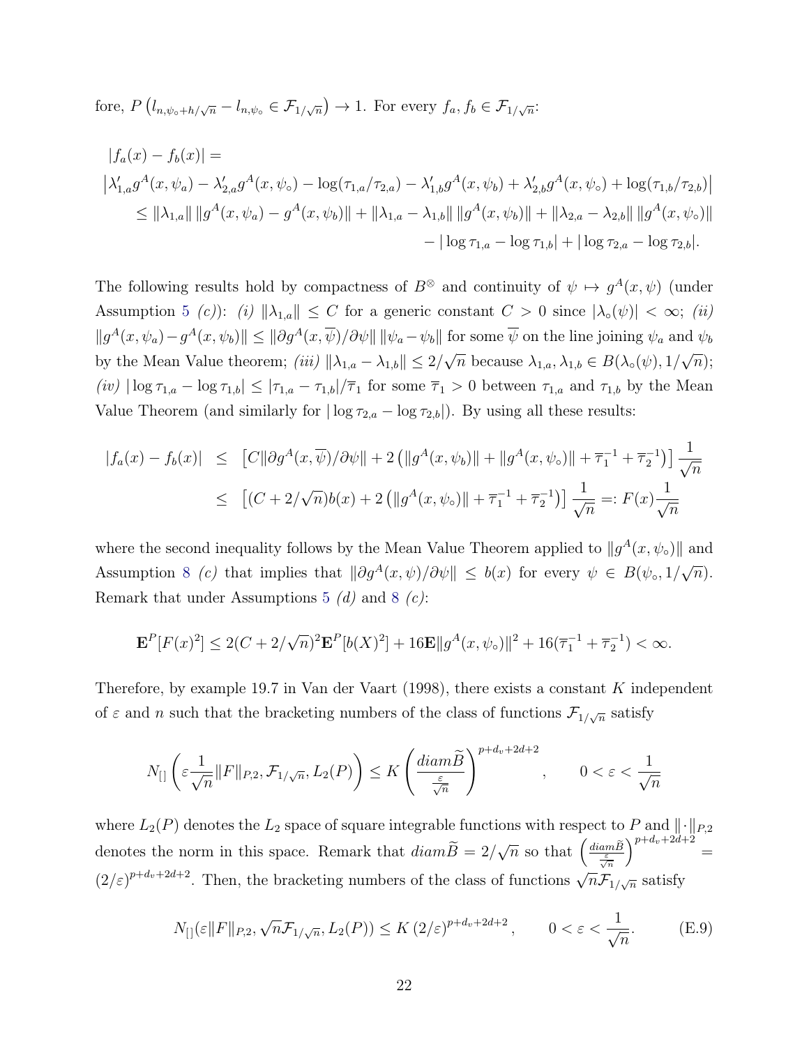fore, $P\left(l_{n,\psi_\circ+h/\sqrt{n}} - l_{n,\psi_\circ} \in \mathcal{F}_{1/\sqrt{n}}\right) \to 1$. For every $f_a, f_b \in \mathcal{F}_{1/\sqrt{n}}$:

$$
\begin{aligned}
&|f_a(x) - f_b(x)| = \\
&\left|\lambda_{1,a}' g^A(x,\psi_a) - \lambda_{2,a}' g^A(x,\psi_\circ) - \log(\tau_{1,a}/\tau_{2,a}) - \lambda_{1,b}' g^A(x,\psi_b) + \lambda_{2,b}' g^A(x,\psi_\circ) + \log(\tau_{1,b}/\tau_{2,b})\right| \\
&\quad \le \|\lambda_{1,a}\| \, \|g^A(x,\psi_a) - g^A(x,\psi_b)\| + \|\lambda_{1,a} - \lambda_{1,b}\| \, \|g^A(x,\psi_b)\| + \|\lambda_{2,a} - \lambda_{2,b}\| \, \|g^A(x,\psi_\circ)\| \\
&\qquad - |\log\tau_{1,a} - \log\tau_{1,b}| + |\log\tau_{2,a} - \log\tau_{2,b}|.
\end{aligned}
$$

The following results hold by compactness of $B^\otimes$ and continuity of $\psi \mapsto g^A(x,\psi)$ (under Assumption 5 *(c)*): *(i)* $\|\lambda_{1,a}\| \le C$ for a generic constant $C > 0$ since $|\lambda_\circ(\psi)| < \infty$; *(ii)* $\|g^A(x,\psi_a) - g^A(x,\psi_b)\| \le \|\partial g^A(x,\overline{\psi})/\partial\psi\| \, \|\psi_a - \psi_b\|$ for some $\overline{\psi}$ on the line joining $\psi_a$ and $\psi_b$ by the Mean Value theorem; *(iii)* $\|\lambda_{1,a} - \lambda_{1,b}\| \le 2/\sqrt{n}$ because $\lambda_{1,a}, \lambda_{1,b} \in B(\lambda_\circ(\psi), 1/\sqrt{n})$; *(iv)* $|\log\tau_{1,a} - \log\tau_{1,b}| \le |\tau_{1,a} - \tau_{1,b}|/\overline{\tau}_1$ for some $\overline{\tau}_1 > 0$ between $\tau_{1,a}$ and $\tau_{1,b}$ by the Mean Value Theorem (and similarly for $|\log\tau_{2,a} - \log\tau_{2,b}|$). By using all these results:

$$
\begin{aligned}
|f_a(x) - f_b(x)| &\le \left[C\|\partial g^A(x,\overline{\psi})/\partial\psi\| + 2\left(\|g^A(x,\psi_b)\| + \|g^A(x,\psi_\circ)\| + \overline{\tau}_1^{-1} + \overline{\tau}_2^{-1}\right)\right]\frac{1}{\sqrt{n}} \\
&\le \left[(C + 2/\sqrt{n})b(x) + 2\left(\|g^A(x,\psi_\circ)\| + \overline{\tau}_1^{-1} + \overline{\tau}_2^{-1}\right)\right]\frac{1}{\sqrt{n}} =: F(x)\frac{1}{\sqrt{n}}
\end{aligned}
$$

where the second inequality follows by the Mean Value Theorem applied to $\|g^A(x,\psi_\circ)\|$ and Assumption 8 *(c)* that implies that $\|\partial g^A(x,\psi)/\partial\psi\| \le b(x)$ for every $\psi \in B(\psi_\circ, 1/\sqrt{n})$. Remark that under Assumptions 5 *(d)* and 8 *(c)*:

$$
\mathbf{E}^P[F(x)^2] \le 2(C + 2/\sqrt{n})^2 \mathbf{E}^P[b(X)^2] + 16\mathbf{E}\|g^A(x,\psi_\circ)\|^2 + 16(\overline{\tau}_1^{-1} + \overline{\tau}_2^{-1}) < \infty.
$$

Therefore, by example 19.7 in Van der Vaart (1998), there exists a constant $K$ independent of $\varepsilon$ and $n$ such that the bracketing numbers of the class of functions $\mathcal{F}_{1/\sqrt{n}}$ satisfy

$$
N_{[]}\left(\varepsilon\frac{1}{\sqrt{n}}\|F\|_{P,2}, \mathcal{F}_{1/\sqrt{n}}, L_2(P)\right) \le K\left(\frac{diam\widetilde{B}}{\frac{\varepsilon}{\sqrt{n}}}\right)^{p+d_v+2d+2}, \qquad 0 < \varepsilon < \frac{1}{\sqrt{n}}
$$

where $L_2(P)$ denotes the $L_2$ space of square integrable functions with respect to $P$ and $\|\cdot\|_{P,2}$ denotes the norm in this space. Remark that $diam\widetilde{B} = 2/\sqrt{n}$ so that $\left(\frac{diam\widetilde{B}}{\frac{\varepsilon}{\sqrt{n}}}\right)^{p+d_v+2d+2} = (2/\varepsilon)^{p+d_v+2d+2}$. Then, the bracketing numbers of the class of functions $\sqrt{n}\mathcal{F}_{1/\sqrt{n}}$ satisfy

$$
N_{[]}(\varepsilon\|F\|_{P,2}, \sqrt{n}\mathcal{F}_{1/\sqrt{n}}, L_2(P)) \le K\,(2/\varepsilon)^{p+d_v+2d+2}, \qquad 0 < \varepsilon < \frac{1}{\sqrt{n}}. \tag{E.9}
$$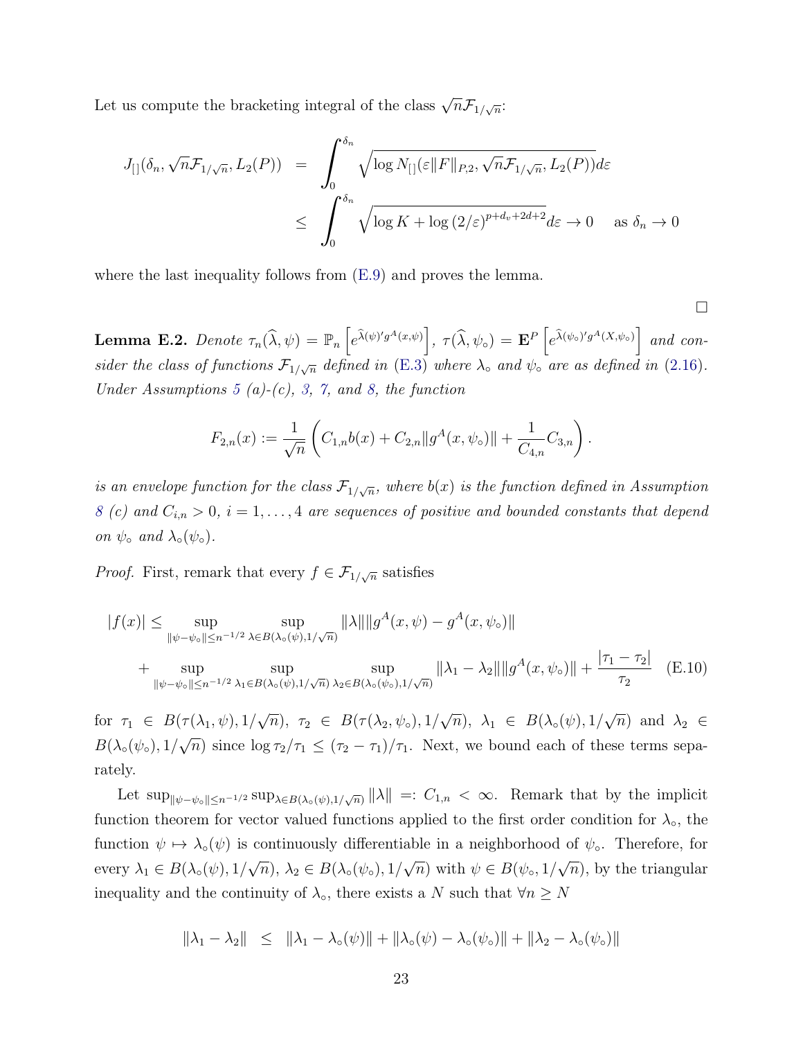Let us compute the bracketing integral of the class $\sqrt{n}\mathcal{F}_{1/\sqrt{n}}$:

$$
\begin{aligned}
J_{[]}(\delta_n, \sqrt{n}\mathcal{F}_{1/\sqrt{n}}, L_2(P)) &= \int_0^{\delta_n} \sqrt{\log N_{[]}(\varepsilon \|F\|_{P,2}, \sqrt{n}\mathcal{F}_{1/\sqrt{n}}, L_2(P))} d\varepsilon \\
&\leq \int_0^{\delta_n} \sqrt{\log K + \log (2/\varepsilon)^{p+d_v+2d+2}} d\varepsilon \to 0 \quad \text{ as } \delta_n \to 0
\end{aligned}
$$

where the last inequality follows from (E.9) and proves the lemma.

□

**Lemma E.2.** *Denote* $\tau_n(\widehat{\lambda}, \psi) = \mathbb{P}_n\left[e^{\widehat{\lambda}(\psi)' g^A(x,\psi)}\right]$, $\tau(\widehat{\lambda}, \psi_\circ) = \mathbf{E}^P\left[e^{\widehat{\lambda}(\psi_\circ)' g^A(X,\psi_\circ)}\right]$ *and consider the class of functions* $\mathcal{F}_{1/\sqrt{n}}$ *defined in* (E.3) *where* $\lambda_\circ$ *and* $\psi_\circ$ *are as defined in* (2.16)*. Under Assumptions 5 (a)-(c), 3, 7, and 8, the function*

$$
F_{2,n}(x) := \frac{1}{\sqrt{n}}\left(C_{1,n} b(x) + C_{2,n}\|g^A(x,\psi_\circ)\| + \frac{1}{C_{4,n}} C_{3,n}\right).
$$

*is an envelope function for the class* $\mathcal{F}_{1/\sqrt{n}}$*, where* $b(x)$ *is the function defined in Assumption 8 (c) and* $C_{i,n} > 0$, $i = 1, \dots, 4$ *are sequences of positive and bounded constants that depend on* $\psi_\circ$ *and* $\lambda_\circ(\psi_\circ)$.

*Proof.* First, remark that every $f \in \mathcal{F}_{1/\sqrt{n}}$ satisfies

$$
\begin{aligned}
|f(x)| \leq & \sup_{\|\psi-\psi_\circ\| \leq n^{-1/2}} \sup_{\lambda \in B(\lambda_\circ(\psi), 1/\sqrt{n})} \|\lambda\| \|g^A(x,\psi) - g^A(x,\psi_\circ)\| \\
& + \sup_{\|\psi-\psi_\circ\| \leq n^{-1/2}} \sup_{\lambda_1 \in B(\lambda_\circ(\psi), 1/\sqrt{n})} \sup_{\lambda_2 \in B(\lambda_\circ(\psi_\circ), 1/\sqrt{n})} \|\lambda_1 - \lambda_2\| \|g^A(x,\psi_\circ)\| + \frac{|\tau_1 - \tau_2|}{\tau_2} \qquad \text{(E.10)}
\end{aligned}
$$

for $\tau_1 \in B(\tau(\lambda_1, \psi), 1/\sqrt{n})$, $\tau_2 \in B(\tau(\lambda_2, \psi_\circ), 1/\sqrt{n})$, $\lambda_1 \in B(\lambda_\circ(\psi), 1/\sqrt{n})$ and $\lambda_2 \in B(\lambda_\circ(\psi_\circ), 1/\sqrt{n})$ since $\log \tau_2/\tau_1 \leq (\tau_2 - \tau_1)/\tau_1$. Next, we bound each of these terms separately.

Let $\sup_{\|\psi-\psi_\circ\| \leq n^{-1/2}} \sup_{\lambda \in B(\lambda_\circ(\psi), 1/\sqrt{n})} \|\lambda\| =: C_{1,n} < \infty$. Remark that by the implicit function theorem for vector valued functions applied to the first order condition for $\lambda_\circ$, the function $\psi \mapsto \lambda_\circ(\psi)$ is continuously differentiable in a neighborhood of $\psi_\circ$. Therefore, for every $\lambda_1 \in B(\lambda_\circ(\psi), 1/\sqrt{n})$, $\lambda_2 \in B(\lambda_\circ(\psi_\circ), 1/\sqrt{n})$ with $\psi \in B(\psi_\circ, 1/\sqrt{n})$, by the triangular inequality and the continuity of $\lambda_\circ$, there exists a $N$ such that $\forall n \geq N$

$$
\|\lambda_1 - \lambda_2\| \leq \|\lambda_1 - \lambda_\circ(\psi)\| + \|\lambda_\circ(\psi) - \lambda_\circ(\psi_\circ)\| + \|\lambda_2 - \lambda_\circ(\psi_\circ)\|
$$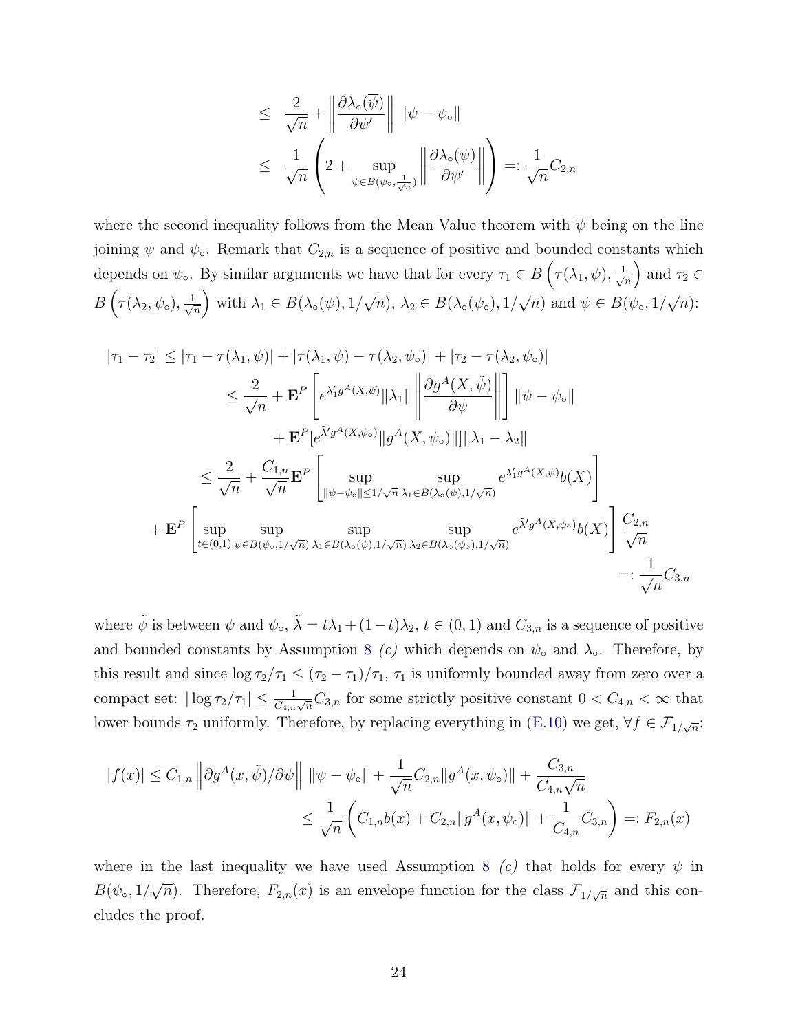$$
\begin{aligned}
&\leq \frac{2}{\sqrt{n}} + \left\| \frac{\partial \lambda_\circ(\overline{\psi})}{\partial \psi'} \right\| \|\psi - \psi_\circ\| \\
&\leq \frac{1}{\sqrt{n}} \left( 2 + \sup_{\psi \in B(\psi_\circ, \frac{1}{\sqrt{n}})} \left\| \frac{\partial \lambda_\circ(\psi)}{\partial \psi'} \right\| \right) =: \frac{1}{\sqrt{n}} C_{2,n}
\end{aligned}
$$

where the second inequality follows from the Mean Value theorem with $\overline{\psi}$ being on the line joining $\psi$ and $\psi_\circ$. Remark that $C_{2,n}$ is a sequence of positive and bounded constants which depends on $\psi_\circ$. By similar arguments we have that for every $\tau_1 \in B\left(\tau(\lambda_1, \psi), \frac{1}{\sqrt{n}}\right)$ and $\tau_2 \in B\left(\tau(\lambda_2, \psi_\circ), \frac{1}{\sqrt{n}}\right)$ with $\lambda_1 \in B(\lambda_\circ(\psi), 1/\sqrt{n})$, $\lambda_2 \in B(\lambda_\circ(\psi_\circ), 1/\sqrt{n})$ and $\psi \in B(\psi_\circ, 1/\sqrt{n})$:

$$
\begin{aligned}
|\tau_1 - \tau_2| &\leq |\tau_1 - \tau(\lambda_1, \psi)| + |\tau(\lambda_1, \psi) - \tau(\lambda_2, \psi_\circ)| + |\tau_2 - \tau(\lambda_2, \psi_\circ)| \\
&\leq \frac{2}{\sqrt{n}} + \mathbf{E}^P \left[ e^{\lambda_1' g^A(X, \psi)} \|\lambda_1\| \left\| \frac{\partial g^A(X, \tilde{\psi})}{\partial \psi} \right\| \right] \|\psi - \psi_\circ\| \\
&\quad + \mathbf{E}^P [e^{\tilde{\lambda}' g^A(X, \psi_\circ)} \|g^A(X, \psi_\circ)\|] \|\lambda_1 - \lambda_2\| \\
&\leq \frac{2}{\sqrt{n}} + \frac{C_{1,n}}{\sqrt{n}} \mathbf{E}^P \left[ \sup_{\|\psi - \psi_\circ\| \leq 1/\sqrt{n}} \sup_{\lambda_1 \in B(\lambda_\circ(\psi), 1/\sqrt{n})} e^{\lambda_1' g^A(X, \psi)} b(X) \right] \\
&\quad + \mathbf{E}^P \left[ \sup_{t \in (0,1)} \sup_{\psi \in B(\psi_\circ, 1/\sqrt{n})} \sup_{\lambda_1 \in B(\lambda_\circ(\psi), 1/\sqrt{n})} \sup_{\lambda_2 \in B(\lambda_\circ(\psi_\circ), 1/\sqrt{n})} e^{\tilde{\lambda}' g^A(X, \psi_\circ)} b(X) \right] \frac{C_{2,n}}{\sqrt{n}} \\
&=: \frac{1}{\sqrt{n}} C_{3,n}
\end{aligned}
$$

where $\tilde{\psi}$ is between $\psi$ and $\psi_\circ$, $\tilde{\lambda} = t\lambda_1 + (1-t)\lambda_2$, $t \in (0,1)$ and $C_{3,n}$ is a sequence of positive and bounded constants by Assumption 8 *(c)* which depends on $\psi_\circ$ and $\lambda_\circ$. Therefore, by this result and since $\log \tau_2/\tau_1 \leq (\tau_2 - \tau_1)/\tau_1$, $\tau_1$ is uniformly bounded away from zero over a compact set: $|\log \tau_2/\tau_1| \leq \frac{1}{C_{4,n}\sqrt{n}} C_{3,n}$ for some strictly positive constant $0 < C_{4,n} < \infty$ that lower bounds $\tau_2$ uniformly. Therefore, by replacing everything in (E.10) we get, $\forall f \in \mathcal{F}_{1/\sqrt{n}}$:

$$
\begin{aligned}
|f(x)| &\leq C_{1,n} \left\| \partial g^A(x, \tilde{\psi}) / \partial \psi \right\| \|\psi - \psi_\circ\| + \frac{1}{\sqrt{n}} C_{2,n} \|g^A(x, \psi_\circ)\| + \frac{C_{3,n}}{C_{4,n}\sqrt{n}} \\
&\leq \frac{1}{\sqrt{n}} \left( C_{1,n} b(x) + C_{2,n} \|g^A(x, \psi_\circ)\| + \frac{1}{C_{4,n}} C_{3,n} \right) =: F_{2,n}(x)
\end{aligned}
$$

where in the last inequality we have used Assumption 8 *(c)* that holds for every $\psi$ in $B(\psi_\circ, 1/\sqrt{n})$. Therefore, $F_{2,n}(x)$ is an envelope function for the class $\mathcal{F}_{1/\sqrt{n}}$ and this concludes the proof.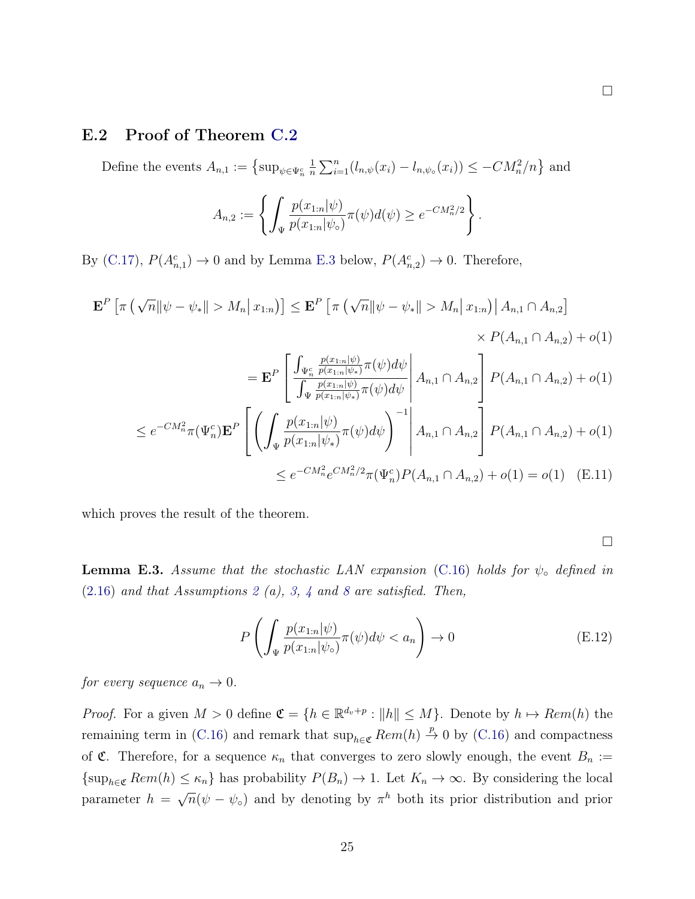□

## E.2 Proof of Theorem C.2

Define the events $A_{n,1} := \left\{\sup_{\psi\in\Psi_n^c} \frac{1}{n}\sum_{i=1}^n (l_{n,\psi}(x_i) - l_{n,\psi_\circ}(x_i)) \leq -CM_n^2/n\right\}$ and

$$A_{n,2} := \left\{\int_\Psi \frac{p(x_{1:n}|\psi)}{p(x_{1:n}|\psi_\circ)}\pi(\psi)d(\psi) \geq e^{-CM_n^2/2}\right\}.$$

By (C.17), $P(A_{n,1}^c) \to 0$ and by Lemma E.3 below, $P(A_{n,2}^c) \to 0$. Therefore,

$$\begin{aligned}
\mathbf{E}^P\left[\pi\left(\sqrt{n}\|\psi - \psi_*\| > M_n \middle| x_{1:n}\right)\right] &\leq \mathbf{E}^P\left[\pi\left(\sqrt{n}\|\psi - \psi_*\| > M_n \middle| x_{1:n}\right) \middle| A_{n,1}\cap A_{n,2}\right] \\
&\qquad \times P(A_{n,1}\cap A_{n,2}) + o(1) \\
&= \mathbf{E}^P\left[\left.\frac{\int_{\Psi_n^c}\frac{p(x_{1:n}|\psi)}{p(x_{1:n}|\psi_*)}\pi(\psi)d\psi}{\int_\Psi \frac{p(x_{1:n}|\psi)}{p(x_{1:n}|\psi_*)}\pi(\psi)d\psi}\right| A_{n,1}\cap A_{n,2}\right] P(A_{n,1}\cap A_{n,2}) + o(1) \\
\leq e^{-CM_n^2}\pi(\Psi_n^c)\mathbf{E}^P&\left[\left.\left(\int_\Psi \frac{p(x_{1:n}|\psi)}{p(x_{1:n}|\psi_*)}\pi(\psi)d\psi\right)^{-1}\right| A_{n,1}\cap A_{n,2}\right] P(A_{n,1}\cap A_{n,2}) + o(1) \\
&\leq e^{-CM_n^2}e^{CM_n^2/2}\pi(\Psi_n^c)P(A_{n,1}\cap A_{n,2}) + o(1) = o(1) \qquad \text{(E.11)}
\end{aligned}$$

which proves the result of the theorem.

□

**Lemma E.3.** *Assume that the stochastic LAN expansion (C.16) holds for $\psi_\circ$ defined in (2.16) and that Assumptions 2 (a), 3, 4 and 8 are satisfied. Then,*

$$P\left(\int_\Psi \frac{p(x_{1:n}|\psi)}{p(x_{1:n}|\psi_\circ)}\pi(\psi)d\psi < a_n\right) \to 0 \qquad \text{(E.12)}$$

*for every sequence $a_n \to 0$.*

*Proof.* For a given $M > 0$ define $\mathfrak{C} = \{h \in \mathbb{R}^{d_v+p} : \|h\| \leq M\}$. Denote by $h \mapsto Rem(h)$ the remaining term in (C.16) and remark that $\sup_{h\in\mathfrak{C}} Rem(h) \xrightarrow{p} 0$ by (C.16) and compactness of $\mathfrak{C}$. Therefore, for a sequence $\kappa_n$ that converges to zero slowly enough, the event $B_n := \{\sup_{h\in\mathfrak{C}} Rem(h) \leq \kappa_n\}$ has probability $P(B_n) \to 1$. Let $K_n \to \infty$. By considering the local parameter $h = \sqrt{n}(\psi - \psi_\circ)$ and by denoting by $\pi^h$ both its prior distribution and prior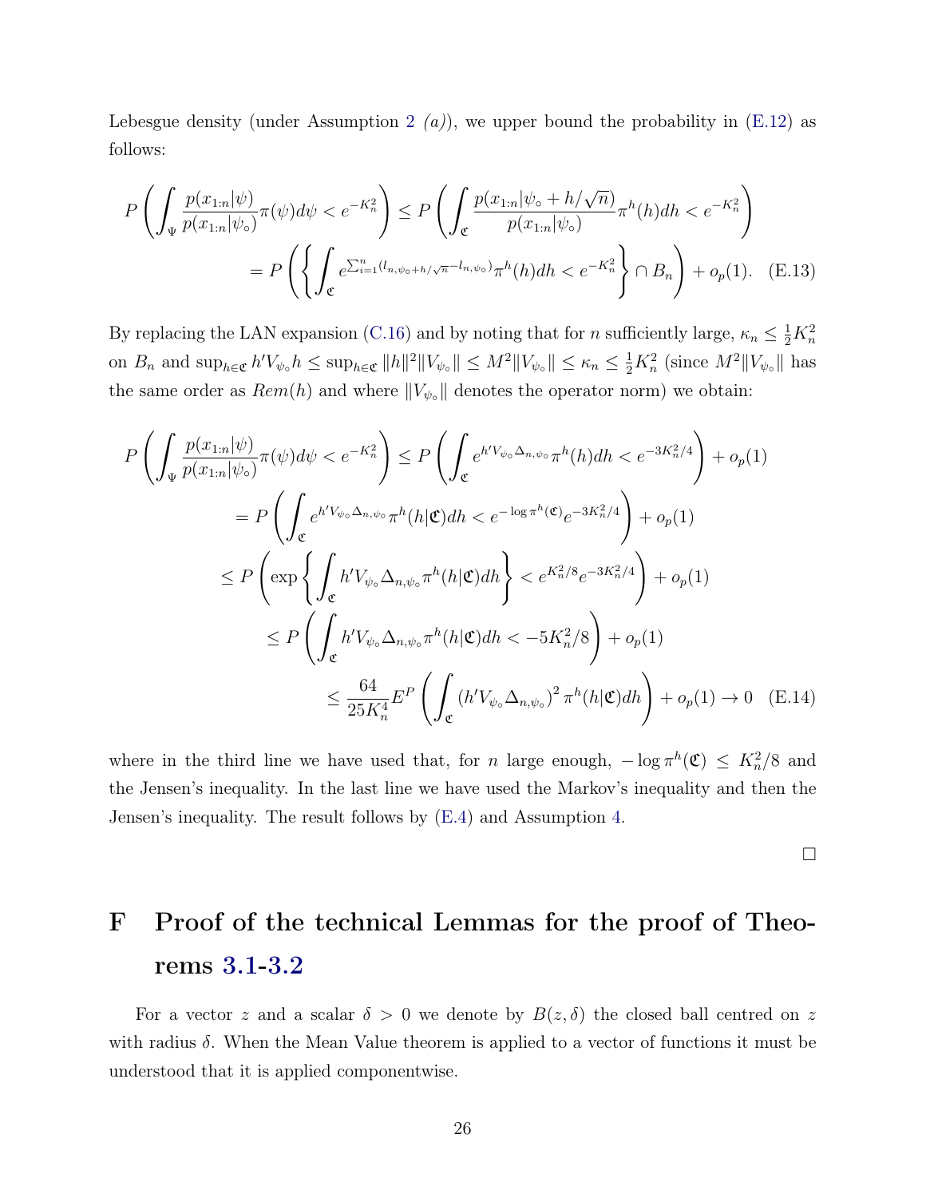Lebesgue density (under Assumption 2 *(a)*), we upper bound the probability in (E.12) as follows:

$$
\begin{aligned}
P\left(\int_{\Psi}\frac{p(x_{1:n}|\psi)}{p(x_{1:n}|\psi_\circ)}\pi(\psi)d\psi < e^{-K_n^2}\right) &\leq P\left(\int_{\mathfrak{C}}\frac{p(x_{1:n}|\psi_\circ + h/\sqrt{n})}{p(x_{1:n}|\psi_\circ)}\pi^h(h)dh < e^{-K_n^2}\right)\\
&= P\left(\left\{\int_{\mathfrak{C}} e^{\sum_{i=1}^n(l_{n,\psi_\circ+h/\sqrt{n}}-l_{n,\psi_\circ})}\pi^h(h)dh < e^{-K_n^2}\right\}\cap B_n\right) + o_p(1). \quad \text{(E.13)}
\end{aligned}
$$

By replacing the LAN expansion (C.16) and by noting that for $n$ sufficiently large, $\kappa_n \leq \frac{1}{2}K_n^2$ on $B_n$ and $\sup_{h\in\mathfrak{C}} h'V_{\psi_\circ}h \leq \sup_{h\in\mathfrak{C}}\|h\|^2\|V_{\psi_\circ}\| \leq M^2\|V_{\psi_\circ}\| \leq \kappa_n \leq \frac{1}{2}K_n^2$ (since $M^2\|V_{\psi_\circ}\|$ has the same order as $Rem(h)$ and where $\|V_{\psi_\circ}\|$ denotes the operator norm) we obtain:

$$
\begin{aligned}
P\left(\int_{\Psi}\frac{p(x_{1:n}|\psi)}{p(x_{1:n}|\psi_\circ)}\pi(\psi)d\psi < e^{-K_n^2}\right) &\leq P\left(\int_{\mathfrak{C}} e^{h'V_{\psi_\circ}\Delta_{n,\psi_\circ}}\pi^h(h)dh < e^{-3K_n^2/4}\right) + o_p(1)\\
&= P\left(\int_{\mathfrak{C}} e^{h'V_{\psi_\circ}\Delta_{n,\psi_\circ}}\pi^h(h|\mathfrak{C})dh < e^{-\log\pi^h(\mathfrak{C})}e^{-3K_n^2/4}\right) + o_p(1)\\
&\leq P\left(\exp\left\{\int_{\mathfrak{C}} h'V_{\psi_\circ}\Delta_{n,\psi_\circ}\pi^h(h|\mathfrak{C})dh\right\} < e^{K_n^2/8}e^{-3K_n^2/4}\right) + o_p(1)\\
&\leq P\left(\int_{\mathfrak{C}} h'V_{\psi_\circ}\Delta_{n,\psi_\circ}\pi^h(h|\mathfrak{C})dh < -5K_n^2/8\right) + o_p(1)\\
&\leq \frac{64}{25K_n^4}E^P\left(\int_{\mathfrak{C}}\left(h'V_{\psi_\circ}\Delta_{n,\psi_\circ}\right)^2\pi^h(h|\mathfrak{C})dh\right) + o_p(1) \to 0 \quad \text{(E.14)}
\end{aligned}
$$

where in the third line we have used that, for $n$ large enough, $-\log\pi^h(\mathfrak{C}) \leq K_n^2/8$ and the Jensen's inequality. In the last line we have used the Markov's inequality and then the Jensen's inequality. The result follows by (E.4) and Assumption 4.

□

# F Proof of the technical Lemmas for the proof of Theorems 3.1-3.2

For a vector $z$ and a scalar $\delta > 0$ we denote by $B(z,\delta)$ the closed ball centred on $z$ with radius $\delta$. When the Mean Value theorem is applied to a vector of functions it must be understood that it is applied componentwise.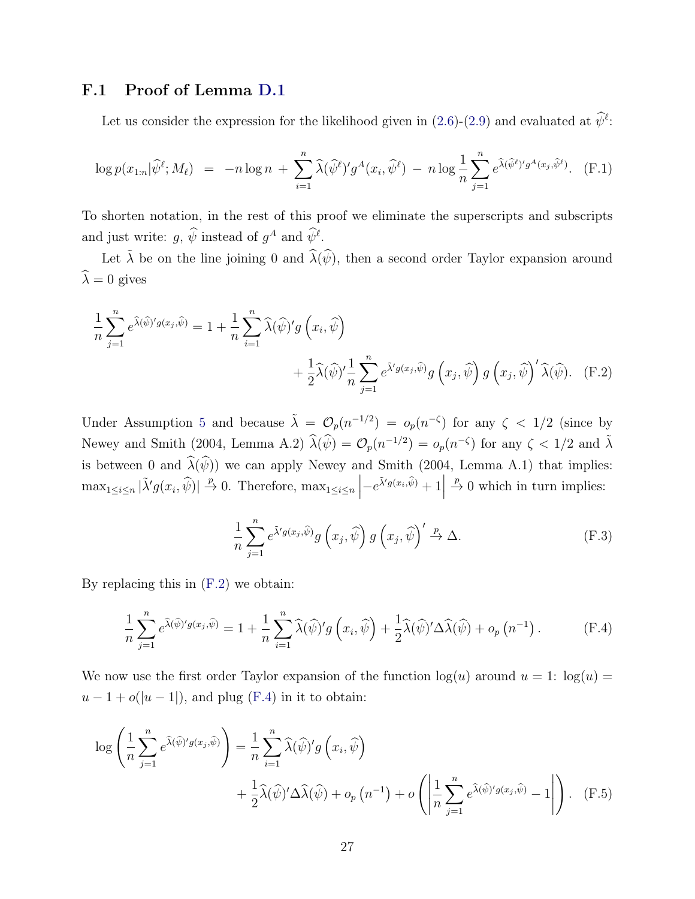### F.1 Proof of Lemma D.1

Let us consider the expression for the likelihood given in (2.6)-(2.9) and evaluated at $\widehat{\psi}^\ell$:

$$\log p(x_{1:n}|\widehat{\psi}^\ell; M_\ell) \;=\; -n\log n \,+\, \sum_{i=1}^{n} \widehat{\lambda}(\widehat{\psi}^\ell)' g^A(x_i, \widehat{\psi}^\ell) \,-\, n \log \frac{1}{n}\sum_{j=1}^{n} e^{\widehat{\lambda}(\widehat{\psi}^\ell)' g^A(x_j,\widehat{\psi}^\ell)}. \quad \text{(F.1)}$$

To shorten notation, in the rest of this proof we eliminate the superscripts and subscripts and just write: $g$, $\widehat{\psi}$ instead of $g^A$ and $\widehat{\psi}^\ell$.

Let $\tilde{\lambda}$ be on the line joining 0 and $\widehat{\lambda}(\widehat{\psi})$, then a second order Taylor expansion around $\widehat{\lambda} = 0$ gives

$$\frac{1}{n}\sum_{j=1}^{n} e^{\widehat{\lambda}(\widehat{\psi})' g(x_j,\widehat{\psi})} = 1 + \frac{1}{n}\sum_{i=1}^{n} \widehat{\lambda}(\widehat{\psi})' g\left(x_i, \widehat{\psi}\right) + \frac{1}{2}\widehat{\lambda}(\widehat{\psi})' \frac{1}{n}\sum_{j=1}^{n} e^{\tilde{\lambda}' g(x_j,\widehat{\psi})} g\left(x_j, \widehat{\psi}\right) g\left(x_j, \widehat{\psi}\right)' \widehat{\lambda}(\widehat{\psi}). \quad \text{(F.2)}$$

Under Assumption 5 and because $\tilde{\lambda} = \mathcal{O}_p(n^{-1/2}) = o_p(n^{-\zeta})$ for any $\zeta < 1/2$ (since by Newey and Smith (2004, Lemma A.2) $\widehat{\lambda}(\widehat{\psi}) = \mathcal{O}_p(n^{-1/2}) = o_p(n^{-\zeta})$ for any $\zeta < 1/2$ and $\tilde{\lambda}$ is between 0 and $\widehat{\lambda}(\widehat{\psi})$) we can apply Newey and Smith (2004, Lemma A.1) that implies: $\max_{1\le i \le n} |\tilde{\lambda}' g(x_i, \widehat{\psi})| \xrightarrow{p} 0$. Therefore, $\max_{1\le i\le n}\left| -e^{\tilde{\lambda}' g(x_i,\widehat{\psi})} + 1\right| \xrightarrow{p} 0$ which in turn implies:

$$\frac{1}{n}\sum_{j=1}^{n} e^{\tilde{\lambda}' g(x_j,\widehat{\psi})} g\left(x_j, \widehat{\psi}\right) g\left(x_j, \widehat{\psi}\right)' \xrightarrow{p} \Delta. \quad \text{(F.3)}$$

By replacing this in (F.2) we obtain:

$$\frac{1}{n}\sum_{j=1}^{n} e^{\widehat{\lambda}(\widehat{\psi})' g(x_j,\widehat{\psi})} = 1 + \frac{1}{n}\sum_{i=1}^{n} \widehat{\lambda}(\widehat{\psi})' g\left(x_i, \widehat{\psi}\right) + \frac{1}{2}\widehat{\lambda}(\widehat{\psi})'\Delta\widehat{\lambda}(\widehat{\psi}) + o_p\left(n^{-1}\right). \quad \text{(F.4)}$$

We now use the first order Taylor expansion of the function $\log(u)$ around $u = 1$: $\log(u) = u - 1 + o(|u-1|)$, and plug (F.4) in it to obtain:

$$\log\left(\frac{1}{n}\sum_{j=1}^{n} e^{\widehat{\lambda}(\widehat{\psi})' g(x_j,\widehat{\psi})}\right) = \frac{1}{n}\sum_{i=1}^{n} \widehat{\lambda}(\widehat{\psi})' g\left(x_i, \widehat{\psi}\right) + \frac{1}{2}\widehat{\lambda}(\widehat{\psi})'\Delta\widehat{\lambda}(\widehat{\psi}) + o_p\left(n^{-1}\right) + o\left(\left|\frac{1}{n}\sum_{j=1}^{n} e^{\widehat{\lambda}(\widehat{\psi})' g(x_j,\widehat{\psi})} - 1\right|\right). \quad \text{(F.5)}$$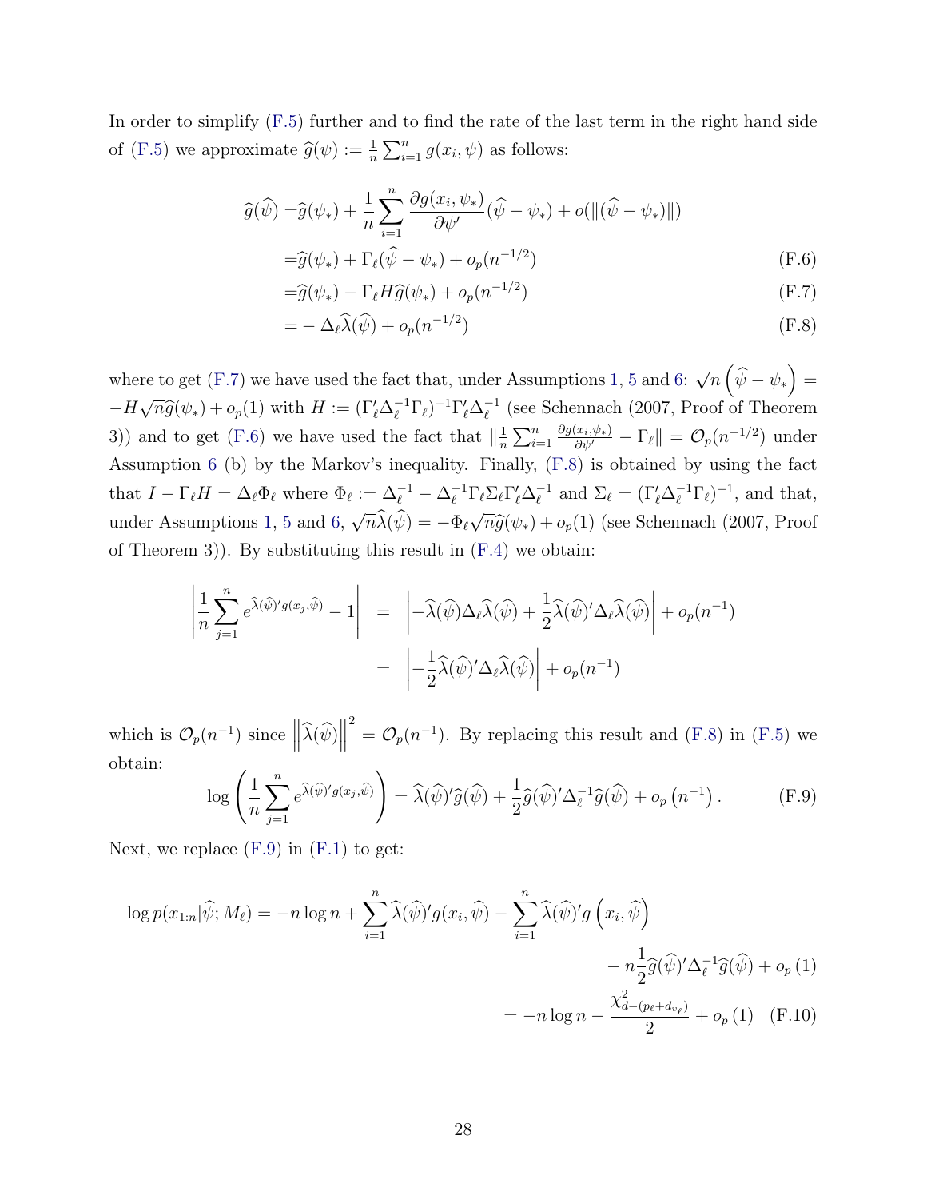In order to simplify (F.5) further and to find the rate of the last term in the right hand side of (F.5) we approximate $\widehat{g}(\psi) := \frac{1}{n}\sum_{i=1}^{n} g(x_i, \psi)$ as follows:

$$
\begin{aligned}
\widehat{g}(\widehat{\psi}) =& \widehat{g}(\psi_*) + \frac{1}{n}\sum_{i=1}^{n} \frac{\partial g(x_i, \psi_*)}{\partial \psi'}(\widehat{\psi} - \psi_*) + o(\|(\widehat{\psi} - \psi_*)\|) \\
=& \widehat{g}(\psi_*) + \Gamma_\ell(\widehat{\psi} - \psi_*) + o_p(n^{-1/2}) & \text{(F.6)} \\
=& \widehat{g}(\psi_*) - \Gamma_\ell H \widehat{g}(\psi_*) + o_p(n^{-1/2}) & \text{(F.7)} \\
=& -\Delta_\ell \widehat{\lambda}(\widehat{\psi}) + o_p(n^{-1/2}) & \text{(F.8)}
\end{aligned}
$$

where to get (F.7) we have used the fact that, under Assumptions 1, 5 and 6: $\sqrt{n}\left(\widehat{\psi} - \psi_*\right) = -H\sqrt{n}\widehat{g}(\psi_*) + o_p(1)$ with $H := (\Gamma_\ell'\Delta_\ell^{-1}\Gamma_\ell)^{-1}\Gamma_\ell'\Delta_\ell^{-1}$ (see Schennach (2007, Proof of Theorem 3)) and to get (F.6) we have used the fact that $\|\frac{1}{n}\sum_{i=1}^{n} \frac{\partial g(x_i, \psi_*)}{\partial \psi'} - \Gamma_\ell\| = \mathcal{O}_p(n^{-1/2})$ under Assumption 6 (b) by the Markov's inequality. Finally, (F.8) is obtained by using the fact that $I - \Gamma_\ell H = \Delta_\ell \Phi_\ell$ where $\Phi_\ell := \Delta_\ell^{-1} - \Delta_\ell^{-1}\Gamma_\ell\Sigma_\ell\Gamma_\ell'\Delta_\ell^{-1}$ and $\Sigma_\ell = (\Gamma_\ell'\Delta_\ell^{-1}\Gamma_\ell)^{-1}$, and that, under Assumptions 1, 5 and 6, $\sqrt{n}\widehat{\lambda}(\widehat{\psi}) = -\Phi_\ell\sqrt{n}\widehat{g}(\psi_*) + o_p(1)$ (see Schennach (2007, Proof of Theorem 3)). By substituting this result in (F.4) we obtain:

$$
\begin{aligned}
\left|\frac{1}{n}\sum_{j=1}^{n} e^{\widehat{\lambda}(\widehat{\psi})'g(x_j, \widehat{\psi})} - 1\right| &= \left|-\widehat{\lambda}(\widehat{\psi})\Delta_\ell\widehat{\lambda}(\widehat{\psi}) + \frac{1}{2}\widehat{\lambda}(\widehat{\psi})'\Delta_\ell\widehat{\lambda}(\widehat{\psi})\right| + o_p(n^{-1}) \\
&= \left|-\frac{1}{2}\widehat{\lambda}(\widehat{\psi})'\Delta_\ell\widehat{\lambda}(\widehat{\psi})\right| + o_p(n^{-1})
\end{aligned}
$$

which is $\mathcal{O}_p(n^{-1})$ since $\left\|\widehat{\lambda}(\widehat{\psi})\right\|^2 = \mathcal{O}_p(n^{-1})$. By replacing this result and (F.8) in (F.5) we obtain:

$$
\log\left(\frac{1}{n}\sum_{j=1}^{n} e^{\widehat{\lambda}(\widehat{\psi})'g(x_j, \widehat{\psi})}\right) = \widehat{\lambda}(\widehat{\psi})'\widehat{g}(\widehat{\psi}) + \frac{1}{2}\widehat{g}(\widehat{\psi})'\Delta_\ell^{-1}\widehat{g}(\widehat{\psi}) + o_p\left(n^{-1}\right). \tag{F.9}
$$

Next, we replace (F.9) in (F.1) to get:

$$
\begin{aligned}
\log p(x_{1:n}|\widehat{\psi}; M_\ell) = & -n\log n + \sum_{i=1}^{n}\widehat{\lambda}(\widehat{\psi})'g(x_i, \widehat{\psi}) - \sum_{i=1}^{n}\widehat{\lambda}(\widehat{\psi})'g\left(x_i, \widehat{\psi}\right) \\
& - n\frac{1}{2}\widehat{g}(\widehat{\psi})'\Delta_\ell^{-1}\widehat{g}(\widehat{\psi}) + o_p(1) \\
= & -n\log n - \frac{\chi^2_{d-(p_\ell + d_{v_\ell})}}{2} + o_p(1) \qquad \text{(F.10)}
\end{aligned}
$$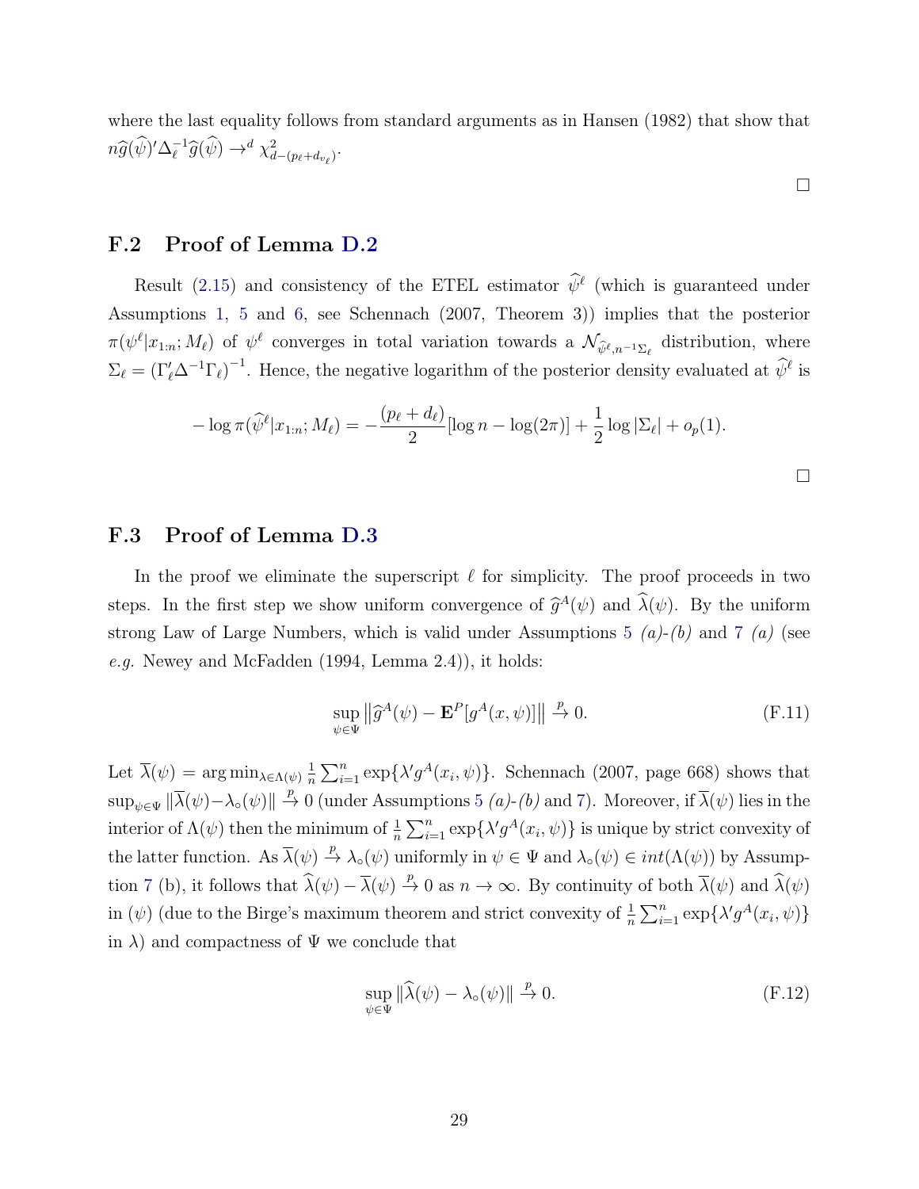where the last equality follows from standard arguments as in Hansen (1982) that show that $n\widehat{g}(\widehat{\psi})'\Delta_\ell^{-1}\widehat{g}(\widehat{\psi}) \to^d \chi^2_{d-(p_\ell+d_{v_\ell})}$.

□

## F.2 Proof of Lemma D.2

Result (2.15) and consistency of the ETEL estimator $\widehat{\psi}^\ell$ (which is guaranteed under Assumptions 1, 5 and 6, see Schennach (2007, Theorem 3)) implies that the posterior $\pi(\psi^\ell|x_{1:n}; M_\ell)$ of $\psi^\ell$ converges in total variation towards a $\mathcal{N}_{\widehat{\psi}^\ell, n^{-1}\Sigma_\ell}$ distribution, where $\Sigma_\ell = (\Gamma_\ell'\Delta^{-1}\Gamma_\ell)^{-1}$. Hence, the negative logarithm of the posterior density evaluated at $\widehat{\psi}^\ell$ is

$$-\log \pi(\widehat{\psi}^\ell|x_{1:n}; M_\ell) = -\frac{(p_\ell + d_\ell)}{2}[\log n - \log(2\pi)] + \frac{1}{2}\log|\Sigma_\ell| + o_p(1).$$

□

## F.3 Proof of Lemma D.3

In the proof we eliminate the superscript $\ell$ for simplicity. The proof proceeds in two steps. In the first step we show uniform convergence of $\widehat{g}^A(\psi)$ and $\widehat{\lambda}(\psi)$. By the uniform strong Law of Large Numbers, which is valid under Assumptions 5 *(a)-(b)* and 7 *(a)* (see *e.g.* Newey and McFadden (1994, Lemma 2.4)), it holds:

$$\sup_{\psi\in\Psi} \left\|\widehat{g}^A(\psi) - \mathbf{E}^P[g^A(x,\psi)]\right\| \xrightarrow{p} 0. \tag{F.11}$$

Let $\overline{\lambda}(\psi) = \arg\min_{\lambda\in\Lambda(\psi)} \frac{1}{n}\sum_{i=1}^n \exp\{\lambda' g^A(x_i,\psi)\}$. Schennach (2007, page 668) shows that $\sup_{\psi\in\Psi}\|\overline{\lambda}(\psi) - \lambda_\circ(\psi)\| \xrightarrow{p} 0$ (under Assumptions 5 *(a)-(b)* and 7). Moreover, if $\overline{\lambda}(\psi)$ lies in the interior of $\Lambda(\psi)$ then the minimum of $\frac{1}{n}\sum_{i=1}^n \exp\{\lambda' g^A(x_i,\psi)\}$ is unique by strict convexity of the latter function. As $\overline{\lambda}(\psi) \xrightarrow{p} \lambda_\circ(\psi)$ uniformly in $\psi \in \Psi$ and $\lambda_\circ(\psi) \in int(\Lambda(\psi))$ by Assumption 7 (b), it follows that $\widehat{\lambda}(\psi) - \overline{\lambda}(\psi) \xrightarrow{p} 0$ as $n \to \infty$. By continuity of both $\overline{\lambda}(\psi)$ and $\widehat{\lambda}(\psi)$ in $(\psi)$ (due to the Birge's maximum theorem and strict convexity of $\frac{1}{n}\sum_{i=1}^n \exp\{\lambda' g^A(x_i,\psi)\}$ in $\lambda$) and compactness of $\Psi$ we conclude that

$$\sup_{\psi\in\Psi} \|\widehat{\lambda}(\psi) - \lambda_\circ(\psi)\| \xrightarrow{p} 0. \tag{F.12}$$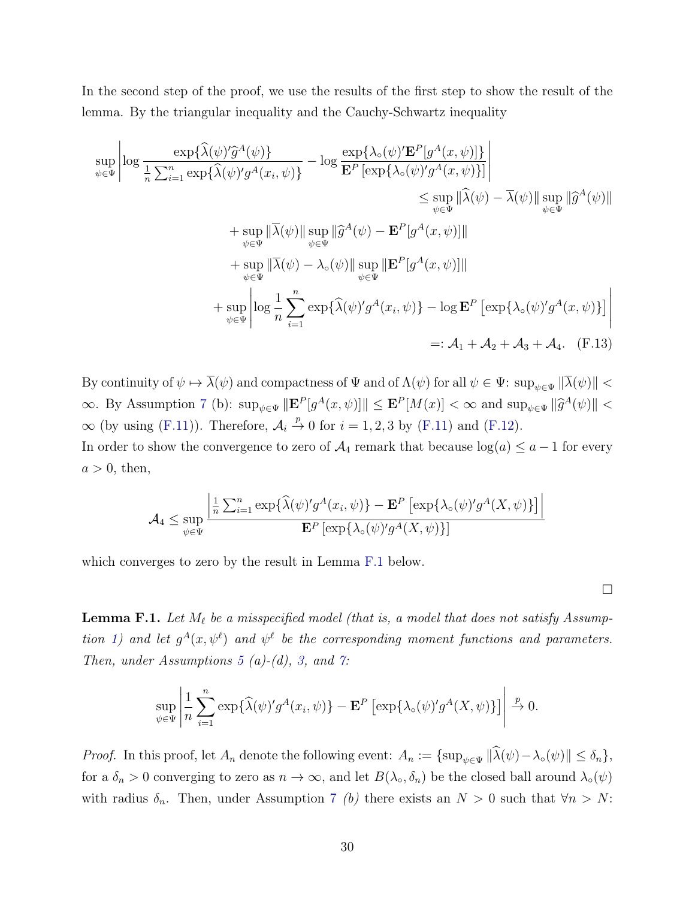In the second step of the proof, we use the results of the first step to show the result of the lemma. By the triangular inequality and the Cauchy-Schwartz inequality

$$
\begin{aligned}
\sup_{\psi\in\Psi}\left|\log\frac{\exp\{\widehat{\lambda}(\psi)'\widehat{g}^A(\psi)\}}{\frac{1}{n}\sum_{i=1}^n\exp\{\widehat{\lambda}(\psi)'g^A(x_i,\psi)\}} - \log\frac{\exp\{\lambda_\circ(\psi)'\mathbf{E}^P[g^A(x,\psi)]\}}{\mathbf{E}^P\left[\exp\{\lambda_\circ(\psi)'g^A(x,\psi)\}\right]}\right| \\
\leq \sup_{\psi\in\Psi}\|\widehat{\lambda}(\psi)-\overline{\lambda}(\psi)\|\sup_{\psi\in\Psi}\|\widehat{g}^A(\psi)\| \\
+\sup_{\psi\in\Psi}\|\overline{\lambda}(\psi)\|\sup_{\psi\in\Psi}\|\widehat{g}^A(\psi)-\mathbf{E}^P[g^A(x,\psi)]\| \\
+\sup_{\psi\in\Psi}\|\overline{\lambda}(\psi)-\lambda_\circ(\psi)\|\sup_{\psi\in\Psi}\|\mathbf{E}^P[g^A(x,\psi)]\| \\
+\sup_{\psi\in\Psi}\left|\log\frac{1}{n}\sum_{i=1}^n\exp\{\widehat{\lambda}(\psi)'g^A(x_i,\psi)\} - \log\mathbf{E}^P\left[\exp\{\lambda_\circ(\psi)'g^A(x,\psi)\}\right]\right| \\
=: \mathcal{A}_1+\mathcal{A}_2+\mathcal{A}_3+\mathcal{A}_4. \quad \text{(F.13)}
\end{aligned}
$$

By continuity of $\psi\mapsto\overline{\lambda}(\psi)$ and compactness of $\Psi$ and of $\Lambda(\psi)$ for all $\psi\in\Psi$: $\sup_{\psi\in\Psi}\|\overline{\lambda}(\psi)\|<\infty$. By Assumption 7 (b): $\sup_{\psi\in\Psi}\|\mathbf{E}^P[g^A(x,\psi)]\|\leq\mathbf{E}^P[M(x)]<\infty$ and $\sup_{\psi\in\Psi}\|\widehat{g}^A(\psi)\|<\infty$ (by using (F.11)). Therefore, $\mathcal{A}_i\xrightarrow{p}0$ for $i=1,2,3$ by (F.11) and (F.12).
In order to show the convergence to zero of $\mathcal{A}_4$ remark that because $\log(a)\leq a-1$ for every $a>0$, then,

$$
\mathcal{A}_4\leq\sup_{\psi\in\Psi}\frac{\left|\frac{1}{n}\sum_{i=1}^n\exp\{\widehat{\lambda}(\psi)'g^A(x_i,\psi)\}-\mathbf{E}^P\left[\exp\{\lambda_\circ(\psi)'g^A(X,\psi)\}\right]\right|}{\mathbf{E}^P\left[\exp\{\lambda_\circ(\psi)'g^A(X,\psi)\}\right]}
$$

which converges to zero by the result in Lemma F.1 below.

□

**Lemma F.1.** *Let $M_\ell$ be a misspecified model (that is, a model that does not satisfy Assumption 1) and let $g^A(x,\psi^\ell)$ and $\psi^\ell$ be the corresponding moment functions and parameters. Then, under Assumptions 5 (a)-(d), 3, and 7:*

$$
\sup_{\psi\in\Psi}\left|\frac{1}{n}\sum_{i=1}^n\exp\{\widehat{\lambda}(\psi)'g^A(x_i,\psi)\}-\mathbf{E}^P\left[\exp\{\lambda_\circ(\psi)'g^A(X,\psi)\}\right]\right|\xrightarrow{p}0.
$$

*Proof.* In this proof, let $A_n$ denote the following event: $A_n:=\{\sup_{\psi\in\Psi}\|\widehat{\lambda}(\psi)-\lambda_\circ(\psi)\|\leq\delta_n\}$, for a $\delta_n>0$ converging to zero as $n\to\infty$, and let $B(\lambda_\circ,\delta_n)$ be the closed ball around $\lambda_\circ(\psi)$ with radius $\delta_n$. Then, under Assumption 7 *(b)* there exists an $N>0$ such that $\forall n>N$: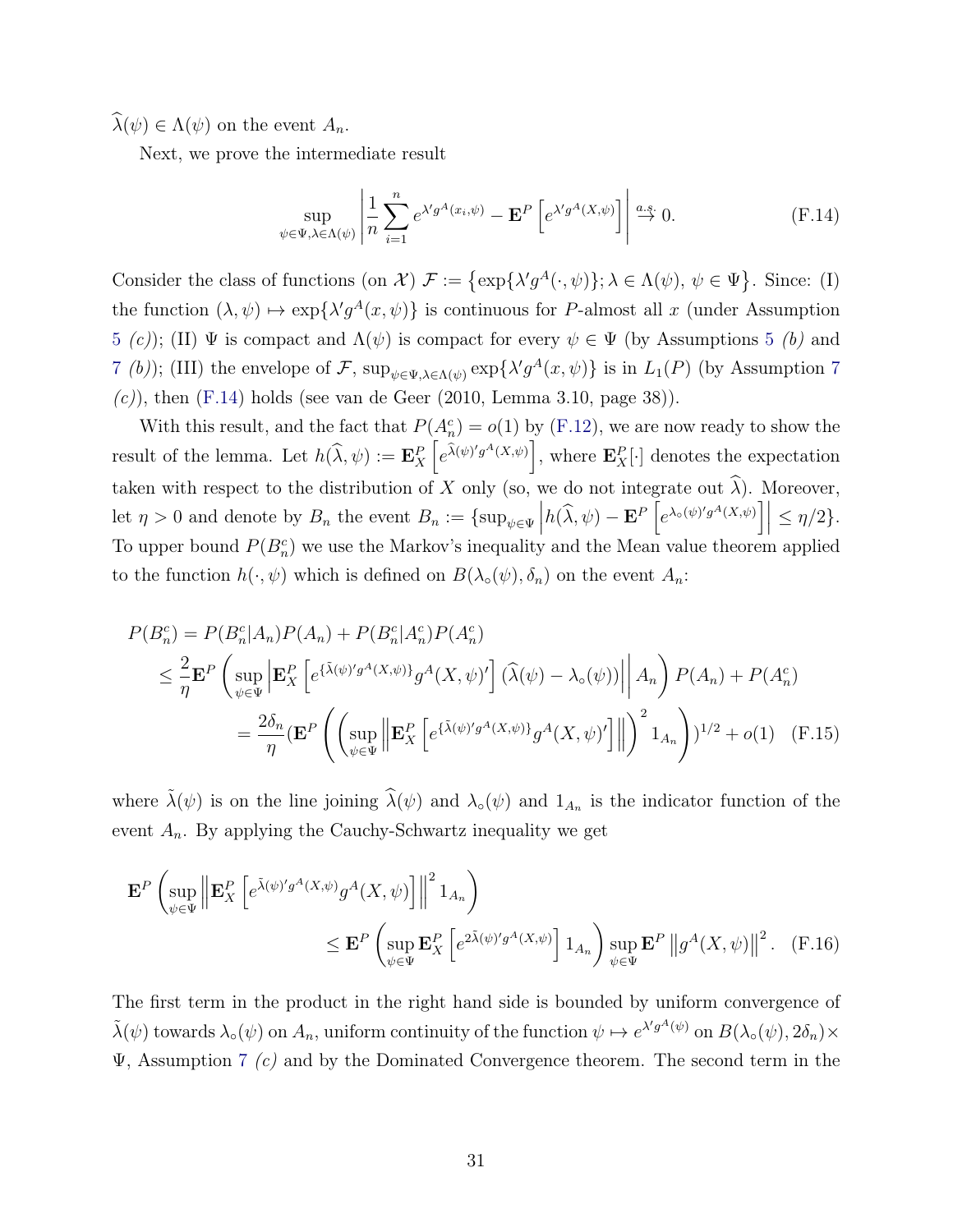$\widehat{\lambda}(\psi) \in \Lambda(\psi)$ on the event $A_n$.

Next, we prove the intermediate result

$$\sup_{\psi \in \Psi, \lambda \in \Lambda(\psi)} \left| \frac{1}{n} \sum_{i=1}^{n} e^{\lambda' g^A(x_i, \psi)} - \mathbf{E}^P \left[ e^{\lambda' g^A(X, \psi)} \right] \right| \overset{a.s.}{\to} 0. \tag{F.14}$$

Consider the class of functions (on $\mathcal{X}$) $\mathcal{F} := \{\exp\{\lambda' g^A(\cdot, \psi)\}; \lambda \in \Lambda(\psi),\ \psi \in \Psi\}$. Since: (I) the function $(\lambda, \psi) \mapsto \exp\{\lambda' g^A(x, \psi)\}$ is continuous for $P$-almost all $x$ (under Assumption 5 *(c)*); (II) $\Psi$ is compact and $\Lambda(\psi)$ is compact for every $\psi \in \Psi$ (by Assumptions 5 *(b)* and 7 *(b)*); (III) the envelope of $\mathcal{F}$, $\sup_{\psi \in \Psi, \lambda \in \Lambda(\psi)} \exp\{\lambda' g^A(x, \psi)\}$ is in $L_1(P)$ (by Assumption 7 *(c)*), then (F.14) holds (see van de Geer (2010, Lemma 3.10, page 38)).

With this result, and the fact that $P(A_n^c) = o(1)$ by (F.12), we are now ready to show the result of the lemma. Let $h(\widehat{\lambda}, \psi) := \mathbf{E}_X^P \left[ e^{\widehat{\lambda}(\psi)' g^A(X, \psi)} \right]$, where $\mathbf{E}_X^P[\cdot]$ denotes the expectation taken with respect to the distribution of $X$ only (so, we do not integrate out $\widehat{\lambda}$). Moreover, let $\eta > 0$ and denote by $B_n$ the event $B_n := \{\sup_{\psi \in \Psi} \left| h(\widehat{\lambda}, \psi) - \mathbf{E}^P \left[ e^{\lambda_\circ(\psi)' g^A(X, \psi)} \right] \right| \leq \eta/2\}$. To upper bound $P(B_n^c)$ we use the Markov's inequality and the Mean value theorem applied to the function $h(\cdot, \psi)$ which is defined on $B(\lambda_\circ(\psi), \delta_n)$ on the event $A_n$:

$$\begin{aligned}
P(B_n^c) &= P(B_n^c | A_n) P(A_n) + P(B_n^c | A_n^c) P(A_n^c) \\
&\leq \frac{2}{\eta} \mathbf{E}^P \left( \sup_{\psi \in \Psi} \left| \mathbf{E}_X^P \left[ e^{\{\tilde{\lambda}(\psi)' g^A(X, \psi)\}} g^A(X, \psi)' \right] (\widehat{\lambda}(\psi) - \lambda_\circ(\psi)) \right| \,\middle|\, A_n \right) P(A_n) + P(A_n^c) \\
&= \frac{2\delta_n}{\eta} (\mathbf{E}^P \left( \left( \sup_{\psi \in \Psi} \left\| \mathbf{E}_X^P \left[ e^{\{\tilde{\lambda}(\psi)' g^A(X, \psi)\}} g^A(X, \psi)' \right] \right\| \right)^2 1_{A_n} \right))^{1/2} + o(1) \quad \text{(F.15)}
\end{aligned}$$

where $\tilde{\lambda}(\psi)$ is on the line joining $\widehat{\lambda}(\psi)$ and $\lambda_\circ(\psi)$ and $1_{A_n}$ is the indicator function of the event $A_n$. By applying the Cauchy-Schwartz inequality we get

$$\begin{aligned}
\mathbf{E}^P &\left( \sup_{\psi \in \Psi} \left\| \mathbf{E}_X^P \left[ e^{\tilde{\lambda}(\psi)' g^A(X, \psi)} g^A(X, \psi) \right] \right\|^2 1_{A_n} \right) \\
&\leq \mathbf{E}^P \left( \sup_{\psi \in \Psi} \mathbf{E}_X^P \left[ e^{2\tilde{\lambda}(\psi)' g^A(X, \psi)} \right] 1_{A_n} \right) \sup_{\psi \in \Psi} \mathbf{E}^P \left\| g^A(X, \psi) \right\|^2. \quad \text{(F.16)}
\end{aligned}$$

The first term in the product in the right hand side is bounded by uniform convergence of $\tilde{\lambda}(\psi)$ towards $\lambda_\circ(\psi)$ on $A_n$, uniform continuity of the function $\psi \mapsto e^{\lambda' g^A(\psi)}$ on $B(\lambda_\circ(\psi), 2\delta_n) \times \Psi$, Assumption 7 *(c)* and by the Dominated Convergence theorem. The second term in the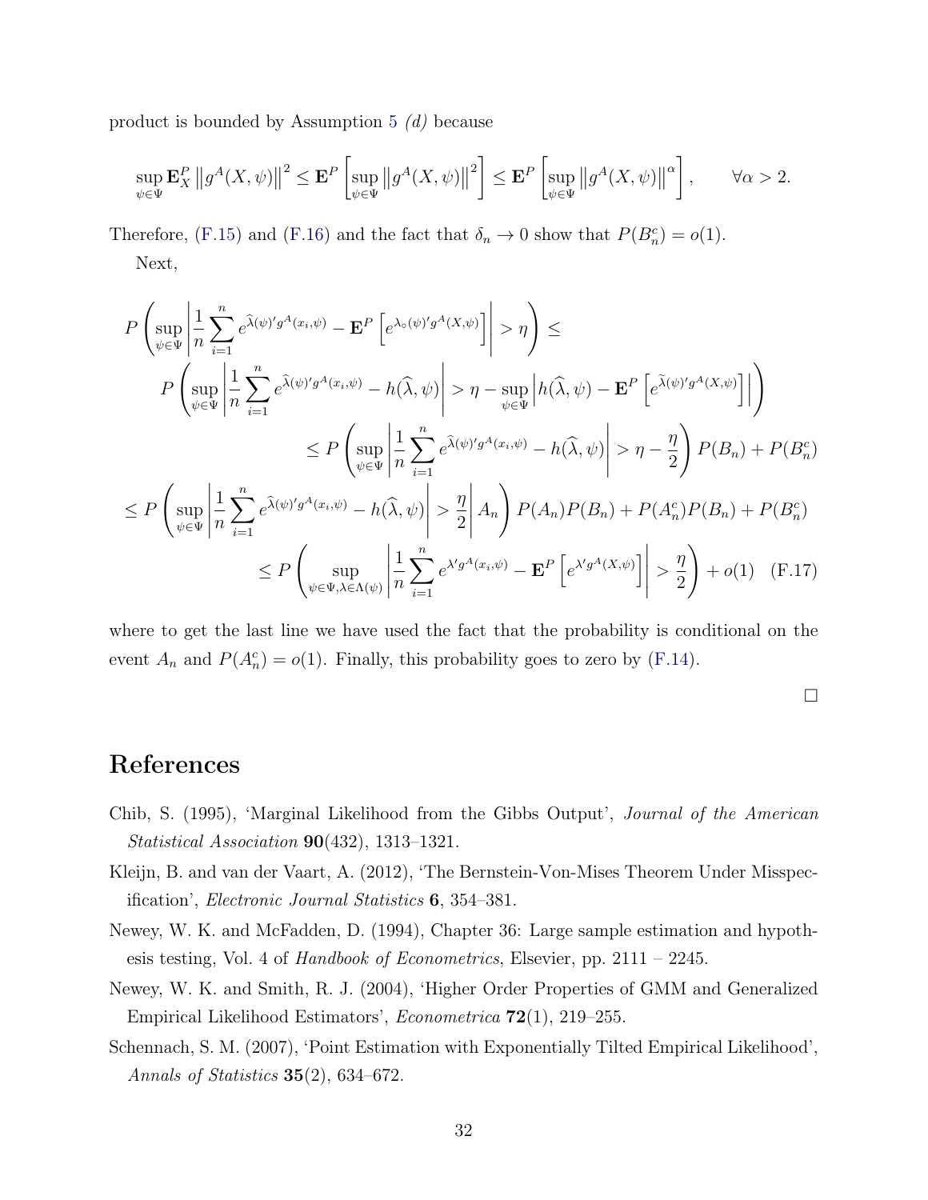product is bounded by Assumption 5 *(d)* because

$$\sup_{\psi\in\Psi}\mathbf{E}^P_X\left\|g^A(X,\psi)\right\|^2 \leq \mathbf{E}^P\left[\sup_{\psi\in\Psi}\left\|g^A(X,\psi)\right\|^2\right] \leq \mathbf{E}^P\left[\sup_{\psi\in\Psi}\left\|g^A(X,\psi)\right\|^\alpha\right], \qquad \forall\alpha>2.$$

Therefore, (F.15) and (F.16) and the fact that $\delta_n\to 0$ show that $P(B_n^c)=o(1)$.

Next,

$$\begin{aligned}
&P\left(\sup_{\psi\in\Psi}\left|\frac{1}{n}\sum_{i=1}^n e^{\widehat{\lambda}(\psi)'g^A(x_i,\psi)}-\mathbf{E}^P\left[e^{\lambda_\circ(\psi)'g^A(X,\psi)}\right]\right|>\eta\right)\leq\\
&\quad P\left(\sup_{\psi\in\Psi}\left|\frac{1}{n}\sum_{i=1}^n e^{\widehat{\lambda}(\psi)'g^A(x_i,\psi)}-h(\widehat{\lambda},\psi)\right|>\eta-\sup_{\psi\in\Psi}\left|h(\widehat{\lambda},\psi)-\mathbf{E}^P\left[e^{\widetilde{\lambda}(\psi)'g^A(X,\psi)}\right]\right|\right)\\
&\qquad\leq P\left(\sup_{\psi\in\Psi}\left|\frac{1}{n}\sum_{i=1}^n e^{\widehat{\lambda}(\psi)'g^A(x_i,\psi)}-h(\widehat{\lambda},\psi)\right|>\eta-\frac{\eta}{2}\right)P(B_n)+P(B_n^c)\\
&\leq P\left(\sup_{\psi\in\Psi}\left|\frac{1}{n}\sum_{i=1}^n e^{\widehat{\lambda}(\psi)'g^A(x_i,\psi)}-h(\widehat{\lambda},\psi)\right|>\frac{\eta}{2}\middle|A_n\right)P(A_n)P(B_n)+P(A_n^c)P(B_n)+P(B_n^c)\\
&\qquad\leq P\left(\sup_{\psi\in\Psi,\lambda\in\Lambda(\psi)}\left|\frac{1}{n}\sum_{i=1}^n e^{\lambda'g^A(x_i,\psi)}-\mathbf{E}^P\left[e^{\lambda'g^A(X,\psi)}\right]\right|>\frac{\eta}{2}\right)+o(1) \quad \text{(F.17)}
\end{aligned}$$

where to get the last line we have used the fact that the probability is conditional on the event $A_n$ and $P(A_n^c)=o(1)$. Finally, this probability goes to zero by (F.14).

□

# References

Chib, S. (1995), 'Marginal Likelihood from the Gibbs Output', *Journal of the American Statistical Association* **90**(432), 1313–1321.

Kleijn, B. and van der Vaart, A. (2012), 'The Bernstein-Von-Mises Theorem Under Misspecification', *Electronic Journal Statistics* **6**, 354–381.

Newey, W. K. and McFadden, D. (1994), Chapter 36: Large sample estimation and hypothesis testing, Vol. 4 of *Handbook of Econometrics*, Elsevier, pp. 2111 – 2245.

Newey, W. K. and Smith, R. J. (2004), 'Higher Order Properties of GMM and Generalized Empirical Likelihood Estimators', *Econometrica* **72**(1), 219–255.

Schennach, S. M. (2007), 'Point Estimation with Exponentially Tilted Empirical Likelihood', *Annals of Statistics* **35**(2), 634–672.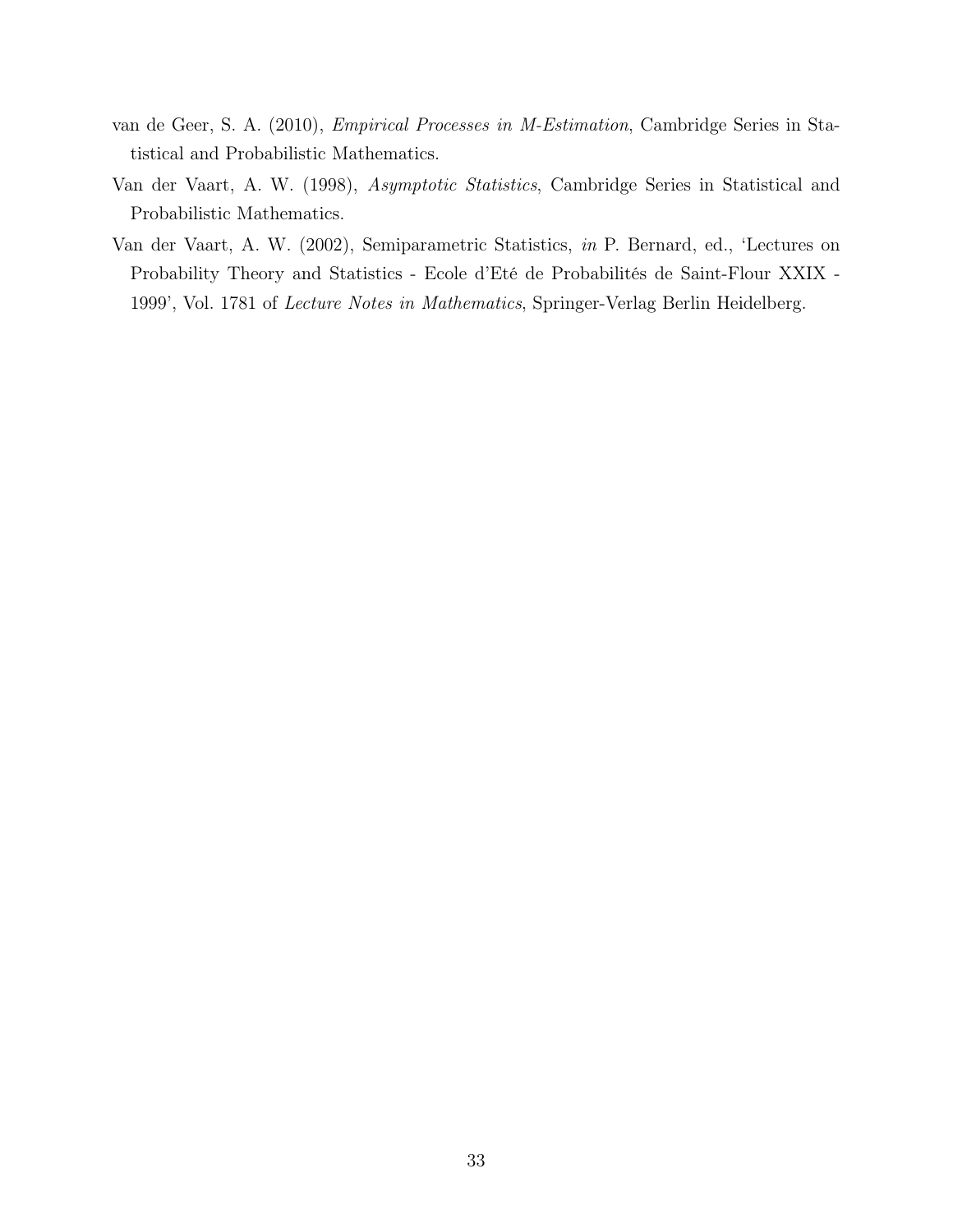van de Geer, S. A. (2010), *Empirical Processes in M-Estimation*, Cambridge Series in Statistical and Probabilistic Mathematics.

Van der Vaart, A. W. (1998), *Asymptotic Statistics*, Cambridge Series in Statistical and Probabilistic Mathematics.

Van der Vaart, A. W. (2002), Semiparametric Statistics, *in* P. Bernard, ed., 'Lectures on Probability Theory and Statistics - Ecole d'Eté de Probabilités de Saint-Flour XXIX - 1999', Vol. 1781 of *Lecture Notes in Mathematics*, Springer-Verlag Berlin Heidelberg.